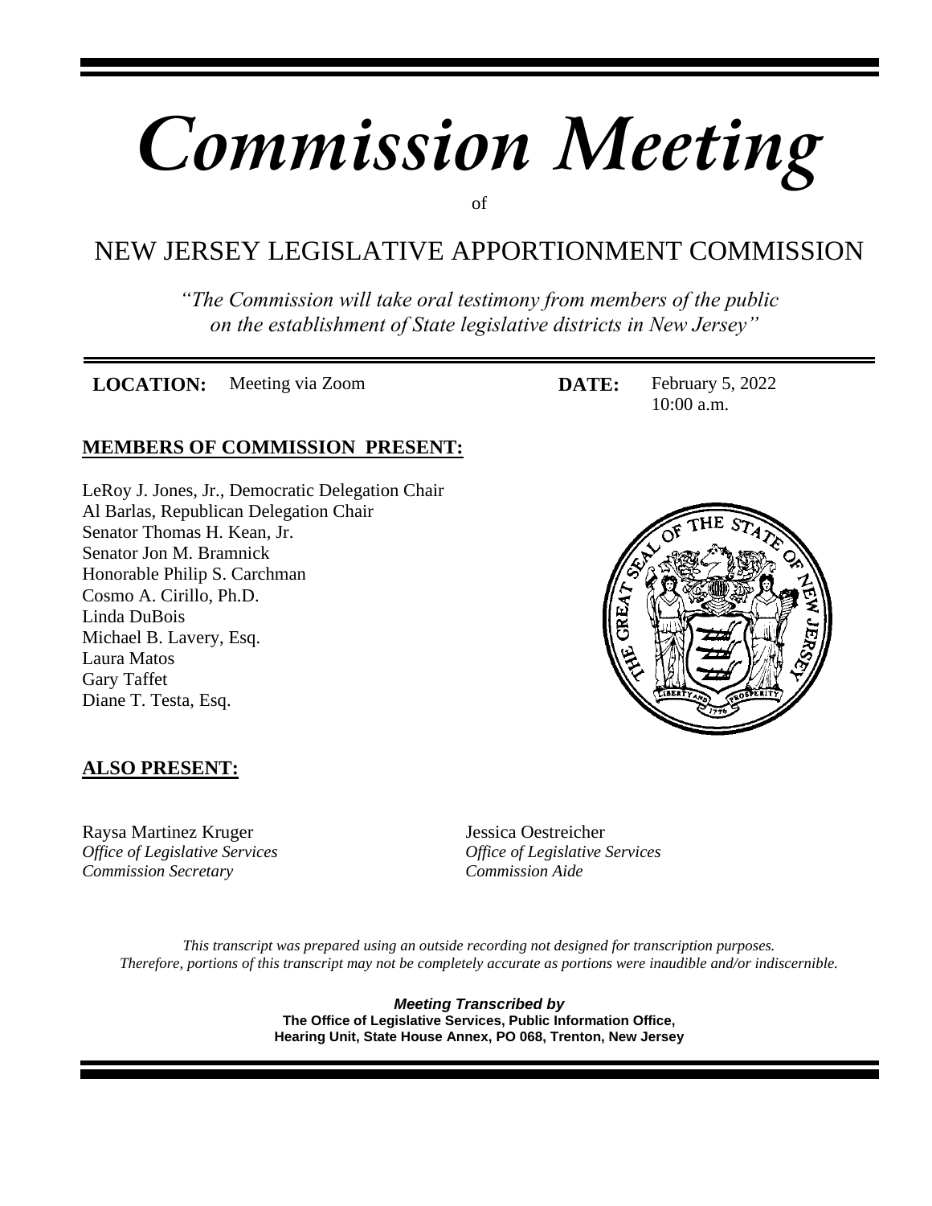# *Commission Meeting*

of

## NEW JERSEY LEGISLATIVE APPORTIONMENT COMMISSION

*"The Commission will take oral testimony from members of the public on the establishment of State legislative districts in New Jersey"*

**LOCATION:** Meeting via Zoom

**DATE:** February 5, 2022
10:00 a.m.

**MEMBERS OF COMMISSION PRESENT:**

LeRoy J. Jones, Jr., Democratic Delegation Chair
Al Barlas, Republican Delegation Chair
Senator Thomas H. Kean, Jr.
Senator Jon M. Bramnick
Honorable Philip S. Carchman
Cosmo A. Cirillo, Ph.D.
Linda DuBois
Michael B. Lavery, Esq.
Laura Matos
Gary Taffet
Diane T. Testa, Esq.

**ALSO PRESENT:**

Raysa Martinez Kruger
*Office of Legislative Services*
*Commission Secretary*

Jessica Oestreicher
*Office of Legislative Services*
*Commission Aide*

*This transcript was prepared using an outside recording not designed for transcription purposes. Therefore, portions of this transcript may not be completely accurate as portions were inaudible and/or indiscernible.*

***Meeting Transcribed by***
**The Office of Legislative Services, Public Information Office, Hearing Unit, State House Annex, PO 068, Trenton, New Jersey**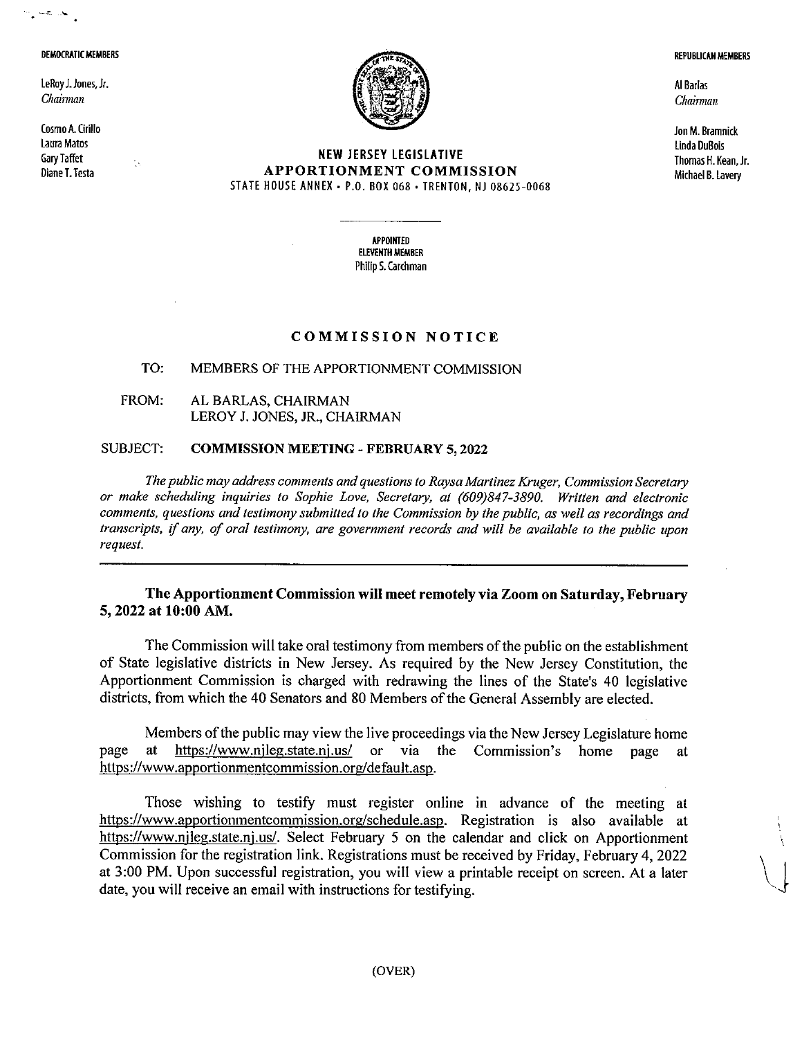**DEMOCRATIC MEMBERS**

LeRoy J. Jones, Jr.
*Chairman*

Cosmo A. Cirillo
Laura Matos
Gary Taffet
Diane T. Testa

**REPUBLICAN MEMBERS**

Al Barlas
*Chairman*

Jon M. Bramnick
Linda DuBois
Thomas H. Kean, Jr.
Michael B. Lavery

**NEW JERSEY LEGISLATIVE**
**APPORTIONMENT COMMISSION**
STATE HOUSE ANNEX • P.O. BOX 068 • TRENTON, NJ 08625-0068

**APPOINTED**
**ELEVENTH MEMBER**
Philip S. Carchman

## COMMISSION NOTICE

TO: MEMBERS OF THE APPORTIONMENT COMMISSION

FROM: AL BARLAS, CHAIRMAN
LEROY J. JONES, JR., CHAIRMAN

SUBJECT: **COMMISSION MEETING - FEBRUARY 5, 2022**

*The public may address comments and questions to Raysa Martinez Kruger, Commission Secretary or make scheduling inquiries to Sophie Love, Secretary, at (609)847-3890. Written and electronic comments, questions and testimony submitted to the Commission by the public, as well as recordings and transcripts, if any, of oral testimony, are government records and will be available to the public upon request.*

---

**The Apportionment Commission will meet remotely via Zoom on Saturday, February 5, 2022 at 10:00 AM.**

The Commission will take oral testimony from members of the public on the establishment of State legislative districts in New Jersey. As required by the New Jersey Constitution, the Apportionment Commission is charged with redrawing the lines of the State's 40 legislative districts, from which the 40 Senators and 80 Members of the General Assembly are elected.

Members of the public may view the live proceedings via the New Jersey Legislature home page at https://www.njleg.state.nj.us/ or via the Commission's home page at https://www.apportionmentcommission.org/default.asp.

Those wishing to testify must register online in advance of the meeting at https://www.apportionmentcommission.org/schedule.asp. Registration is also available at https://www.njleg.state.nj.us/. Select February 5 on the calendar and click on Apportionment Commission for the registration link. Registrations must be received by Friday, February 4, 2022 at 3:00 PM. Upon successful registration, you will view a printable receipt on screen. At a later date, you will receive an email with instructions for testifying.

(OVER)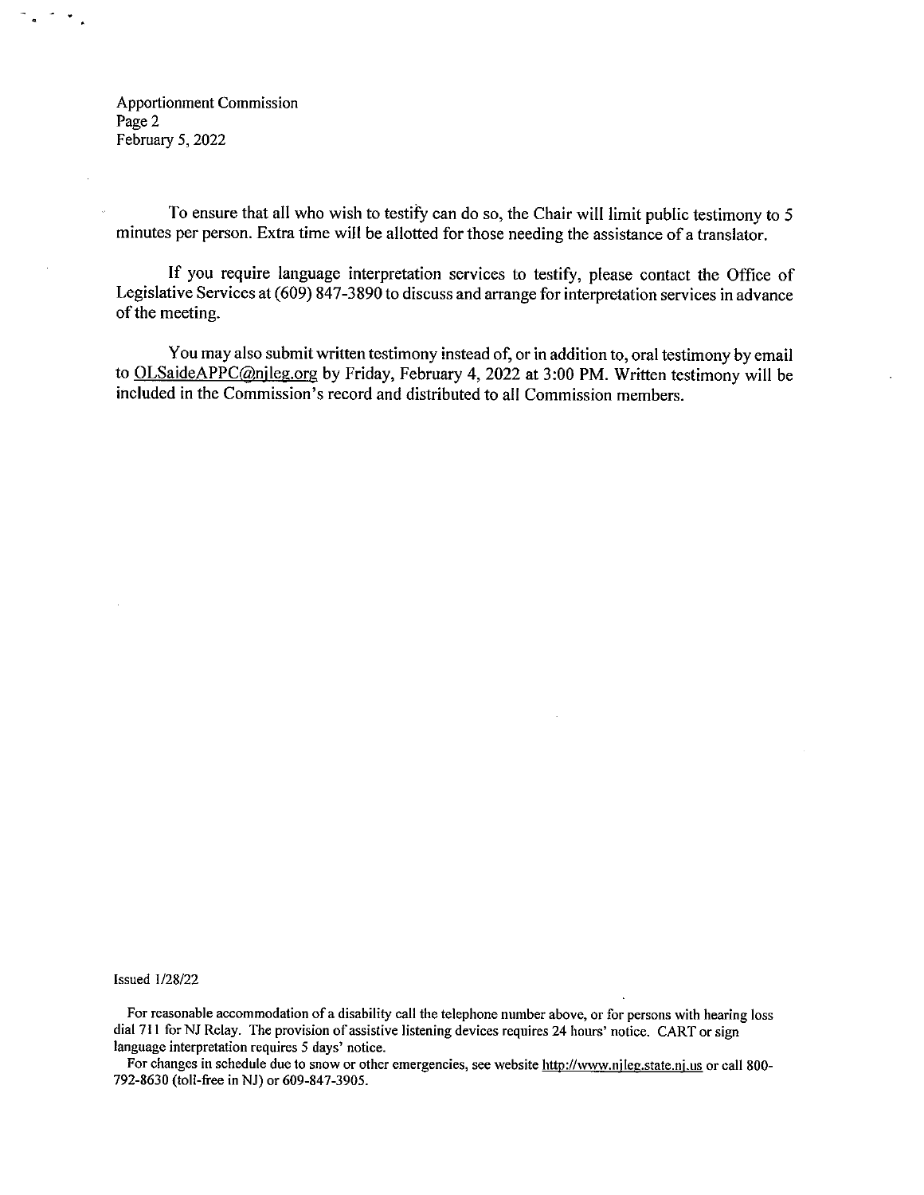To ensure that all who wish to testify can do so, the Chair will limit public testimony to 5 minutes per person. Extra time will be allotted for those needing the assistance of a translator.

If you require language interpretation services to testify, please contact the Office of Legislative Services at (609) 847-3890 to discuss and arrange for interpretation services in advance of the meeting.

You may also submit written testimony instead of, or in addition to, oral testimony by email to OLSaideAPPC@njleg.org by Friday, February 4, 2022 at 3:00 PM. Written testimony will be included in the Commission's record and distributed to all Commission members.

Issued 1/28/22

For reasonable accommodation of a disability call the telephone number above, or for persons with hearing loss dial 711 for NJ Relay. The provision of assistive listening devices requires 24 hours' notice. CART or sign language interpretation requires 5 days' notice.

For changes in schedule due to snow or other emergencies, see website http://www.njleg.state.nj.us or call 800-792-8630 (toll-free in NJ) or 609-847-3905.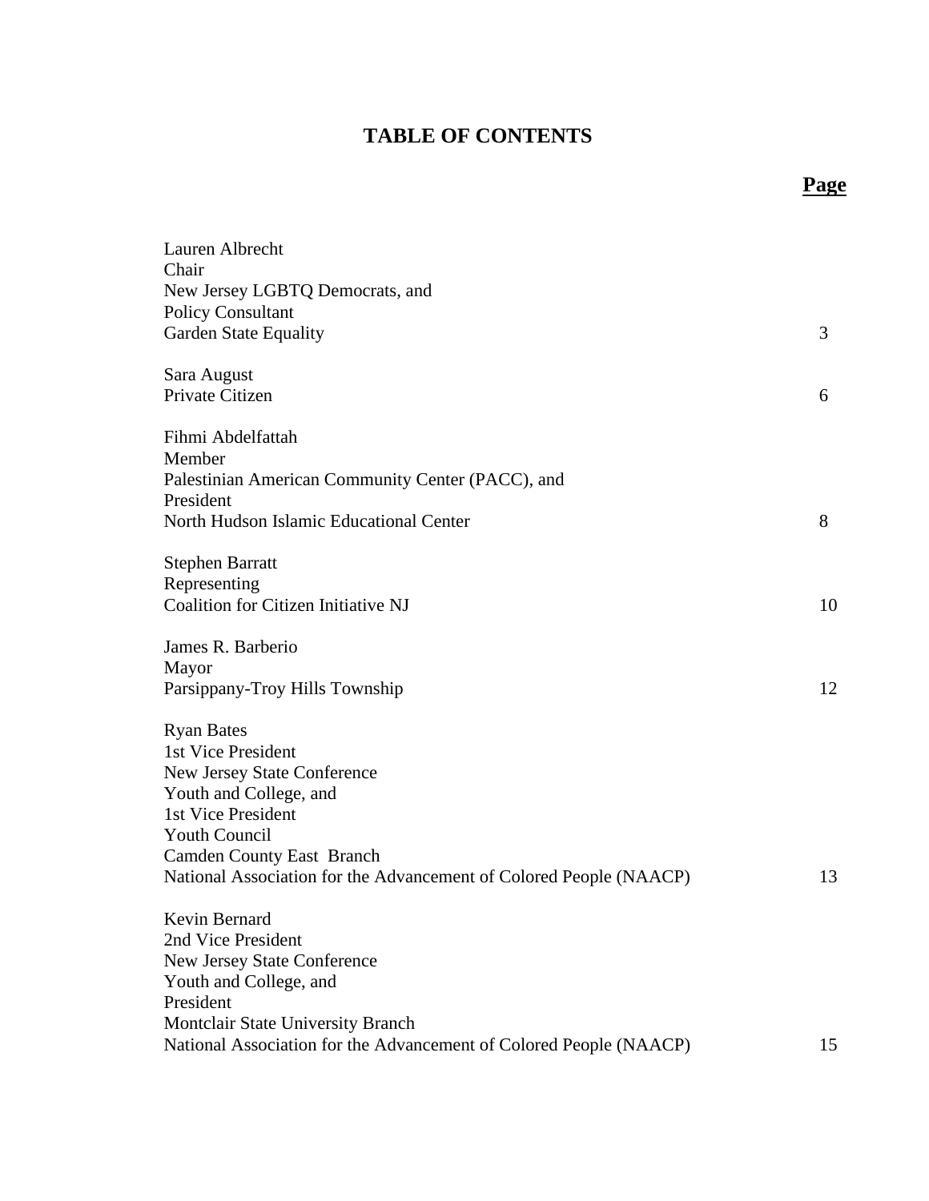# TABLE OF CONTENTS

| | **Page** |
|---|---|
| Lauren Albrecht<br>Chair<br>New Jersey LGBTQ Democrats, and<br>Policy Consultant<br>Garden State Equality | 3 |
| Sara August<br>Private Citizen | 6 |
| Fihmi Abdelfattah<br>Member<br>Palestinian American Community Center (PACC), and<br>President<br>North Hudson Islamic Educational Center | 8 |
| Stephen Barratt<br>Representing<br>Coalition for Citizen Initiative NJ | 10 |
| James R. Barberio<br>Mayor<br>Parsippany-Troy Hills Township | 12 |
| Ryan Bates<br>1st Vice President<br>New Jersey State Conference<br>Youth and College, and<br>1st Vice President<br>Youth Council<br>Camden County East Branch<br>National Association for the Advancement of Colored People (NAACP) | 13 |
| Kevin Bernard<br>2nd Vice President<br>New Jersey State Conference<br>Youth and College, and<br>President<br>Montclair State University Branch<br>National Association for the Advancement of Colored People (NAACP) | 15 |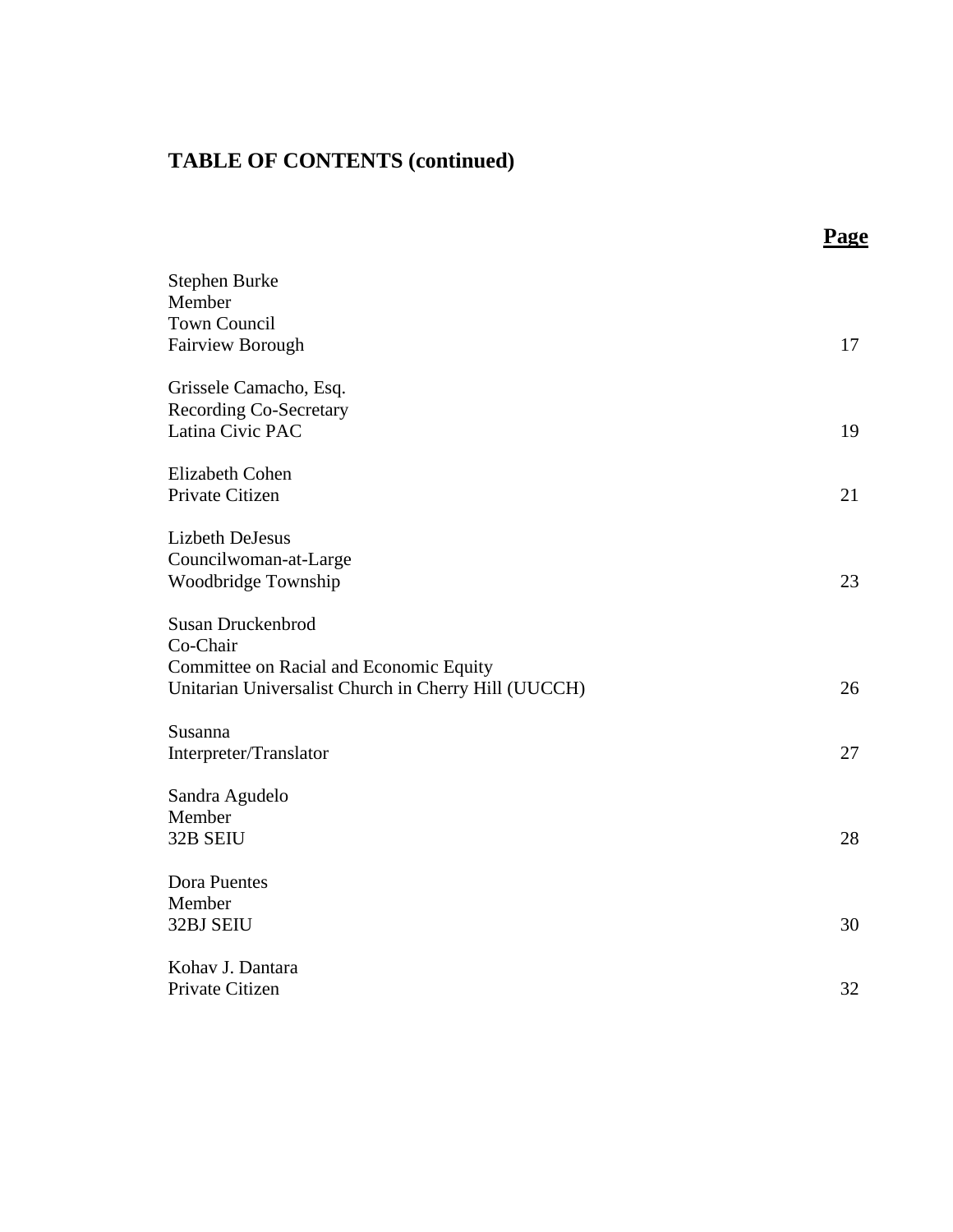## TABLE OF CONTENTS (continued)

| | **Page** |
|---|---|
| Stephen Burke<br>Member<br>Town Council<br>Fairview Borough | 17 |
| Grissele Camacho, Esq.<br>Recording Co-Secretary<br>Latina Civic PAC | 19 |
| Elizabeth Cohen<br>Private Citizen | 21 |
| Lizbeth DeJesus<br>Councilwoman-at-Large<br>Woodbridge Township | 23 |
| Susan Druckenbrod<br>Co-Chair<br>Committee on Racial and Economic Equity<br>Unitarian Universalist Church in Cherry Hill (UUCCH) | 26 |
| Susanna<br>Interpreter/Translator | 27 |
| Sandra Agudelo<br>Member<br>32B SEIU | 28 |
| Dora Puentes<br>Member<br>32BJ SEIU | 30 |
| Kohav J. Dantara<br>Private Citizen | 32 |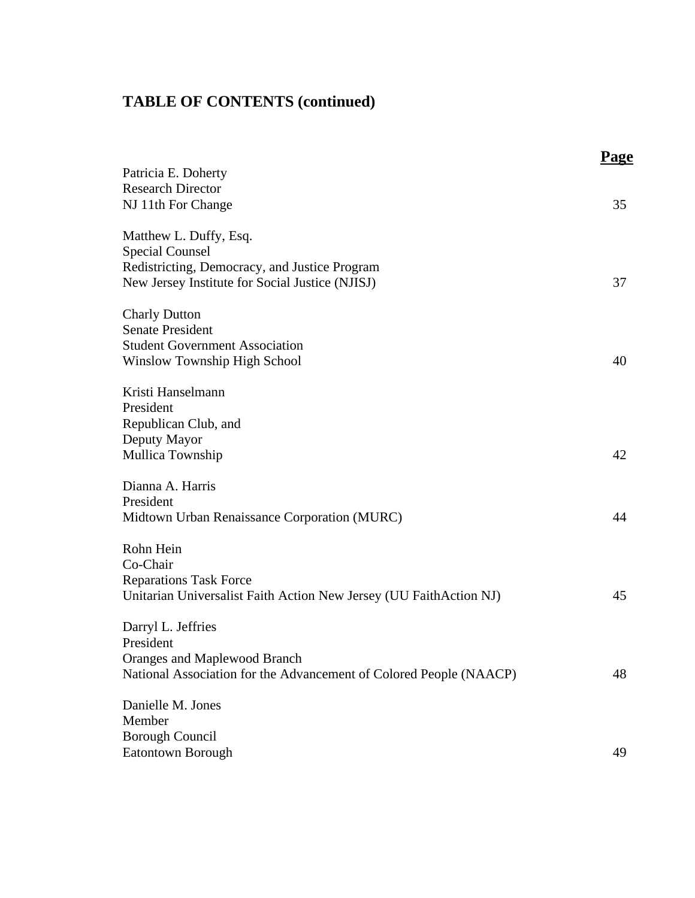## TABLE OF CONTENTS (continued)

| | **Page** |
|---|---|
| Patricia E. Doherty<br>Research Director<br>NJ 11th For Change | 35 |
| Matthew L. Duffy, Esq.<br>Special Counsel<br>Redistricting, Democracy, and Justice Program<br>New Jersey Institute for Social Justice (NJISJ) | 37 |
| Charly Dutton<br>Senate President<br>Student Government Association<br>Winslow Township High School | 40 |
| Kristi Hanselmann<br>President<br>Republican Club, and<br>Deputy Mayor<br>Mullica Township | 42 |
| Dianna A. Harris<br>President<br>Midtown Urban Renaissance Corporation (MURC) | 44 |
| Rohn Hein<br>Co-Chair<br>Reparations Task Force<br>Unitarian Universalist Faith Action New Jersey (UU FaithAction NJ) | 45 |
| Darryl L. Jeffries<br>President<br>Oranges and Maplewood Branch<br>National Association for the Advancement of Colored People (NAACP) | 48 |
| Danielle M. Jones<br>Member<br>Borough Council<br>Eatontown Borough | 49 |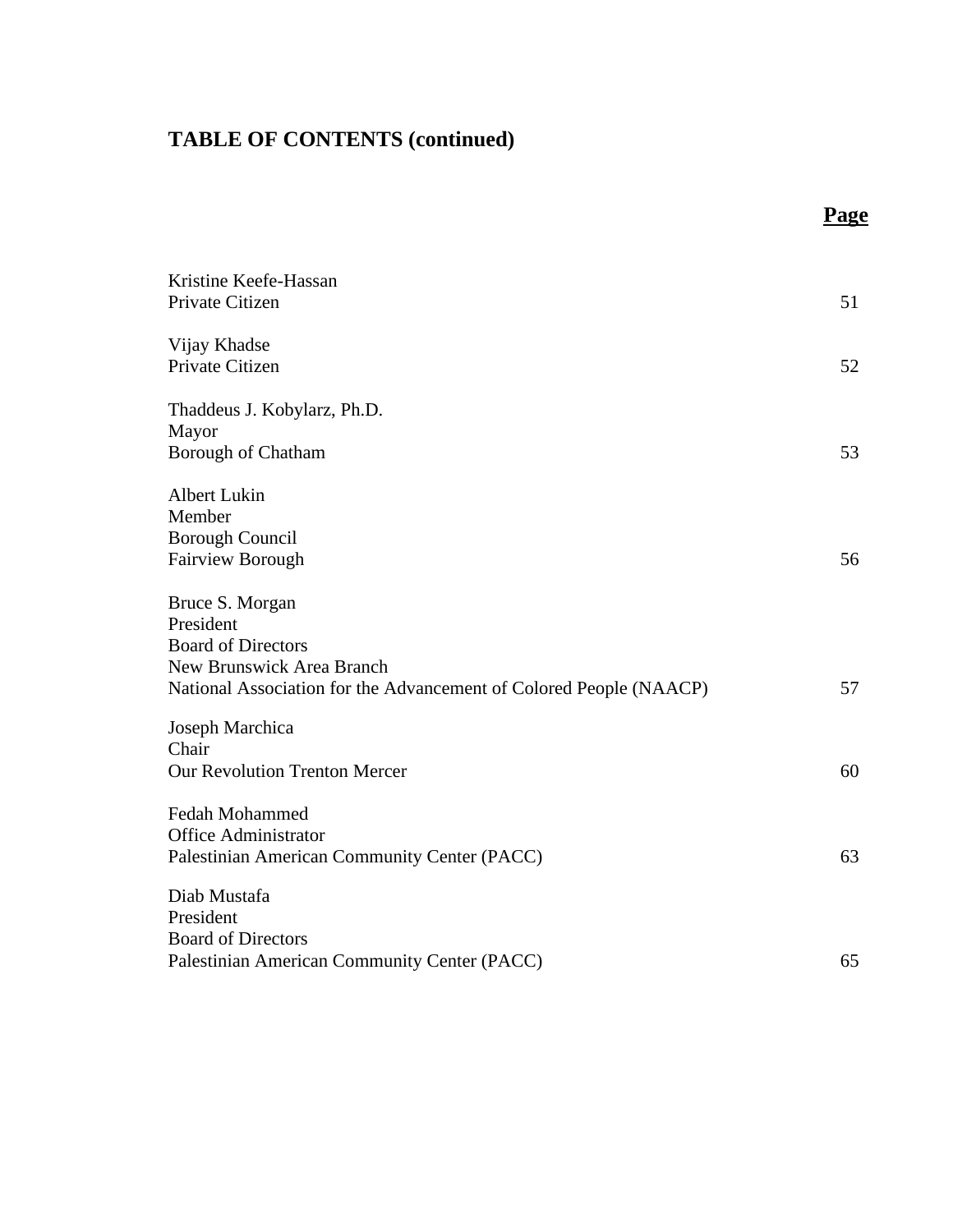# TABLE OF CONTENTS (continued)

| | **Page** |
|---|---|
| Kristine Keefe-Hassan<br>Private Citizen | 51 |
| Vijay Khadse<br>Private Citizen | 52 |
| Thaddeus J. Kobylarz, Ph.D.<br>Mayor<br>Borough of Chatham | 53 |
| Albert Lukin<br>Member<br>Borough Council<br>Fairview Borough | 56 |
| Bruce S. Morgan<br>President<br>Board of Directors<br>New Brunswick Area Branch<br>National Association for the Advancement of Colored People (NAACP) | 57 |
| Joseph Marchica<br>Chair<br>Our Revolution Trenton Mercer | 60 |
| Fedah Mohammed<br>Office Administrator<br>Palestinian American Community Center (PACC) | 63 |
| Diab Mustafa<br>President<br>Board of Directors<br>Palestinian American Community Center (PACC) | 65 |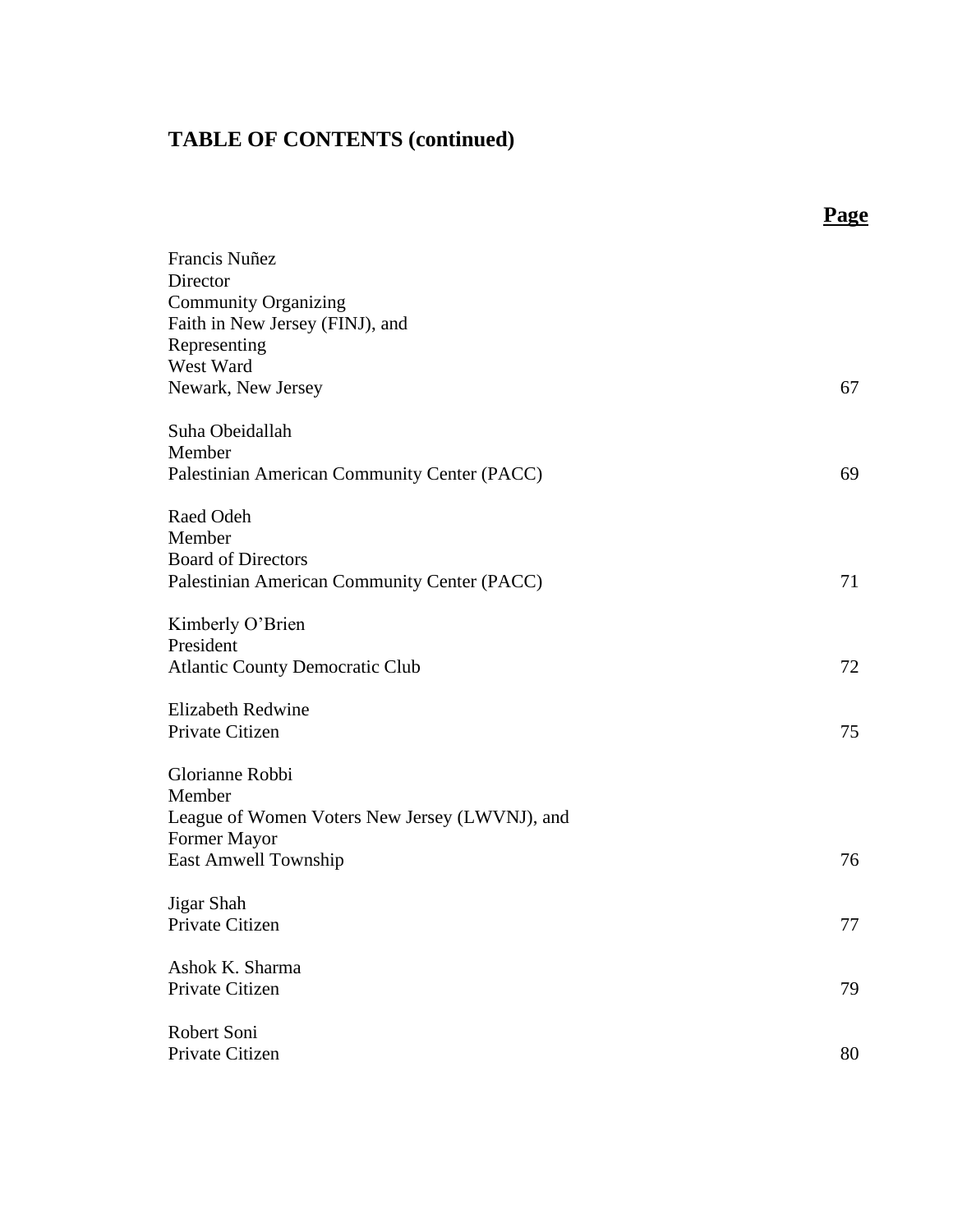## TABLE OF CONTENTS (continued)

| | **Page** |
|---|---|
| Francis Nuñez<br>Director<br>Community Organizing<br>Faith in New Jersey (FINJ), and<br>Representing<br>West Ward<br>Newark, New Jersey | 67 |
| Suha Obeidallah<br>Member<br>Palestinian American Community Center (PACC) | 69 |
| Raed Odeh<br>Member<br>Board of Directors<br>Palestinian American Community Center (PACC) | 71 |
| Kimberly O'Brien<br>President<br>Atlantic County Democratic Club | 72 |
| Elizabeth Redwine<br>Private Citizen | 75 |
| Glorianne Robbi<br>Member<br>League of Women Voters New Jersey (LWVNJ), and<br>Former Mayor<br>East Amwell Township | 76 |
| Jigar Shah<br>Private Citizen | 77 |
| Ashok K. Sharma<br>Private Citizen | 79 |
| Robert Soni<br>Private Citizen | 80 |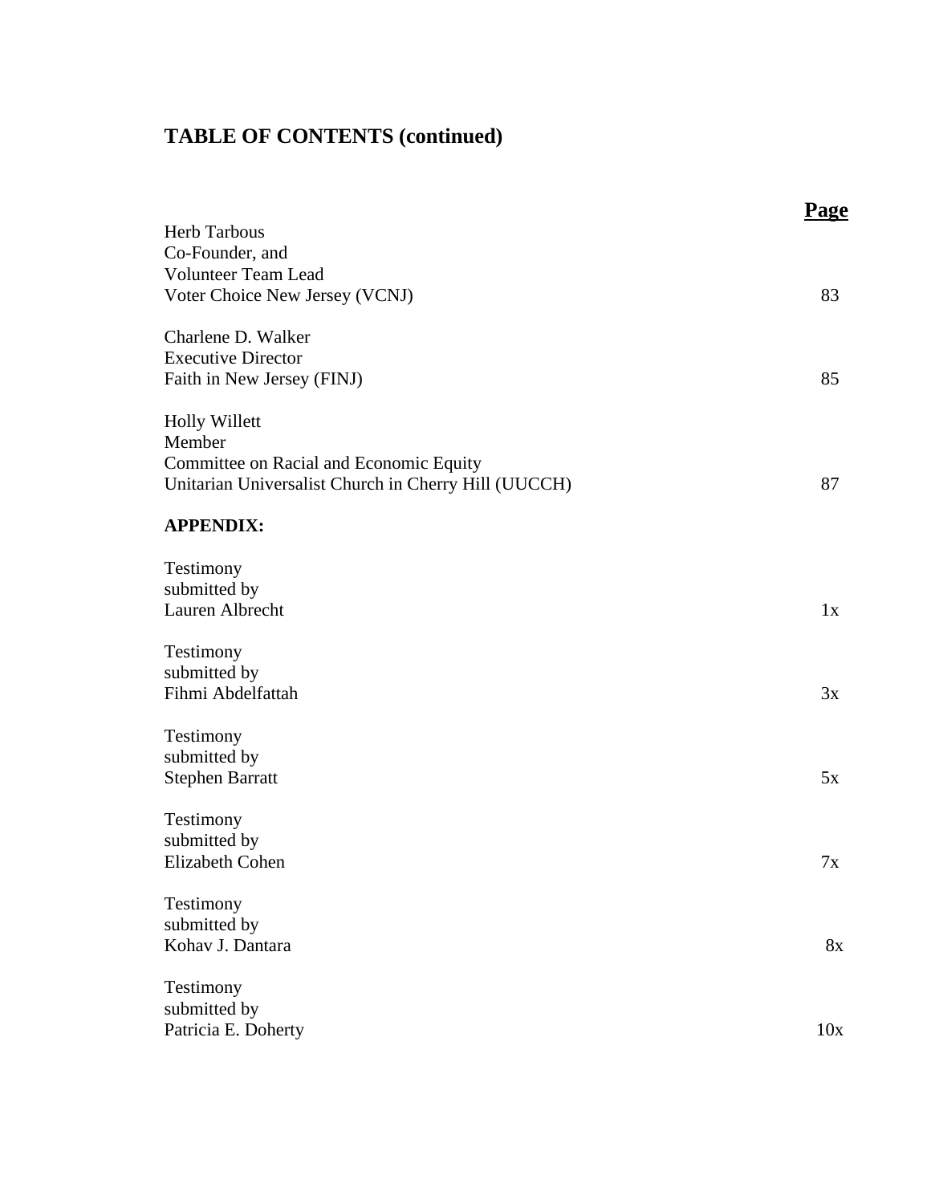## TABLE OF CONTENTS (continued)

| | **Page** |
|---|---|
| Herb Tarbous<br>Co-Founder, and<br>Volunteer Team Lead<br>Voter Choice New Jersey (VCNJ) | 83 |
| Charlene D. Walker<br>Executive Director<br>Faith in New Jersey (FINJ) | 85 |
| Holly Willett<br>Member<br>Committee on Racial and Economic Equity<br>Unitarian Universalist Church in Cherry Hill (UUCCH) | 87 |
| **APPENDIX:** | |
| Testimony<br>submitted by<br>Lauren Albrecht | 1x |
| Testimony<br>submitted by<br>Fihmi Abdelfattah | 3x |
| Testimony<br>submitted by<br>Stephen Barratt | 5x |
| Testimony<br>submitted by<br>Elizabeth Cohen | 7x |
| Testimony<br>submitted by<br>Kohav J. Dantara | 8x |
| Testimony<br>submitted by<br>Patricia E. Doherty | 10x |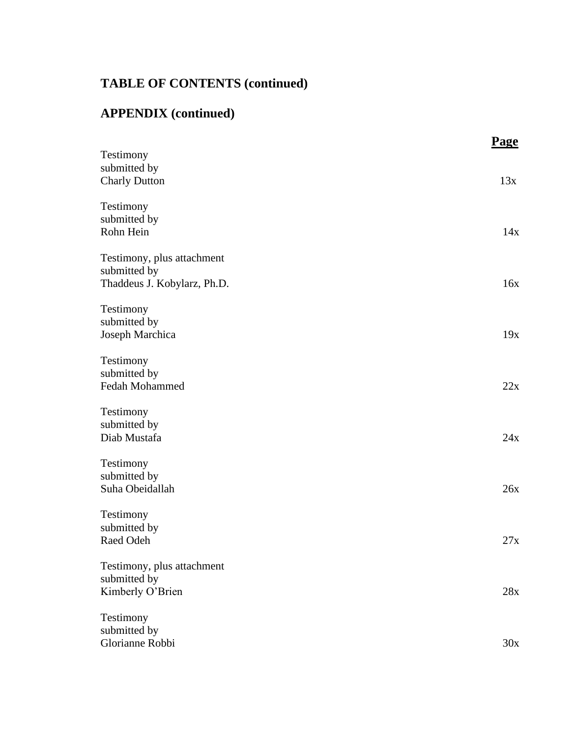## TABLE OF CONTENTS (continued)

## APPENDIX (continued)

| | **Page** |
|---|---|
| Testimony submitted by Charly Dutton | 13x |
| Testimony submitted by Rohn Hein | 14x |
| Testimony, plus attachment submitted by Thaddeus J. Kobylarz, Ph.D. | 16x |
| Testimony submitted by Joseph Marchica | 19x |
| Testimony submitted by Fedah Mohammed | 22x |
| Testimony submitted by Diab Mustafa | 24x |
| Testimony submitted by Suha Obeidallah | 26x |
| Testimony submitted by Raed Odeh | 27x |
| Testimony, plus attachment submitted by Kimberly O'Brien | 28x |
| Testimony submitted by Glorianne Robbi | 30x |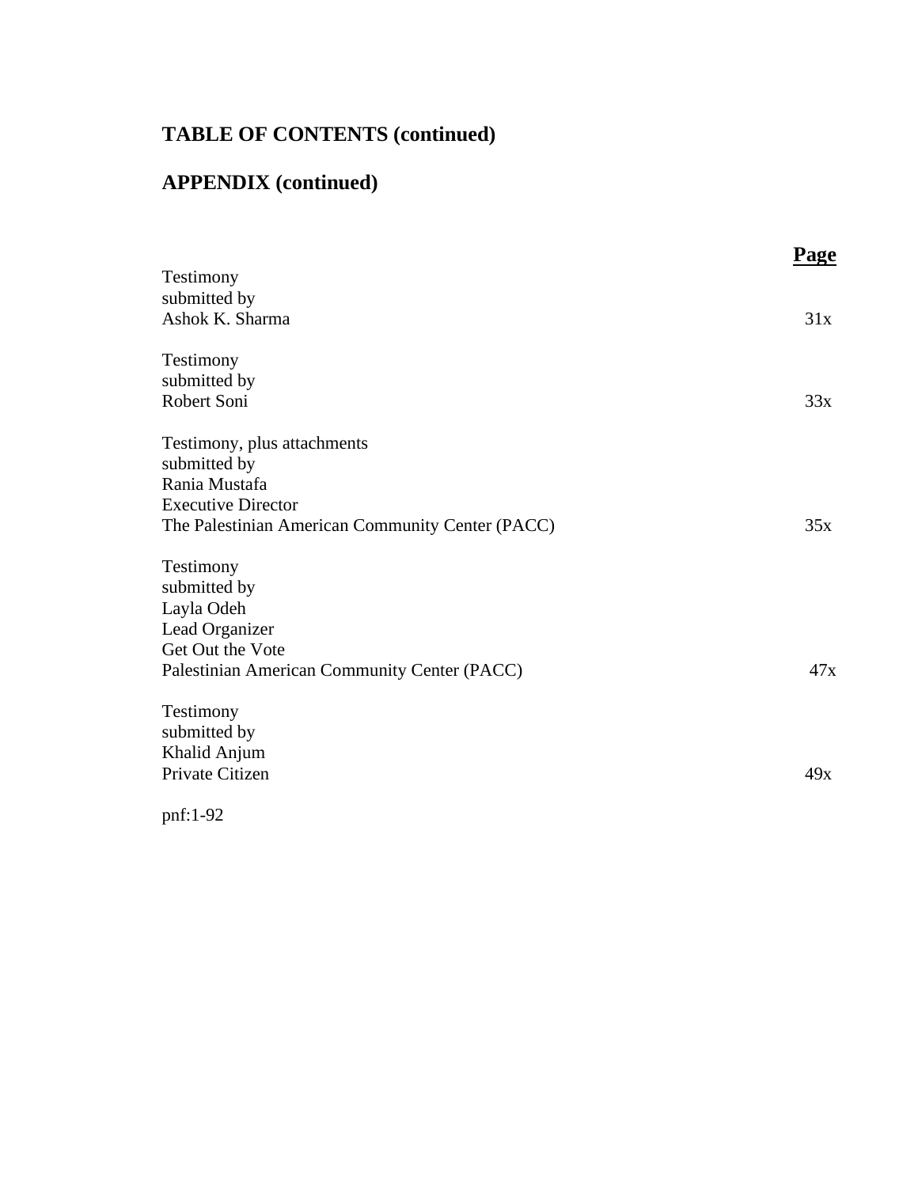## TABLE OF CONTENTS (continued)

## APPENDIX (continued)

| | **Page** |
|---|---|
| Testimony<br>submitted by<br>Ashok K. Sharma | 31x |
| Testimony<br>submitted by<br>Robert Soni | 33x |
| Testimony, plus attachments<br>submitted by<br>Rania Mustafa<br>Executive Director<br>The Palestinian American Community Center (PACC) | 35x |
| Testimony<br>submitted by<br>Layla Odeh<br>Lead Organizer<br>Get Out the Vote<br>Palestinian American Community Center (PACC) | 47x |
| Testimony<br>submitted by<br>Khalid Anjum<br>Private Citizen | 49x |

pnf:1-92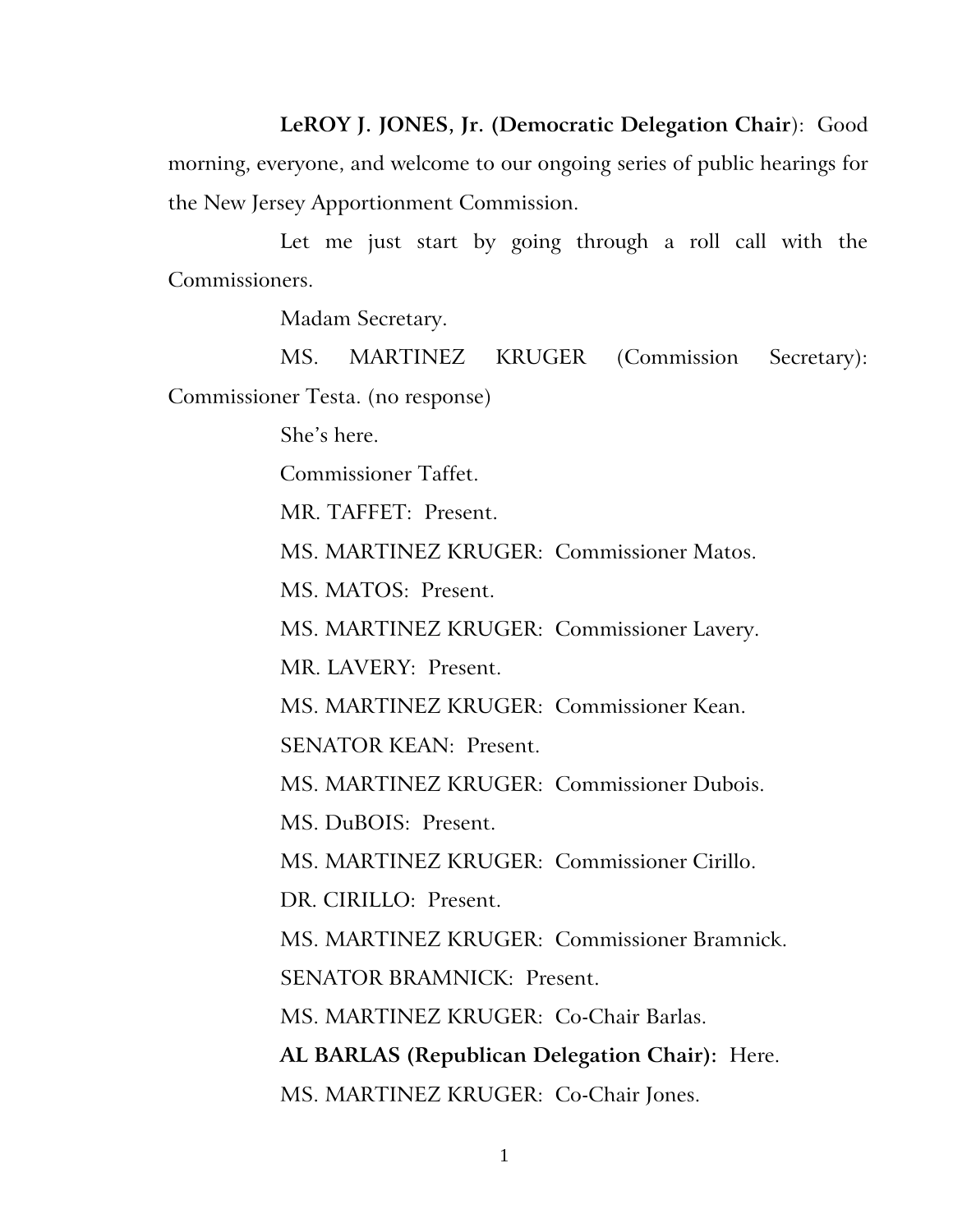**LeROY J. JONES, Jr. (Democratic Delegation Chair)**: Good morning, everyone, and welcome to our ongoing series of public hearings for the New Jersey Apportionment Commission.

Let me just start by going through a roll call with the Commissioners.

Madam Secretary.

MS. MARTINEZ KRUGER (Commission Secretary): Commissioner Testa. (no response)

She's here.

Commissioner Taffet.

MR. TAFFET: Present.

MS. MARTINEZ KRUGER: Commissioner Matos.

MS. MATOS: Present.

MS. MARTINEZ KRUGER: Commissioner Lavery.

MR. LAVERY: Present.

MS. MARTINEZ KRUGER: Commissioner Kean.

SENATOR KEAN: Present.

MS. MARTINEZ KRUGER: Commissioner Dubois.

MS. DuBOIS: Present.

MS. MARTINEZ KRUGER: Commissioner Cirillo.

DR. CIRILLO: Present.

MS. MARTINEZ KRUGER: Commissioner Bramnick.

SENATOR BRAMNICK: Present.

MS. MARTINEZ KRUGER: Co-Chair Barlas.

**AL BARLAS (Republican Delegation Chair):** Here.

MS. MARTINEZ KRUGER: Co-Chair Jones.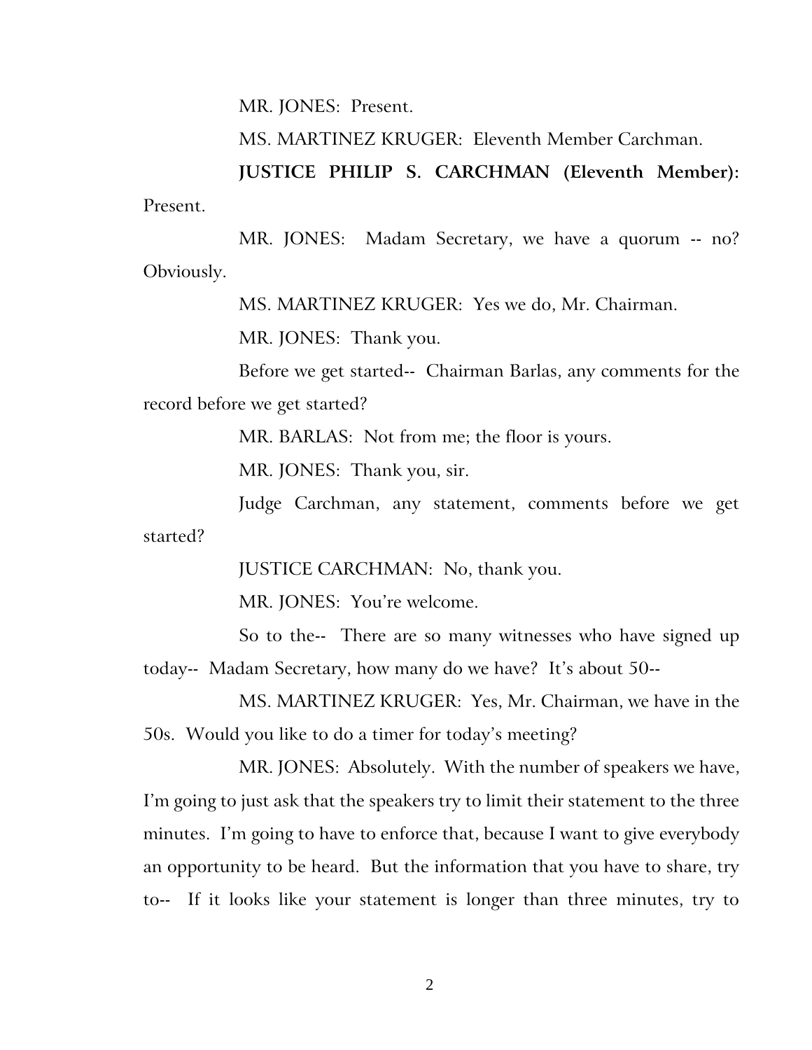MR. JONES: Present.

MS. MARTINEZ KRUGER: Eleventh Member Carchman.

**JUSTICE PHILIP S. CARCHMAN (Eleventh Member):** Present.

MR. JONES: Madam Secretary, we have a quorum -- no? Obviously.

MS. MARTINEZ KRUGER: Yes we do, Mr. Chairman.

MR. JONES: Thank you.

Before we get started-- Chairman Barlas, any comments for the record before we get started?

MR. BARLAS: Not from me; the floor is yours.

MR. JONES: Thank you, sir.

Judge Carchman, any statement, comments before we get started?

JUSTICE CARCHMAN: No, thank you.

MR. JONES: You're welcome.

So to the-- There are so many witnesses who have signed up today-- Madam Secretary, how many do we have? It's about 50--

MS. MARTINEZ KRUGER: Yes, Mr. Chairman, we have in the 50s. Would you like to do a timer for today's meeting?

MR. JONES: Absolutely. With the number of speakers we have, I'm going to just ask that the speakers try to limit their statement to the three minutes. I'm going to have to enforce that, because I want to give everybody an opportunity to be heard. But the information that you have to share, try to-- If it looks like your statement is longer than three minutes, try to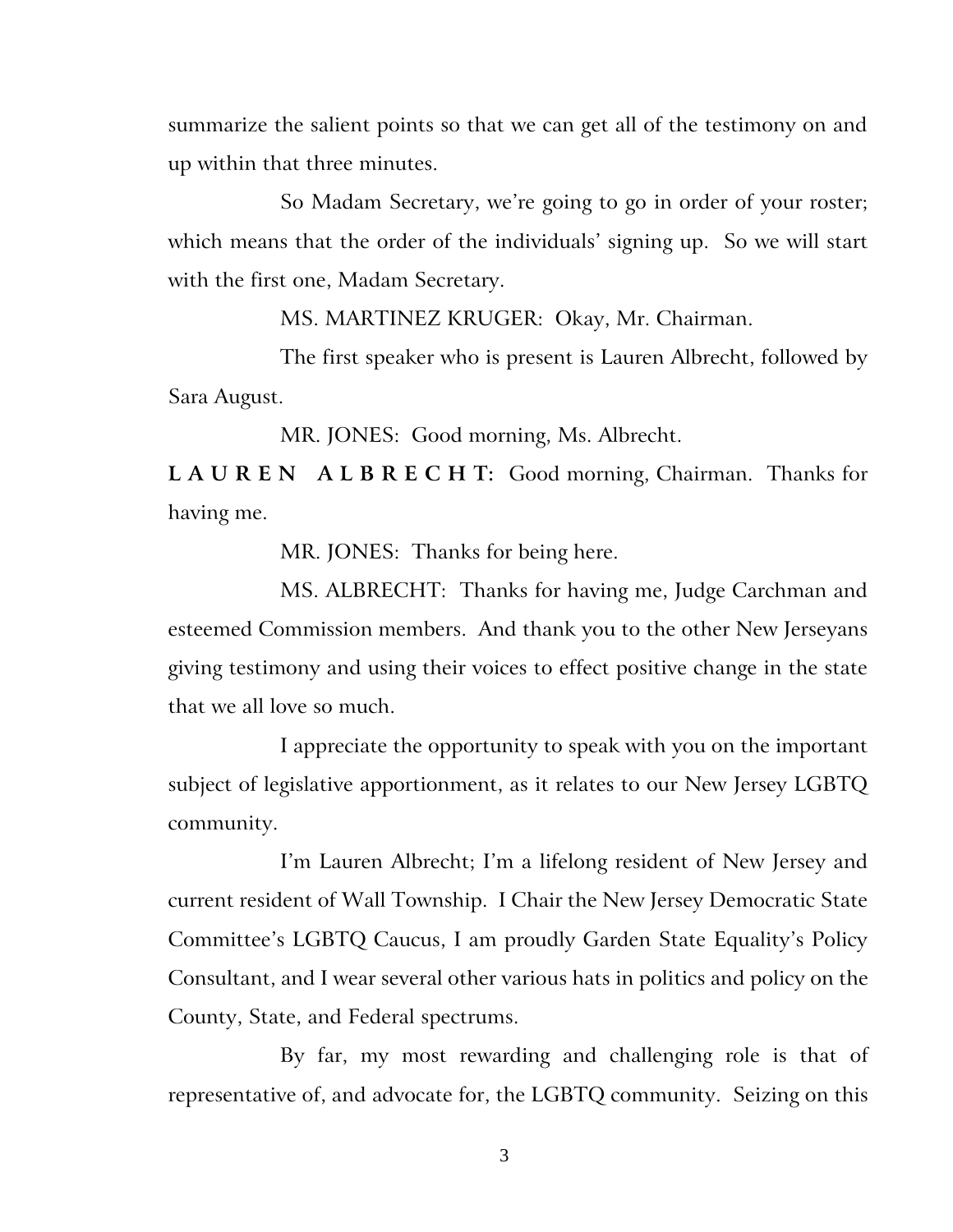summarize the salient points so that we can get all of the testimony on and up within that three minutes.

So Madam Secretary, we're going to go in order of your roster; which means that the order of the individuals' signing up. So we will start with the first one, Madam Secretary.

MS. MARTINEZ KRUGER: Okay, Mr. Chairman.

The first speaker who is present is Lauren Albrecht, followed by Sara August.

MR. JONES: Good morning, Ms. Albrecht.

**LAUREN ALBRECHT:** Good morning, Chairman. Thanks for having me.

MR. JONES: Thanks for being here.

MS. ALBRECHT: Thanks for having me, Judge Carchman and esteemed Commission members. And thank you to the other New Jerseyans giving testimony and using their voices to effect positive change in the state that we all love so much.

I appreciate the opportunity to speak with you on the important subject of legislative apportionment, as it relates to our New Jersey LGBTQ community.

I'm Lauren Albrecht; I'm a lifelong resident of New Jersey and current resident of Wall Township. I Chair the New Jersey Democratic State Committee's LGBTQ Caucus, I am proudly Garden State Equality's Policy Consultant, and I wear several other various hats in politics and policy on the County, State, and Federal spectrums.

By far, my most rewarding and challenging role is that of representative of, and advocate for, the LGBTQ community. Seizing on this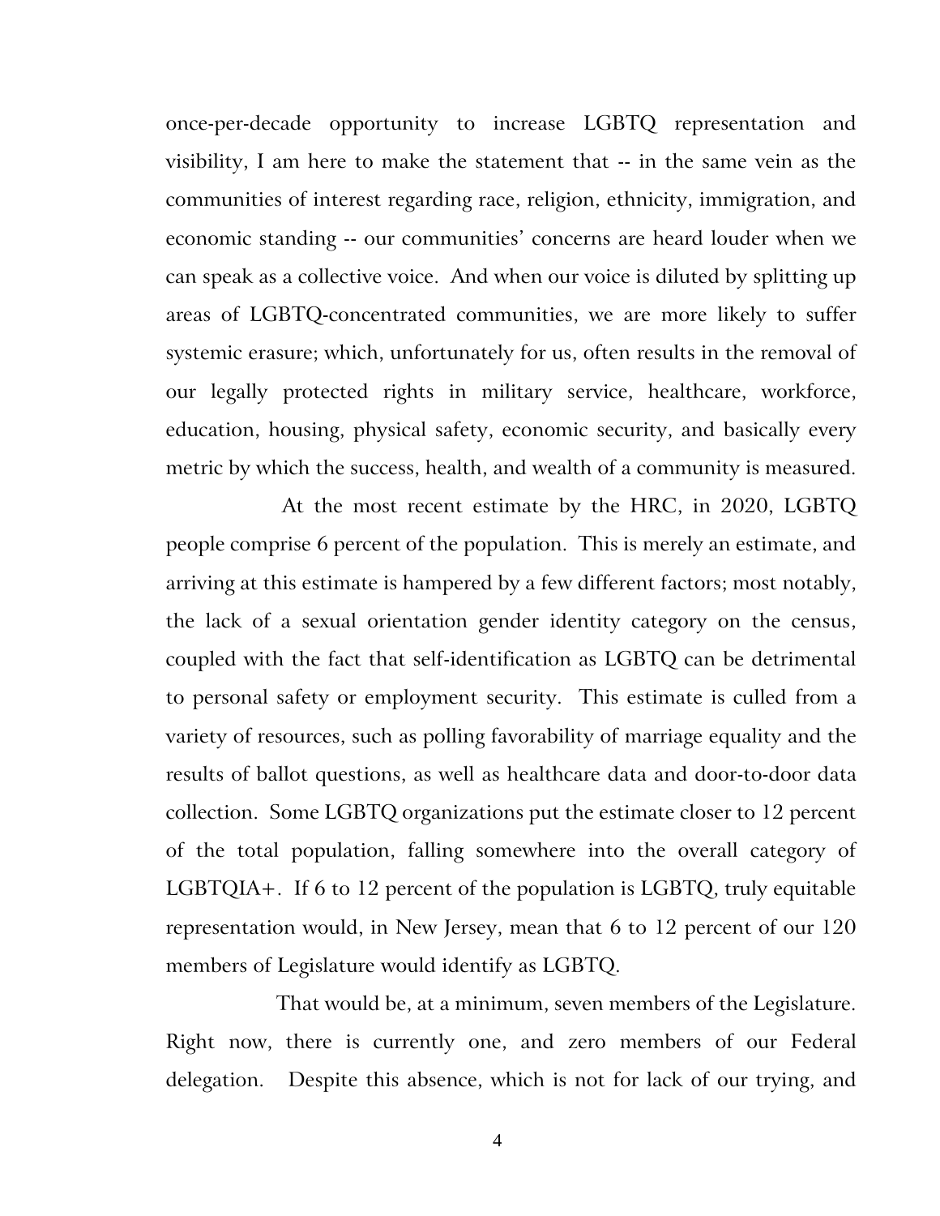once-per-decade opportunity to increase LGBTQ representation and visibility, I am here to make the statement that -- in the same vein as the communities of interest regarding race, religion, ethnicity, immigration, and economic standing -- our communities' concerns are heard louder when we can speak as a collective voice. And when our voice is diluted by splitting up areas of LGBTQ-concentrated communities, we are more likely to suffer systemic erasure; which, unfortunately for us, often results in the removal of our legally protected rights in military service, healthcare, workforce, education, housing, physical safety, economic security, and basically every metric by which the success, health, and wealth of a community is measured.

At the most recent estimate by the HRC, in 2020, LGBTQ people comprise 6 percent of the population. This is merely an estimate, and arriving at this estimate is hampered by a few different factors; most notably, the lack of a sexual orientation gender identity category on the census, coupled with the fact that self-identification as LGBTQ can be detrimental to personal safety or employment security. This estimate is culled from a variety of resources, such as polling favorability of marriage equality and the results of ballot questions, as well as healthcare data and door-to-door data collection. Some LGBTQ organizations put the estimate closer to 12 percent of the total population, falling somewhere into the overall category of LGBTQIA+. If 6 to 12 percent of the population is LGBTQ, truly equitable representation would, in New Jersey, mean that 6 to 12 percent of our 120 members of Legislature would identify as LGBTQ.

That would be, at a minimum, seven members of the Legislature. Right now, there is currently one, and zero members of our Federal delegation. Despite this absence, which is not for lack of our trying, and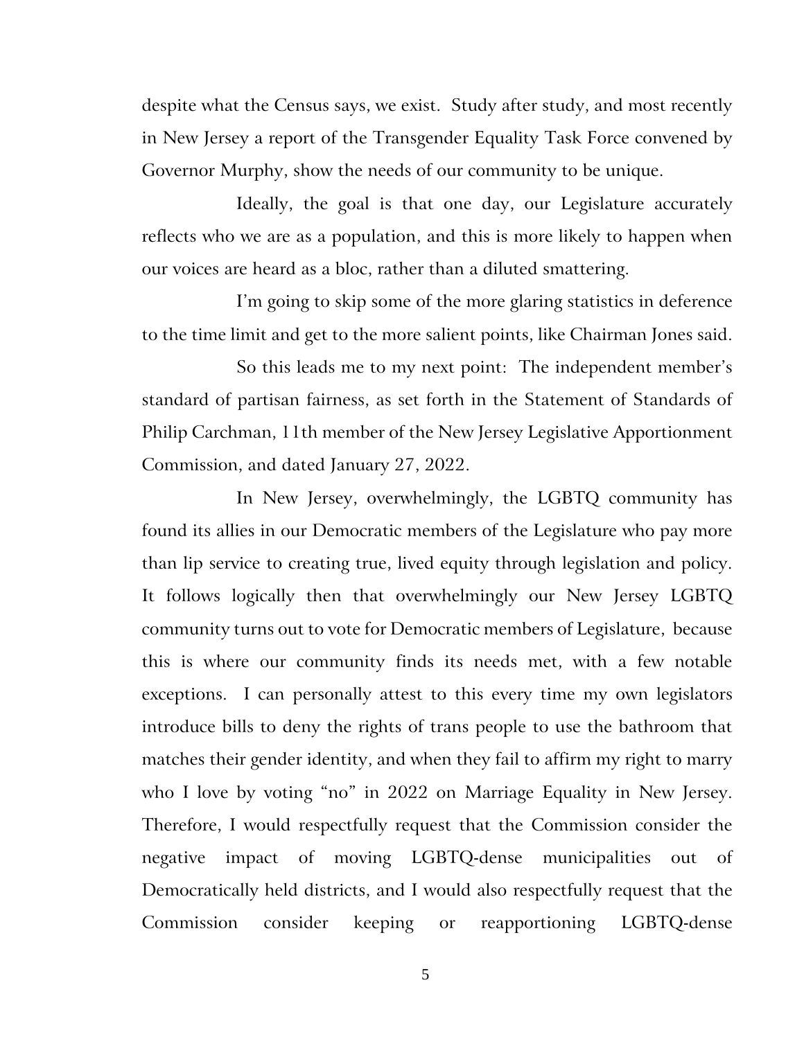despite what the Census says, we exist. Study after study, and most recently in New Jersey a report of the Transgender Equality Task Force convened by Governor Murphy, show the needs of our community to be unique.

Ideally, the goal is that one day, our Legislature accurately reflects who we are as a population, and this is more likely to happen when our voices are heard as a bloc, rather than a diluted smattering.

I'm going to skip some of the more glaring statistics in deference to the time limit and get to the more salient points, like Chairman Jones said.

So this leads me to my next point: The independent member's standard of partisan fairness, as set forth in the Statement of Standards of Philip Carchman, 11th member of the New Jersey Legislative Apportionment Commission, and dated January 27, 2022.

In New Jersey, overwhelmingly, the LGBTQ community has found its allies in our Democratic members of the Legislature who pay more than lip service to creating true, lived equity through legislation and policy. It follows logically then that overwhelmingly our New Jersey LGBTQ community turns out to vote for Democratic members of Legislature, because this is where our community finds its needs met, with a few notable exceptions. I can personally attest to this every time my own legislators introduce bills to deny the rights of trans people to use the bathroom that matches their gender identity, and when they fail to affirm my right to marry who I love by voting "no" in 2022 on Marriage Equality in New Jersey. Therefore, I would respectfully request that the Commission consider the negative impact of moving LGBTQ-dense municipalities out of Democratically held districts, and I would also respectfully request that the Commission consider keeping or reapportioning LGBTQ-dense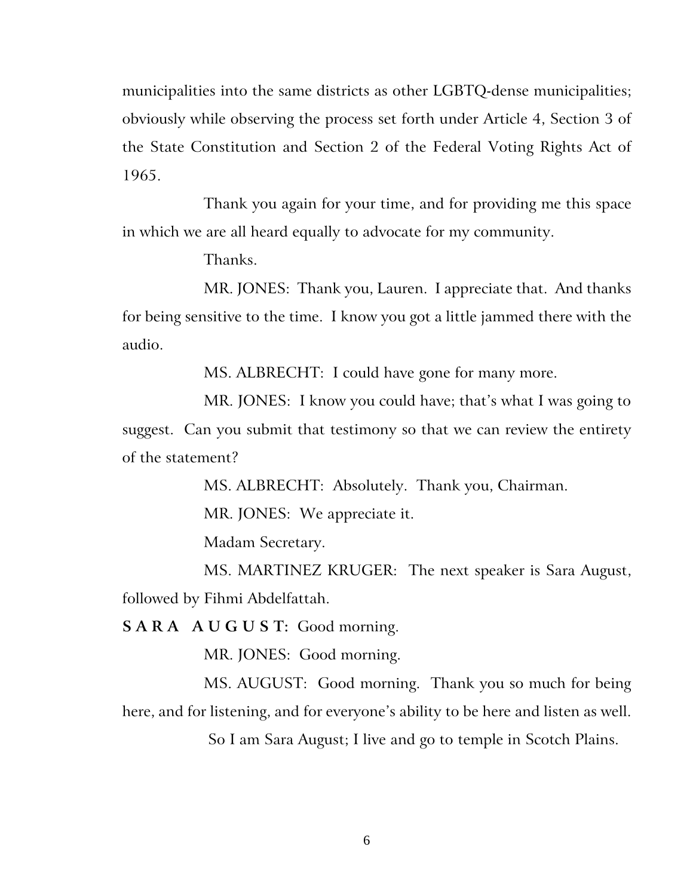municipalities into the same districts as other LGBTQ-dense municipalities; obviously while observing the process set forth under Article 4, Section 3 of the State Constitution and Section 2 of the Federal Voting Rights Act of 1965.

Thank you again for your time, and for providing me this space in which we are all heard equally to advocate for my community.

Thanks.

MR. JONES: Thank you, Lauren. I appreciate that. And thanks for being sensitive to the time. I know you got a little jammed there with the audio.

MS. ALBRECHT: I could have gone for many more.

MR. JONES: I know you could have; that's what I was going to suggest. Can you submit that testimony so that we can review the entirety of the statement?

MS. ALBRECHT: Absolutely. Thank you, Chairman.

MR. JONES: We appreciate it.

Madam Secretary.

MS. MARTINEZ KRUGER: The next speaker is Sara August, followed by Fihmi Abdelfattah.

**S A R A  A U G U S T:** Good morning.

MR. JONES: Good morning.

MS. AUGUST: Good morning. Thank you so much for being here, and for listening, and for everyone's ability to be here and listen as well.

So I am Sara August; I live and go to temple in Scotch Plains.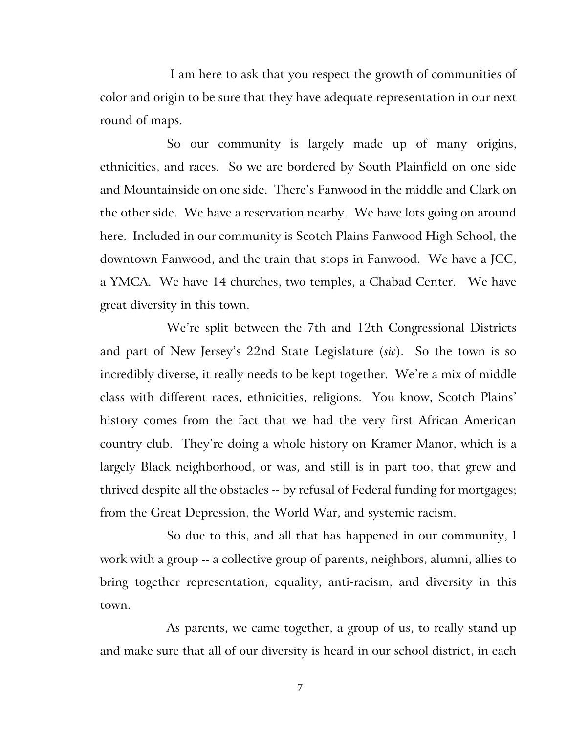I am here to ask that you respect the growth of communities of color and origin to be sure that they have adequate representation in our next round of maps.

So our community is largely made up of many origins, ethnicities, and races. So we are bordered by South Plainfield on one side and Mountainside on one side. There's Fanwood in the middle and Clark on the other side. We have a reservation nearby. We have lots going on around here. Included in our community is Scotch Plains-Fanwood High School, the downtown Fanwood, and the train that stops in Fanwood. We have a JCC, a YMCA. We have 14 churches, two temples, a Chabad Center. We have great diversity in this town.

We're split between the 7th and 12th Congressional Districts and part of New Jersey's 22nd State Legislature (*sic*). So the town is so incredibly diverse, it really needs to be kept together. We're a mix of middle class with different races, ethnicities, religions. You know, Scotch Plains' history comes from the fact that we had the very first African American country club. They're doing a whole history on Kramer Manor, which is a largely Black neighborhood, or was, and still is in part too, that grew and thrived despite all the obstacles -- by refusal of Federal funding for mortgages; from the Great Depression, the World War, and systemic racism.

So due to this, and all that has happened in our community, I work with a group -- a collective group of parents, neighbors, alumni, allies to bring together representation, equality, anti-racism, and diversity in this town.

As parents, we came together, a group of us, to really stand up and make sure that all of our diversity is heard in our school district, in each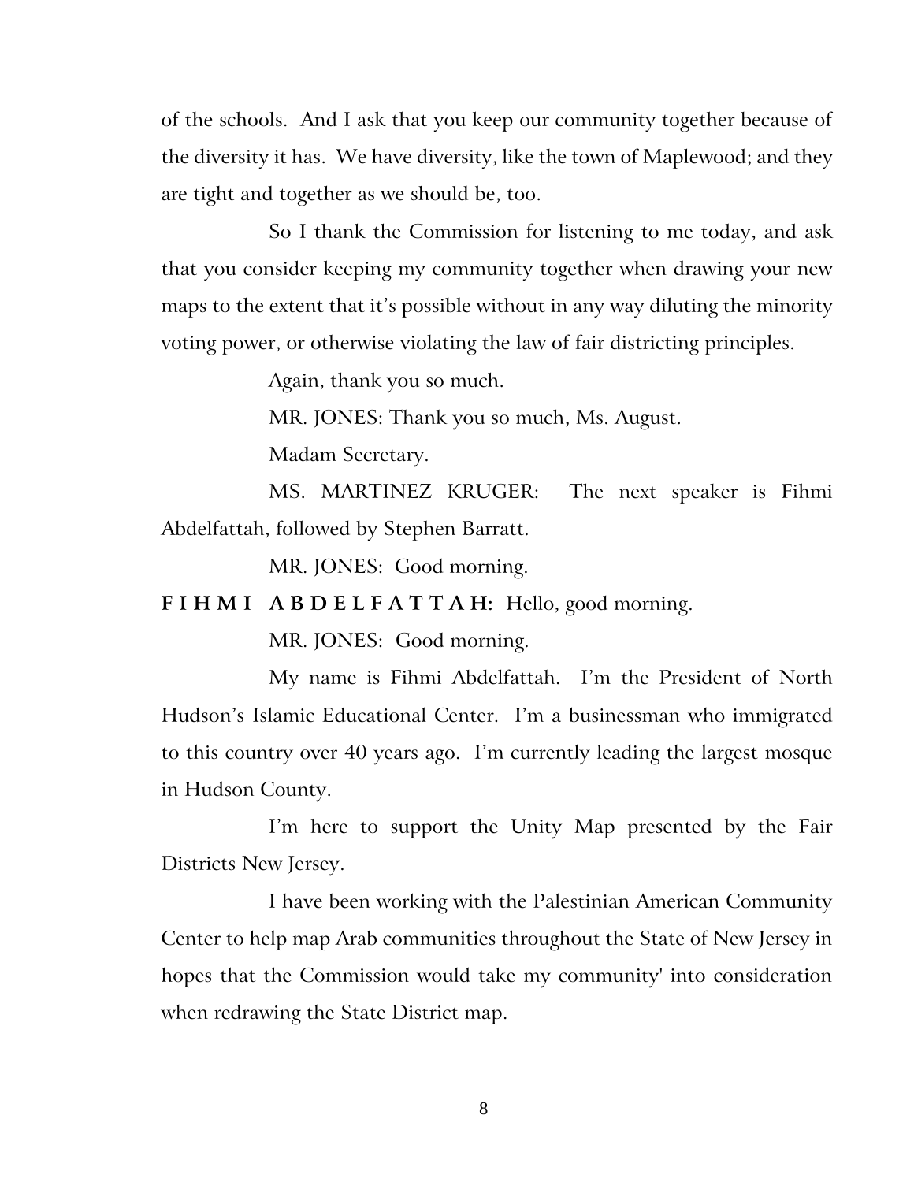of the schools. And I ask that you keep our community together because of the diversity it has. We have diversity, like the town of Maplewood; and they are tight and together as we should be, too.

So I thank the Commission for listening to me today, and ask that you consider keeping my community together when drawing your new maps to the extent that it's possible without in any way diluting the minority voting power, or otherwise violating the law of fair districting principles.

Again, thank you so much.

MR. JONES: Thank you so much, Ms. August.

Madam Secretary.

MS. MARTINEZ KRUGER: The next speaker is Fihmi Abdelfattah, followed by Stephen Barratt.

MR. JONES: Good morning.

**F I H M I A B D E L F A T T A H:** Hello, good morning.

MR. JONES: Good morning.

My name is Fihmi Abdelfattah. I'm the President of North Hudson's Islamic Educational Center. I'm a businessman who immigrated to this country over 40 years ago. I'm currently leading the largest mosque in Hudson County.

I'm here to support the Unity Map presented by the Fair Districts New Jersey.

I have been working with the Palestinian American Community Center to help map Arab communities throughout the State of New Jersey in hopes that the Commission would take my community' into consideration when redrawing the State District map.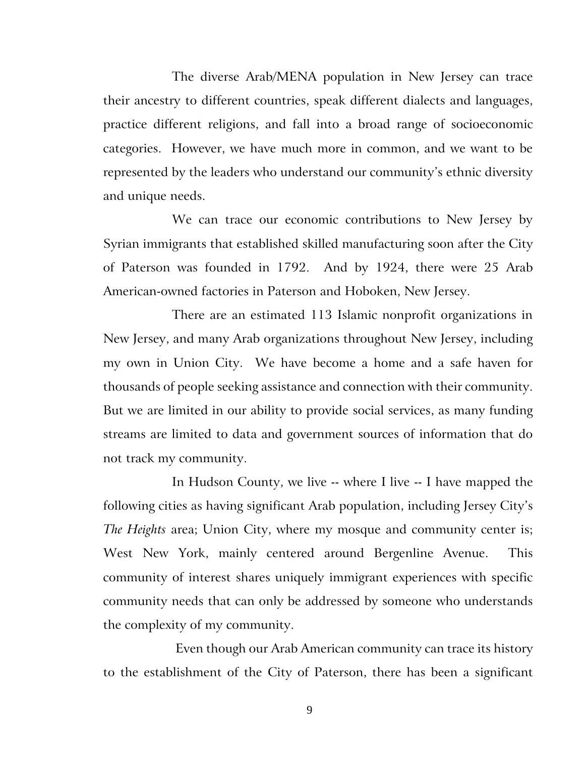The diverse Arab/MENA population in New Jersey can trace their ancestry to different countries, speak different dialects and languages, practice different religions, and fall into a broad range of socioeconomic categories. However, we have much more in common, and we want to be represented by the leaders who understand our community's ethnic diversity and unique needs.

We can trace our economic contributions to New Jersey by Syrian immigrants that established skilled manufacturing soon after the City of Paterson was founded in 1792. And by 1924, there were 25 Arab American-owned factories in Paterson and Hoboken, New Jersey.

There are an estimated 113 Islamic nonprofit organizations in New Jersey, and many Arab organizations throughout New Jersey, including my own in Union City. We have become a home and a safe haven for thousands of people seeking assistance and connection with their community. But we are limited in our ability to provide social services, as many funding streams are limited to data and government sources of information that do not track my community.

In Hudson County, we live -- where I live -- I have mapped the following cities as having significant Arab population, including Jersey City's *The Heights* area; Union City, where my mosque and community center is; West New York, mainly centered around Bergenline Avenue. This community of interest shares uniquely immigrant experiences with specific community needs that can only be addressed by someone who understands the complexity of my community.

Even though our Arab American community can trace its history to the establishment of the City of Paterson, there has been a significant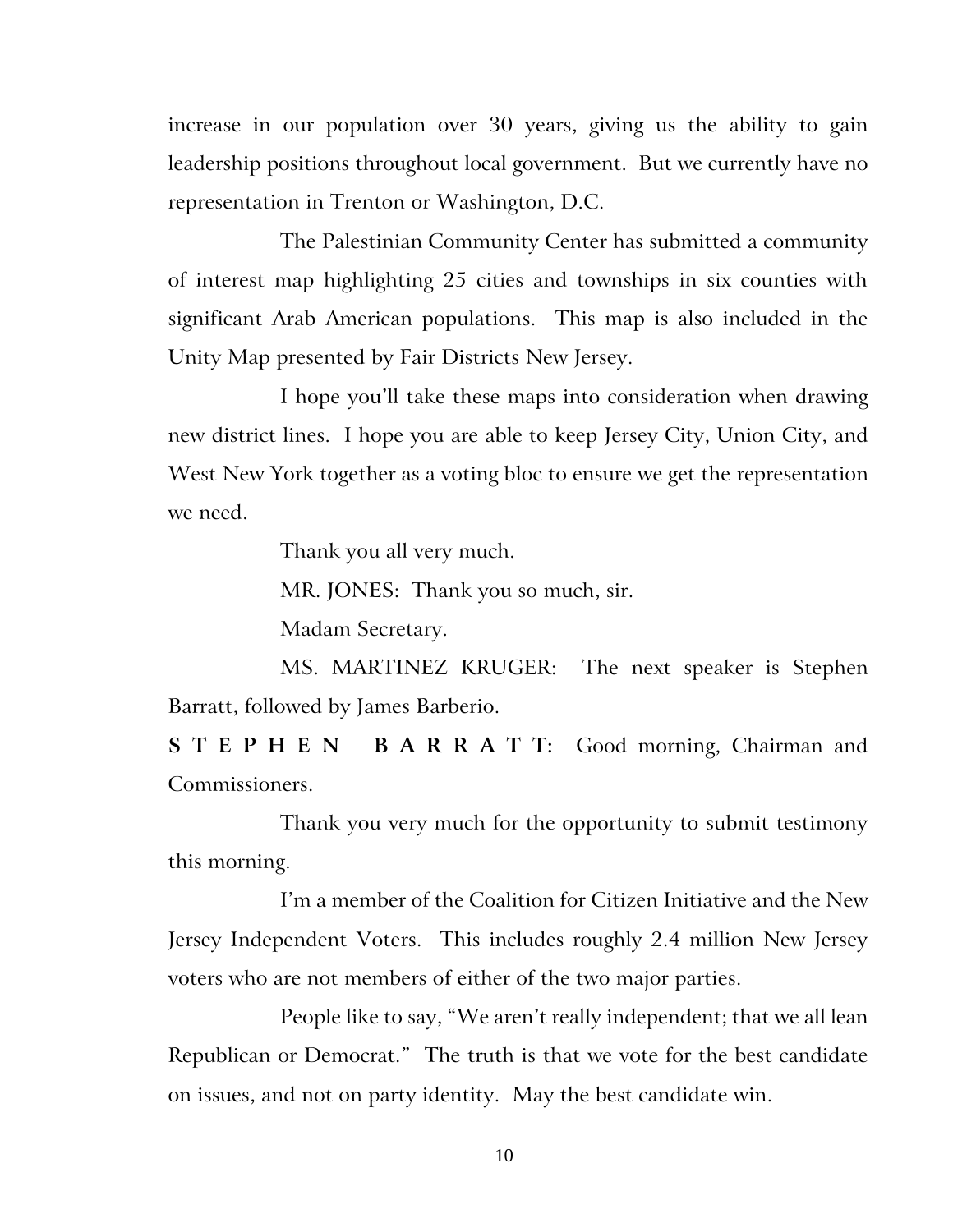increase in our population over 30 years, giving us the ability to gain leadership positions throughout local government. But we currently have no representation in Trenton or Washington, D.C.

The Palestinian Community Center has submitted a community of interest map highlighting 25 cities and townships in six counties with significant Arab American populations. This map is also included in the Unity Map presented by Fair Districts New Jersey.

I hope you'll take these maps into consideration when drawing new district lines. I hope you are able to keep Jersey City, Union City, and West New York together as a voting bloc to ensure we get the representation we need.

Thank you all very much.

MR. JONES: Thank you so much, sir.

Madam Secretary.

MS. MARTINEZ KRUGER: The next speaker is Stephen Barratt, followed by James Barberio.

**S T E P H E N  B A R R A T T:** Good morning, Chairman and Commissioners.

Thank you very much for the opportunity to submit testimony this morning.

I'm a member of the Coalition for Citizen Initiative and the New Jersey Independent Voters. This includes roughly 2.4 million New Jersey voters who are not members of either of the two major parties.

People like to say, "We aren't really independent; that we all lean Republican or Democrat." The truth is that we vote for the best candidate on issues, and not on party identity. May the best candidate win.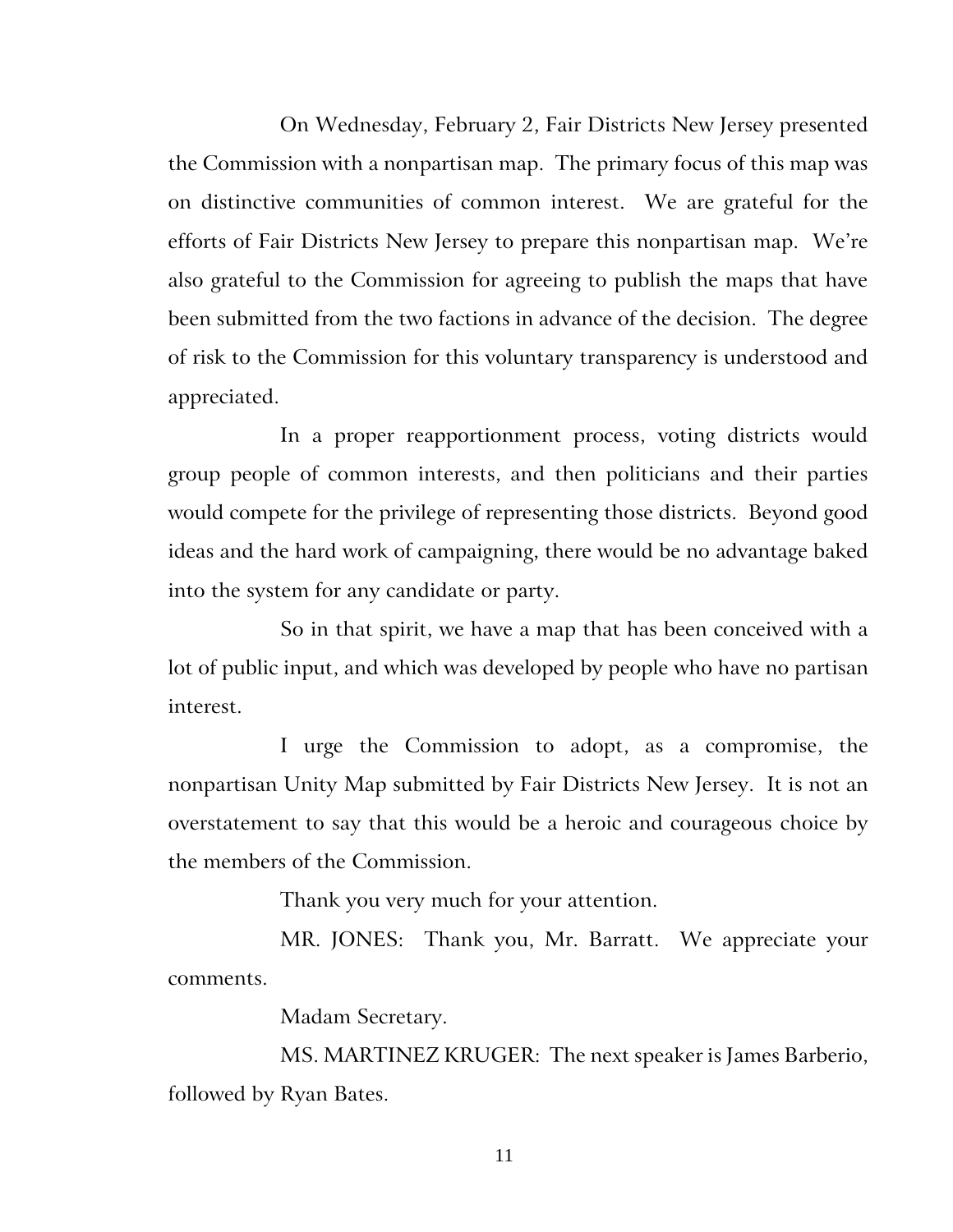On Wednesday, February 2, Fair Districts New Jersey presented the Commission with a nonpartisan map. The primary focus of this map was on distinctive communities of common interest. We are grateful for the efforts of Fair Districts New Jersey to prepare this nonpartisan map. We're also grateful to the Commission for agreeing to publish the maps that have been submitted from the two factions in advance of the decision. The degree of risk to the Commission for this voluntary transparency is understood and appreciated.

In a proper reapportionment process, voting districts would group people of common interests, and then politicians and their parties would compete for the privilege of representing those districts. Beyond good ideas and the hard work of campaigning, there would be no advantage baked into the system for any candidate or party.

So in that spirit, we have a map that has been conceived with a lot of public input, and which was developed by people who have no partisan interest.

I urge the Commission to adopt, as a compromise, the nonpartisan Unity Map submitted by Fair Districts New Jersey. It is not an overstatement to say that this would be a heroic and courageous choice by the members of the Commission.

Thank you very much for your attention.

MR. JONES: Thank you, Mr. Barratt. We appreciate your comments.

Madam Secretary.

MS. MARTINEZ KRUGER: The next speaker is James Barberio, followed by Ryan Bates.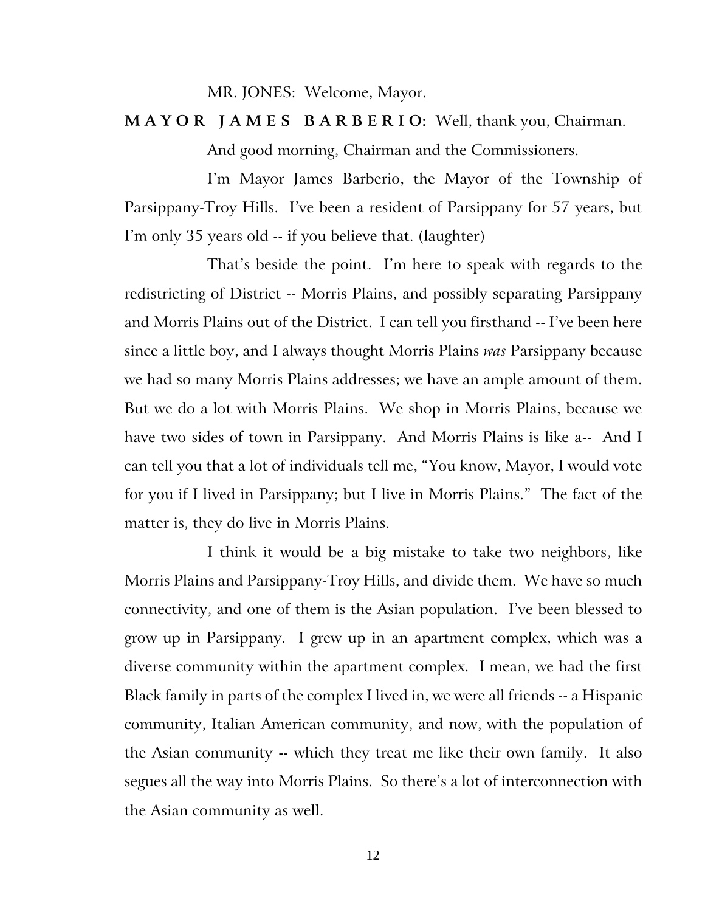MR. JONES: Welcome, Mayor.

**MAYOR JAMES BARBERIO:** Well, thank you, Chairman.

And good morning, Chairman and the Commissioners.

I'm Mayor James Barberio, the Mayor of the Township of Parsippany-Troy Hills. I've been a resident of Parsippany for 57 years, but I'm only 35 years old -- if you believe that. (laughter)

That's beside the point. I'm here to speak with regards to the redistricting of District -- Morris Plains, and possibly separating Parsippany and Morris Plains out of the District. I can tell you firsthand -- I've been here since a little boy, and I always thought Morris Plains *was* Parsippany because we had so many Morris Plains addresses; we have an ample amount of them. But we do a lot with Morris Plains. We shop in Morris Plains, because we have two sides of town in Parsippany. And Morris Plains is like a-- And I can tell you that a lot of individuals tell me, "You know, Mayor, I would vote for you if I lived in Parsippany; but I live in Morris Plains." The fact of the matter is, they do live in Morris Plains.

I think it would be a big mistake to take two neighbors, like Morris Plains and Parsippany-Troy Hills, and divide them. We have so much connectivity, and one of them is the Asian population. I've been blessed to grow up in Parsippany. I grew up in an apartment complex, which was a diverse community within the apartment complex. I mean, we had the first Black family in parts of the complex I lived in, we were all friends -- a Hispanic community, Italian American community, and now, with the population of the Asian community -- which they treat me like their own family. It also segues all the way into Morris Plains. So there's a lot of interconnection with the Asian community as well.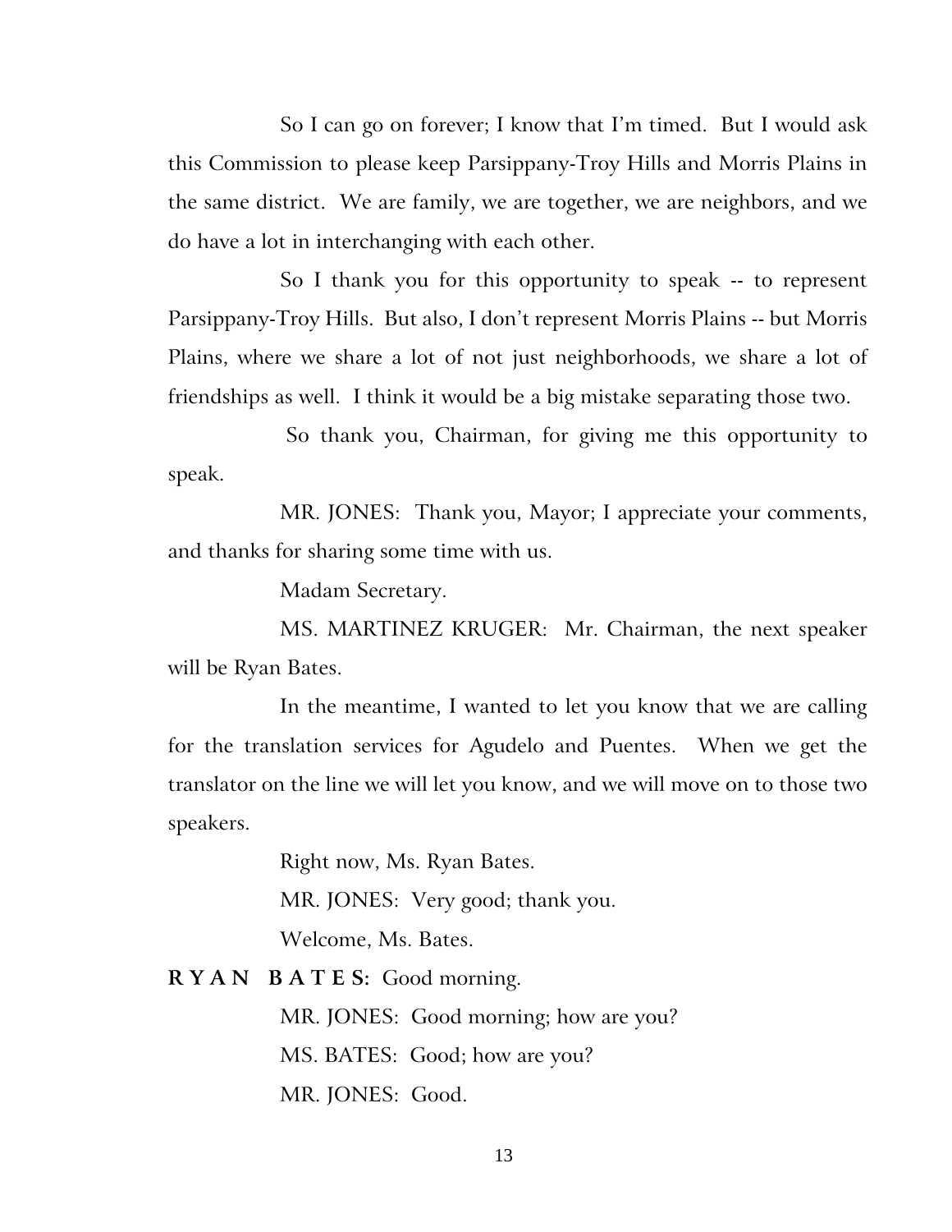So I can go on forever; I know that I'm timed. But I would ask this Commission to please keep Parsippany-Troy Hills and Morris Plains in the same district. We are family, we are together, we are neighbors, and we do have a lot in interchanging with each other.

So I thank you for this opportunity to speak -- to represent Parsippany-Troy Hills. But also, I don't represent Morris Plains -- but Morris Plains, where we share a lot of not just neighborhoods, we share a lot of friendships as well. I think it would be a big mistake separating those two.

So thank you, Chairman, for giving me this opportunity to speak.

MR. JONES: Thank you, Mayor; I appreciate your comments, and thanks for sharing some time with us.

Madam Secretary.

MS. MARTINEZ KRUGER: Mr. Chairman, the next speaker will be Ryan Bates.

In the meantime, I wanted to let you know that we are calling for the translation services for Agudelo and Puentes. When we get the translator on the line we will let you know, and we will move on to those two speakers.

Right now, Ms. Ryan Bates.

MR. JONES: Very good; thank you.

Welcome, Ms. Bates.

**R Y A N B A T E S:** Good morning.

MR. JONES: Good morning; how are you?

MS. BATES: Good; how are you?

MR. JONES: Good.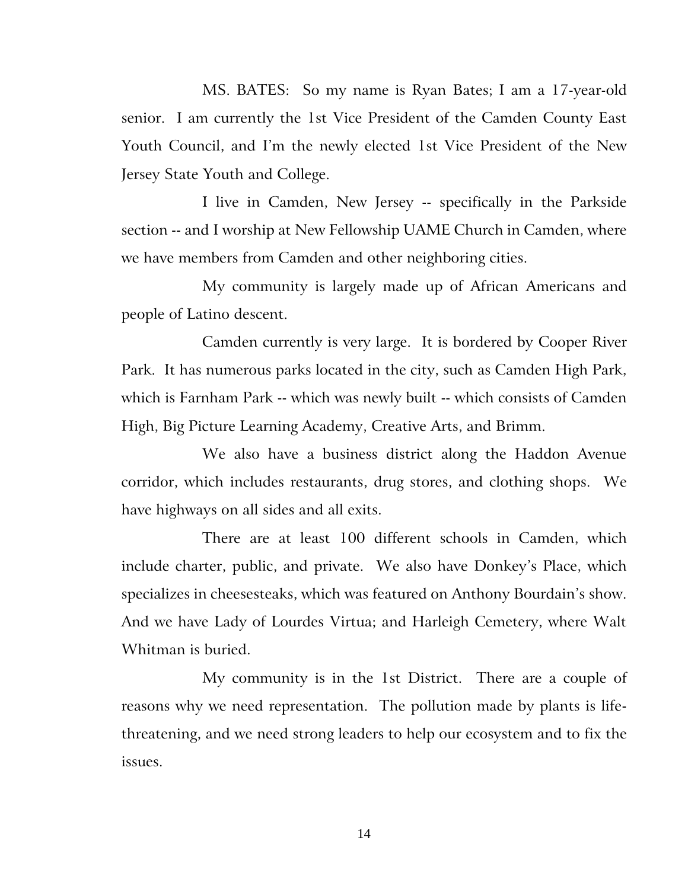MS. BATES: So my name is Ryan Bates; I am a 17-year-old senior. I am currently the 1st Vice President of the Camden County East Youth Council, and I'm the newly elected 1st Vice President of the New Jersey State Youth and College.

I live in Camden, New Jersey -- specifically in the Parkside section -- and I worship at New Fellowship UAME Church in Camden, where we have members from Camden and other neighboring cities.

My community is largely made up of African Americans and people of Latino descent.

Camden currently is very large. It is bordered by Cooper River Park. It has numerous parks located in the city, such as Camden High Park, which is Farnham Park -- which was newly built -- which consists of Camden High, Big Picture Learning Academy, Creative Arts, and Brimm.

We also have a business district along the Haddon Avenue corridor, which includes restaurants, drug stores, and clothing shops. We have highways on all sides and all exits.

There are at least 100 different schools in Camden, which include charter, public, and private. We also have Donkey's Place, which specializes in cheesesteaks, which was featured on Anthony Bourdain's show. And we have Lady of Lourdes Virtua; and Harleigh Cemetery, where Walt Whitman is buried.

My community is in the 1st District. There are a couple of reasons why we need representation. The pollution made by plants is life-threatening, and we need strong leaders to help our ecosystem and to fix the issues.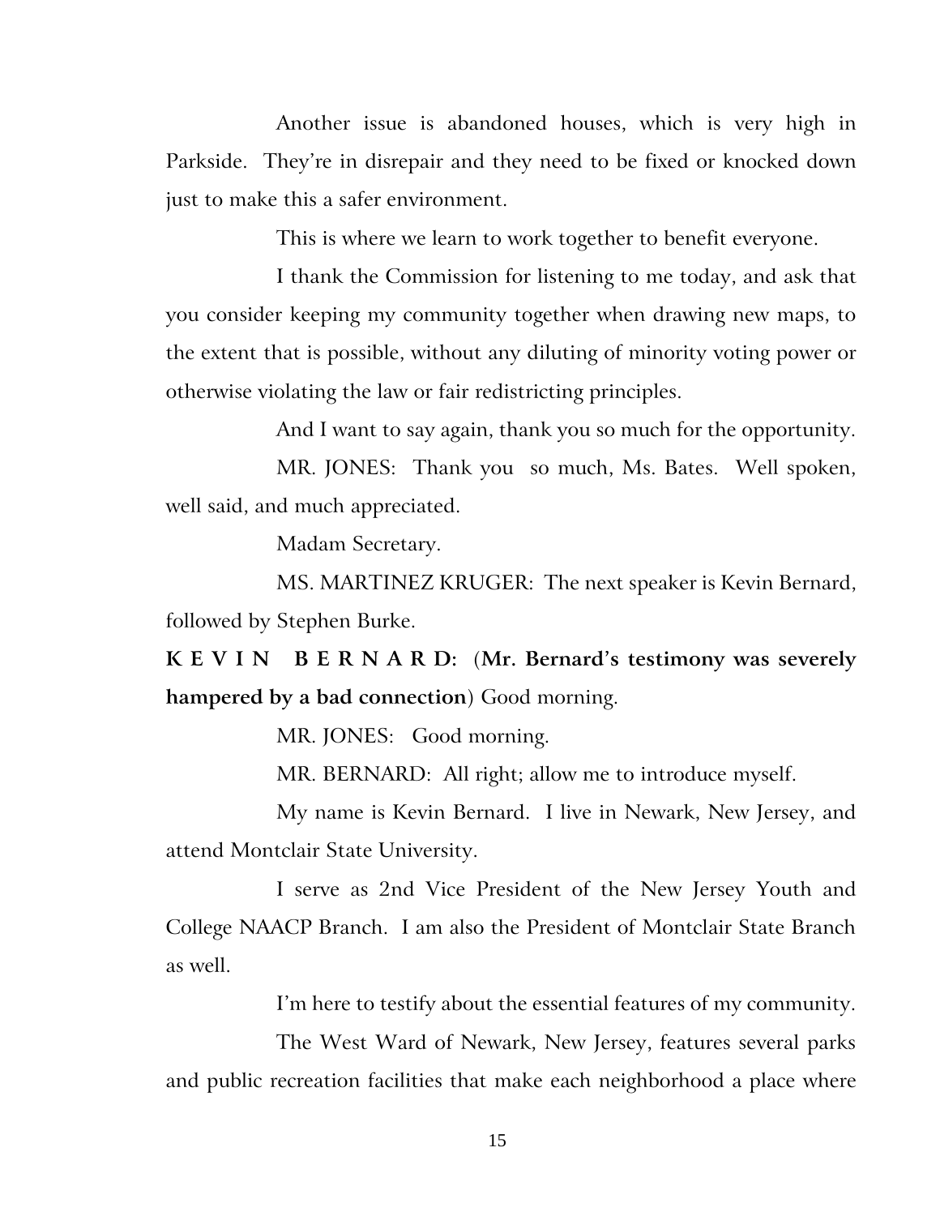Another issue is abandoned houses, which is very high in Parkside. They're in disrepair and they need to be fixed or knocked down just to make this a safer environment.

This is where we learn to work together to benefit everyone.

I thank the Commission for listening to me today, and ask that you consider keeping my community together when drawing new maps, to the extent that is possible, without any diluting of minority voting power or otherwise violating the law or fair redistricting principles.

And I want to say again, thank you so much for the opportunity.

MR. JONES: Thank you so much, Ms. Bates. Well spoken, well said, and much appreciated.

Madam Secretary.

MS. MARTINEZ KRUGER: The next speaker is Kevin Bernard, followed by Stephen Burke.

**K E V I N B E R N A R D:** (**Mr. Bernard's testimony was severely hampered by a bad connection**) Good morning.

MR. JONES: Good morning.

MR. BERNARD: All right; allow me to introduce myself.

My name is Kevin Bernard. I live in Newark, New Jersey, and attend Montclair State University.

I serve as 2nd Vice President of the New Jersey Youth and College NAACP Branch. I am also the President of Montclair State Branch as well.

I'm here to testify about the essential features of my community.

The West Ward of Newark, New Jersey, features several parks and public recreation facilities that make each neighborhood a place where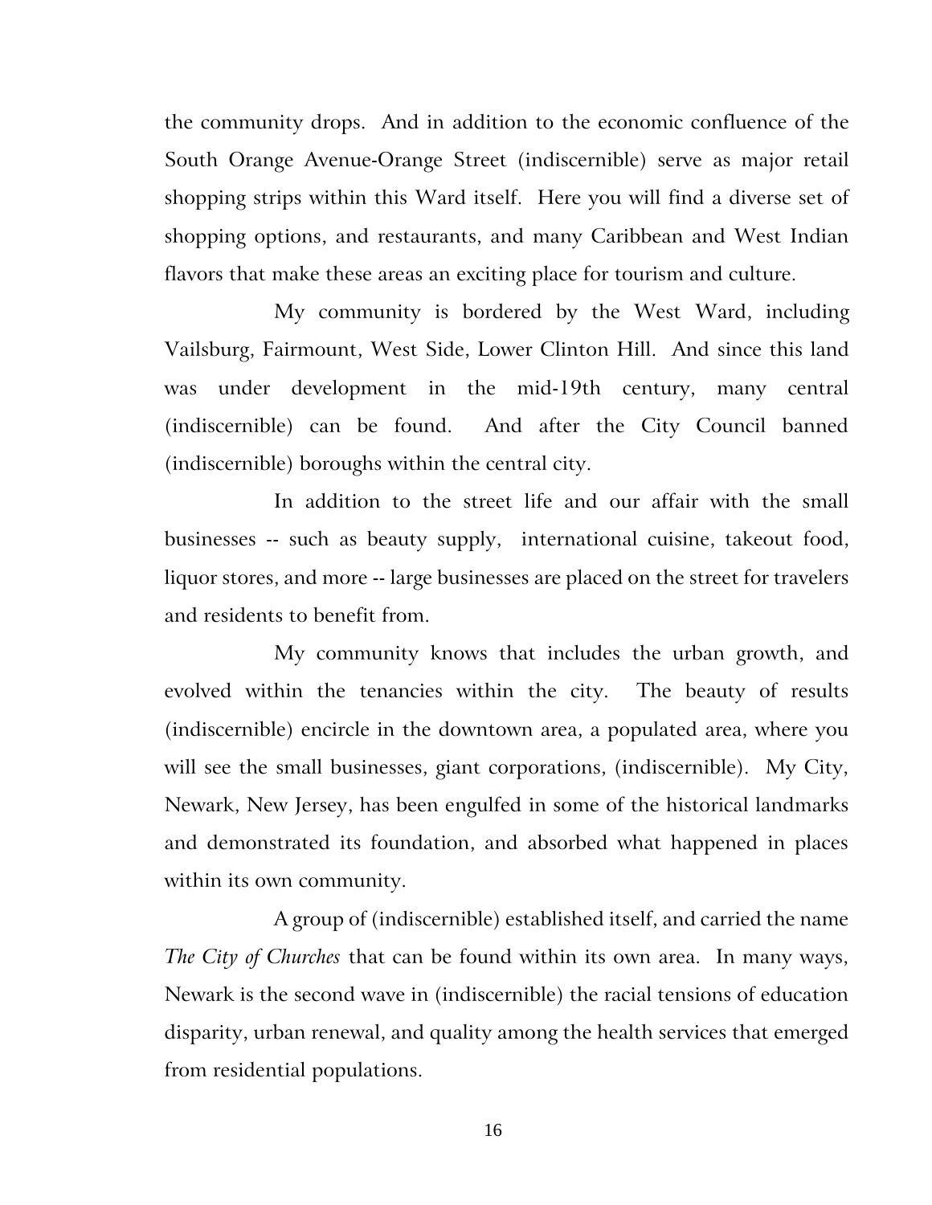the community drops. And in addition to the economic confluence of the South Orange Avenue-Orange Street (indiscernible) serve as major retail shopping strips within this Ward itself. Here you will find a diverse set of shopping options, and restaurants, and many Caribbean and West Indian flavors that make these areas an exciting place for tourism and culture.

My community is bordered by the West Ward, including Vailsburg, Fairmount, West Side, Lower Clinton Hill. And since this land was under development in the mid-19th century, many central (indiscernible) can be found. And after the City Council banned (indiscernible) boroughs within the central city.

In addition to the street life and our affair with the small businesses -- such as beauty supply, international cuisine, takeout food, liquor stores, and more -- large businesses are placed on the street for travelers and residents to benefit from.

My community knows that includes the urban growth, and evolved within the tenancies within the city. The beauty of results (indiscernible) encircle in the downtown area, a populated area, where you will see the small businesses, giant corporations, (indiscernible). My City, Newark, New Jersey, has been engulfed in some of the historical landmarks and demonstrated its foundation, and absorbed what happened in places within its own community.

A group of (indiscernible) established itself, and carried the name *The City of Churches* that can be found within its own area. In many ways, Newark is the second wave in (indiscernible) the racial tensions of education disparity, urban renewal, and quality among the health services that emerged from residential populations.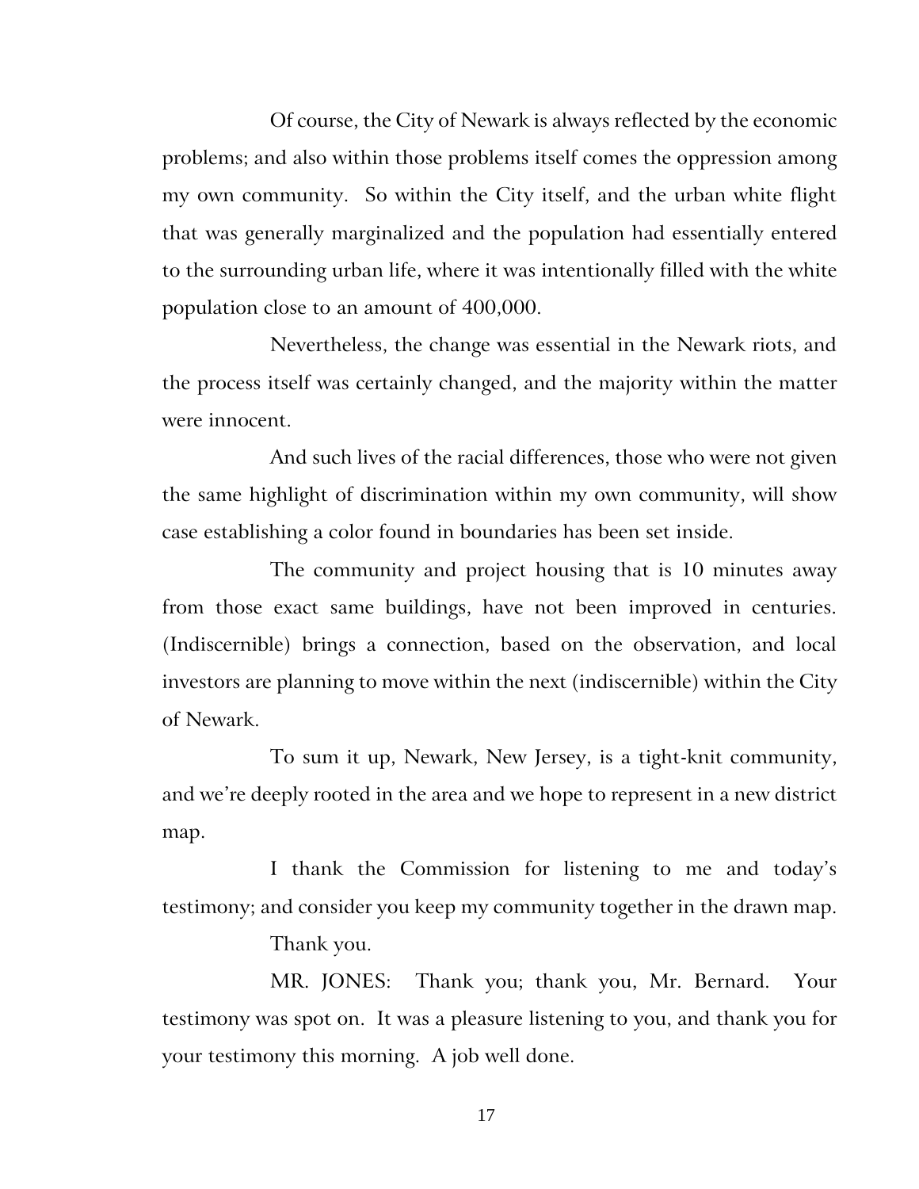Of course, the City of Newark is always reflected by the economic problems; and also within those problems itself comes the oppression among my own community. So within the City itself, and the urban white flight that was generally marginalized and the population had essentially entered to the surrounding urban life, where it was intentionally filled with the white population close to an amount of 400,000.

Nevertheless, the change was essential in the Newark riots, and the process itself was certainly changed, and the majority within the matter were innocent.

And such lives of the racial differences, those who were not given the same highlight of discrimination within my own community, will show case establishing a color found in boundaries has been set inside.

The community and project housing that is 10 minutes away from those exact same buildings, have not been improved in centuries. (Indiscernible) brings a connection, based on the observation, and local investors are planning to move within the next (indiscernible) within the City of Newark.

To sum it up, Newark, New Jersey, is a tight-knit community, and we're deeply rooted in the area and we hope to represent in a new district map.

I thank the Commission for listening to me and today's testimony; and consider you keep my community together in the drawn map.

Thank you.

MR. JONES: Thank you; thank you, Mr. Bernard. Your testimony was spot on. It was a pleasure listening to you, and thank you for your testimony this morning. A job well done.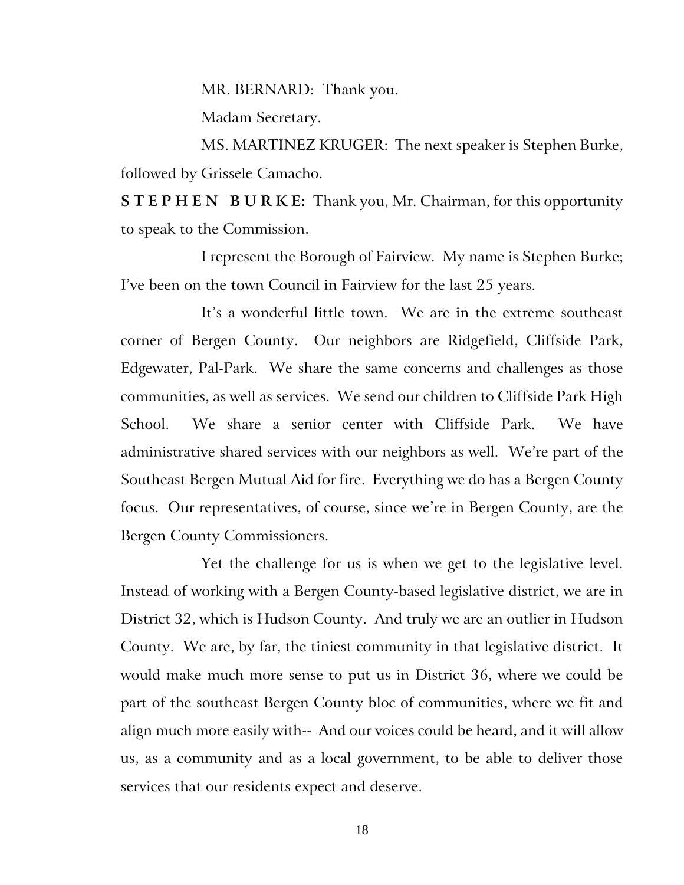MR. BERNARD: Thank you.

Madam Secretary.

MS. MARTINEZ KRUGER: The next speaker is Stephen Burke, followed by Grissele Camacho.

**S T E P H E N B U R K E:** Thank you, Mr. Chairman, for this opportunity to speak to the Commission.

I represent the Borough of Fairview. My name is Stephen Burke; I've been on the town Council in Fairview for the last 25 years.

It's a wonderful little town. We are in the extreme southeast corner of Bergen County. Our neighbors are Ridgefield, Cliffside Park, Edgewater, Pal-Park. We share the same concerns and challenges as those communities, as well as services. We send our children to Cliffside Park High School. We share a senior center with Cliffside Park. We have administrative shared services with our neighbors as well. We're part of the Southeast Bergen Mutual Aid for fire. Everything we do has a Bergen County focus. Our representatives, of course, since we're in Bergen County, are the Bergen County Commissioners.

Yet the challenge for us is when we get to the legislative level. Instead of working with a Bergen County-based legislative district, we are in District 32, which is Hudson County. And truly we are an outlier in Hudson County. We are, by far, the tiniest community in that legislative district. It would make much more sense to put us in District 36, where we could be part of the southeast Bergen County bloc of communities, where we fit and align much more easily with-- And our voices could be heard, and it will allow us, as a community and as a local government, to be able to deliver those services that our residents expect and deserve.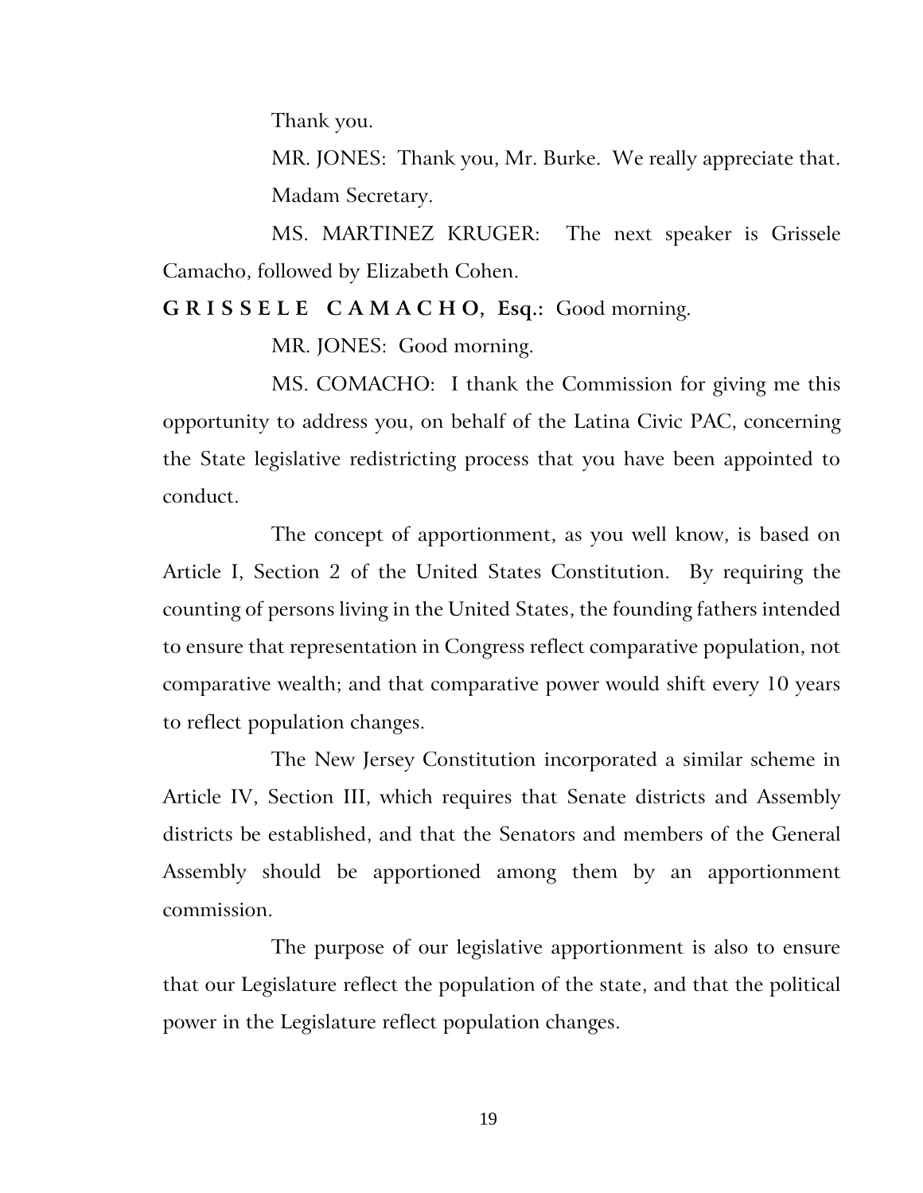Thank you.

MR. JONES: Thank you, Mr. Burke. We really appreciate that. Madam Secretary.

MS. MARTINEZ KRUGER: The next speaker is Grissele Camacho, followed by Elizabeth Cohen.

**G R I S S E L E C A M A C H O, Esq.:** Good morning.

MR. JONES: Good morning.

MS. COMACHO: I thank the Commission for giving me this opportunity to address you, on behalf of the Latina Civic PAC, concerning the State legislative redistricting process that you have been appointed to conduct.

The concept of apportionment, as you well know, is based on Article I, Section 2 of the United States Constitution. By requiring the counting of persons living in the United States, the founding fathers intended to ensure that representation in Congress reflect comparative population, not comparative wealth; and that comparative power would shift every 10 years to reflect population changes.

The New Jersey Constitution incorporated a similar scheme in Article IV, Section III, which requires that Senate districts and Assembly districts be established, and that the Senators and members of the General Assembly should be apportioned among them by an apportionment commission.

The purpose of our legislative apportionment is also to ensure that our Legislature reflect the population of the state, and that the political power in the Legislature reflect population changes.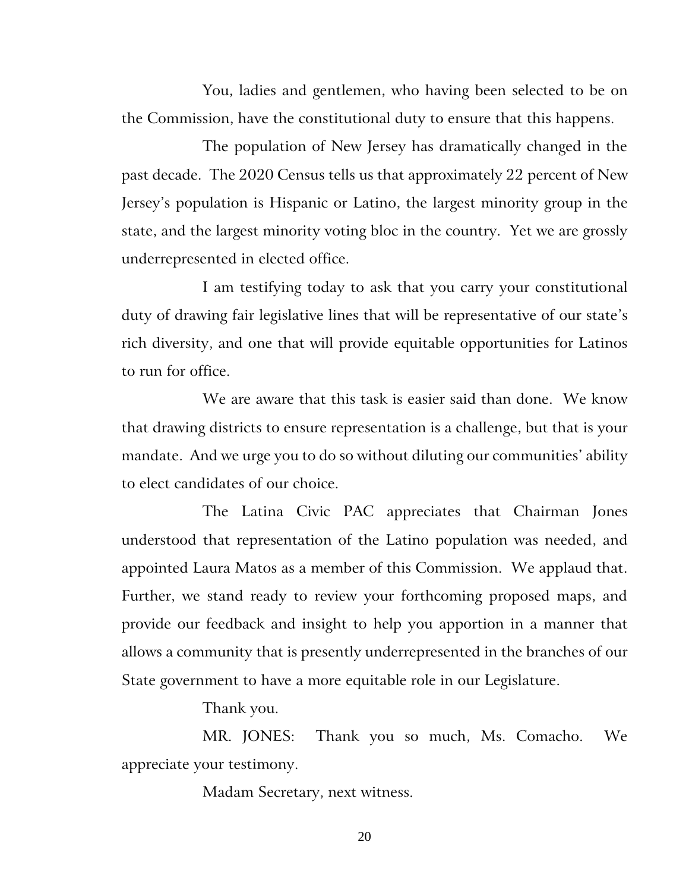You, ladies and gentlemen, who having been selected to be on the Commission, have the constitutional duty to ensure that this happens.

The population of New Jersey has dramatically changed in the past decade. The 2020 Census tells us that approximately 22 percent of New Jersey's population is Hispanic or Latino, the largest minority group in the state, and the largest minority voting bloc in the country. Yet we are grossly underrepresented in elected office.

I am testifying today to ask that you carry your constitutional duty of drawing fair legislative lines that will be representative of our state's rich diversity, and one that will provide equitable opportunities for Latinos to run for office.

We are aware that this task is easier said than done. We know that drawing districts to ensure representation is a challenge, but that is your mandate. And we urge you to do so without diluting our communities' ability to elect candidates of our choice.

The Latina Civic PAC appreciates that Chairman Jones understood that representation of the Latino population was needed, and appointed Laura Matos as a member of this Commission. We applaud that. Further, we stand ready to review your forthcoming proposed maps, and provide our feedback and insight to help you apportion in a manner that allows a community that is presently underrepresented in the branches of our State government to have a more equitable role in our Legislature.

Thank you.

MR. JONES: Thank you so much, Ms. Comacho. We appreciate your testimony.

Madam Secretary, next witness.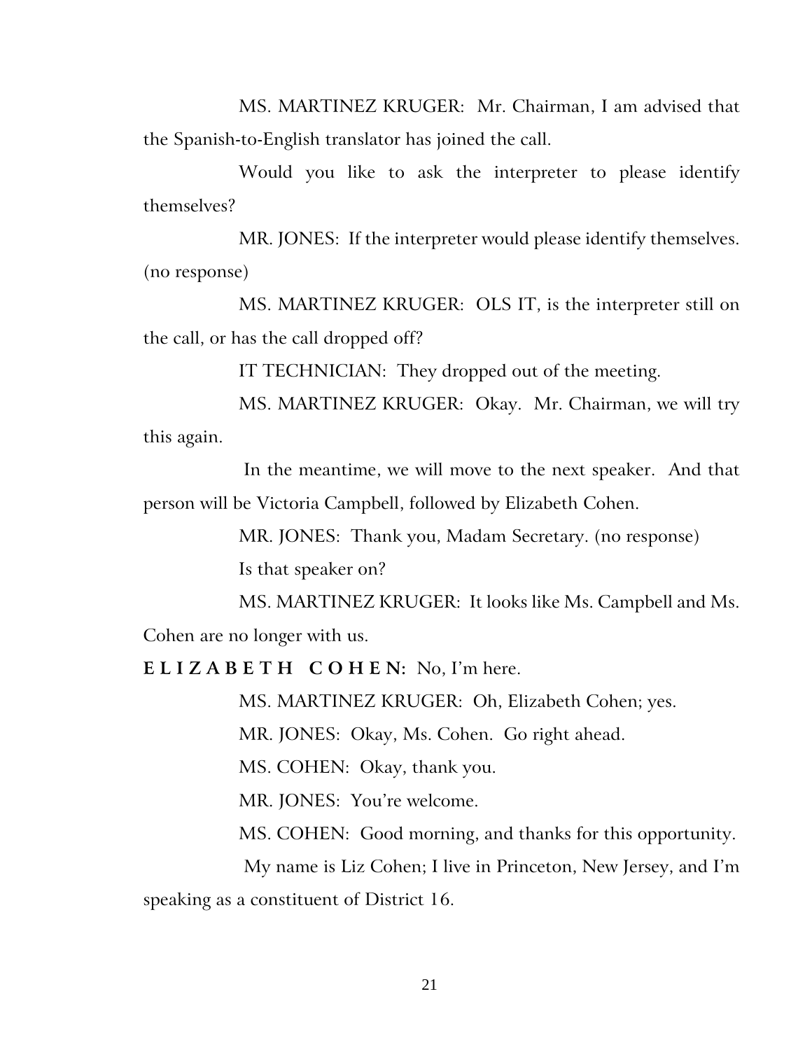MS. MARTINEZ KRUGER: Mr. Chairman, I am advised that the Spanish-to-English translator has joined the call.

Would you like to ask the interpreter to please identify themselves?

MR. JONES: If the interpreter would please identify themselves. (no response)

MS. MARTINEZ KRUGER: OLS IT, is the interpreter still on the call, or has the call dropped off?

IT TECHNICIAN: They dropped out of the meeting.

MS. MARTINEZ KRUGER: Okay. Mr. Chairman, we will try this again.

In the meantime, we will move to the next speaker. And that person will be Victoria Campbell, followed by Elizabeth Cohen.

MR. JONES: Thank you, Madam Secretary. (no response)

Is that speaker on?

MS. MARTINEZ KRUGER: It looks like Ms. Campbell and Ms. Cohen are no longer with us.

**E L I Z A B E T H C O H E N:** No, I'm here.

MS. MARTINEZ KRUGER: Oh, Elizabeth Cohen; yes.

MR. JONES: Okay, Ms. Cohen. Go right ahead.

MS. COHEN: Okay, thank you.

MR. JONES: You're welcome.

MS. COHEN: Good morning, and thanks for this opportunity.

My name is Liz Cohen; I live in Princeton, New Jersey, and I'm speaking as a constituent of District 16.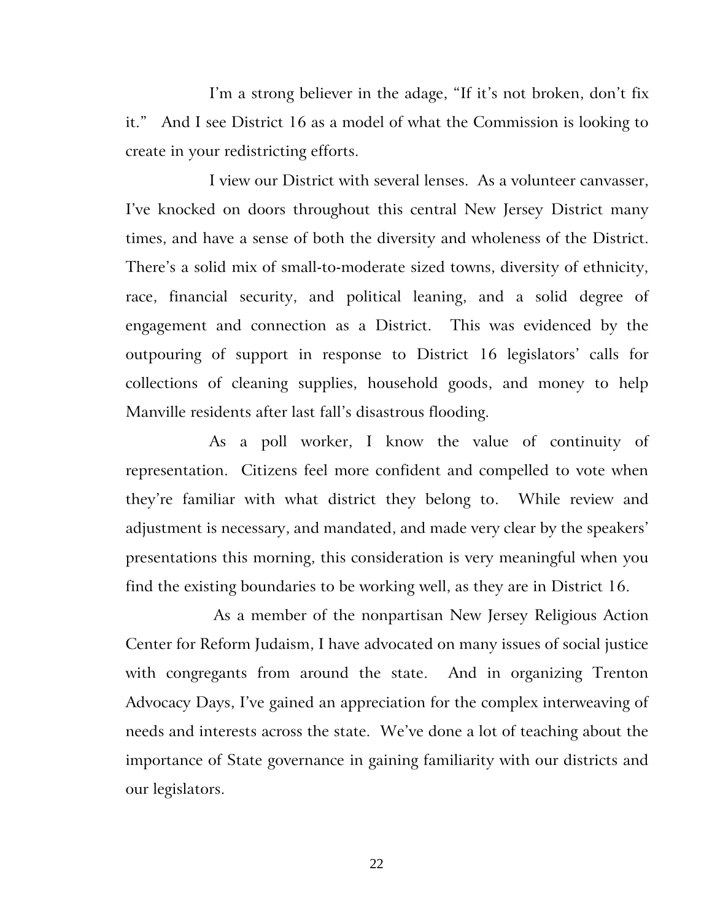I'm a strong believer in the adage, "If it's not broken, don't fix it." And I see District 16 as a model of what the Commission is looking to create in your redistricting efforts.

I view our District with several lenses. As a volunteer canvasser, I've knocked on doors throughout this central New Jersey District many times, and have a sense of both the diversity and wholeness of the District. There's a solid mix of small-to-moderate sized towns, diversity of ethnicity, race, financial security, and political leaning, and a solid degree of engagement and connection as a District. This was evidenced by the outpouring of support in response to District 16 legislators' calls for collections of cleaning supplies, household goods, and money to help Manville residents after last fall's disastrous flooding.

As a poll worker, I know the value of continuity of representation. Citizens feel more confident and compelled to vote when they're familiar with what district they belong to. While review and adjustment is necessary, and mandated, and made very clear by the speakers' presentations this morning, this consideration is very meaningful when you find the existing boundaries to be working well, as they are in District 16.

As a member of the nonpartisan New Jersey Religious Action Center for Reform Judaism, I have advocated on many issues of social justice with congregants from around the state. And in organizing Trenton Advocacy Days, I've gained an appreciation for the complex interweaving of needs and interests across the state. We've done a lot of teaching about the importance of State governance in gaining familiarity with our districts and our legislators.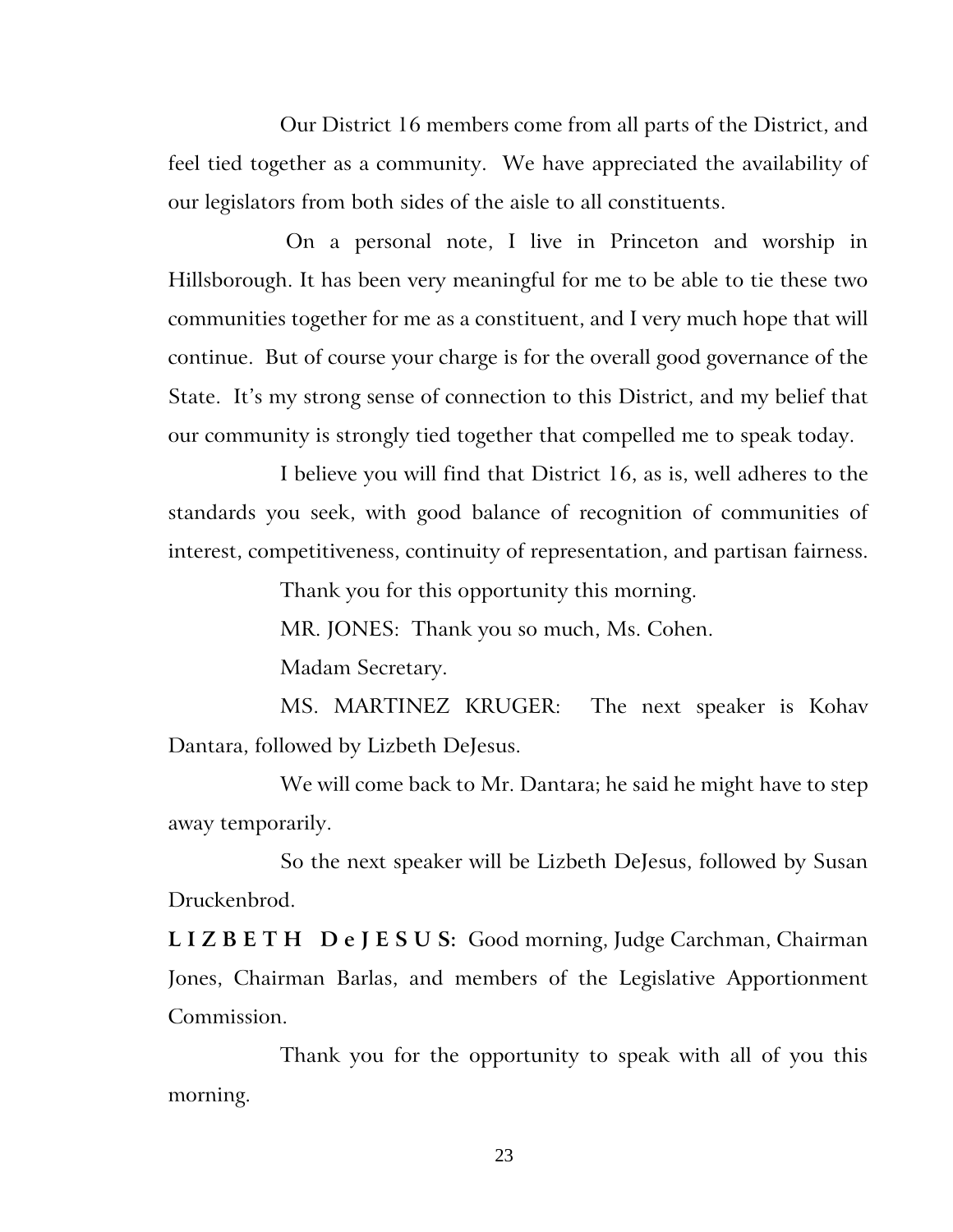Our District 16 members come from all parts of the District, and feel tied together as a community. We have appreciated the availability of our legislators from both sides of the aisle to all constituents.

On a personal note, I live in Princeton and worship in Hillsborough. It has been very meaningful for me to be able to tie these two communities together for me as a constituent, and I very much hope that will continue. But of course your charge is for the overall good governance of the State. It's my strong sense of connection to this District, and my belief that our community is strongly tied together that compelled me to speak today.

I believe you will find that District 16, as is, well adheres to the standards you seek, with good balance of recognition of communities of interest, competitiveness, continuity of representation, and partisan fairness.

Thank you for this opportunity this morning.

MR. JONES: Thank you so much, Ms. Cohen.

Madam Secretary.

MS. MARTINEZ KRUGER: The next speaker is Kohav Dantara, followed by Lizbeth DeJesus.

We will come back to Mr. Dantara; he said he might have to step away temporarily.

So the next speaker will be Lizbeth DeJesus, followed by Susan Druckenbrod.

**L I Z B E T H D e J E S U S:** Good morning, Judge Carchman, Chairman Jones, Chairman Barlas, and members of the Legislative Apportionment Commission.

Thank you for the opportunity to speak with all of you this morning.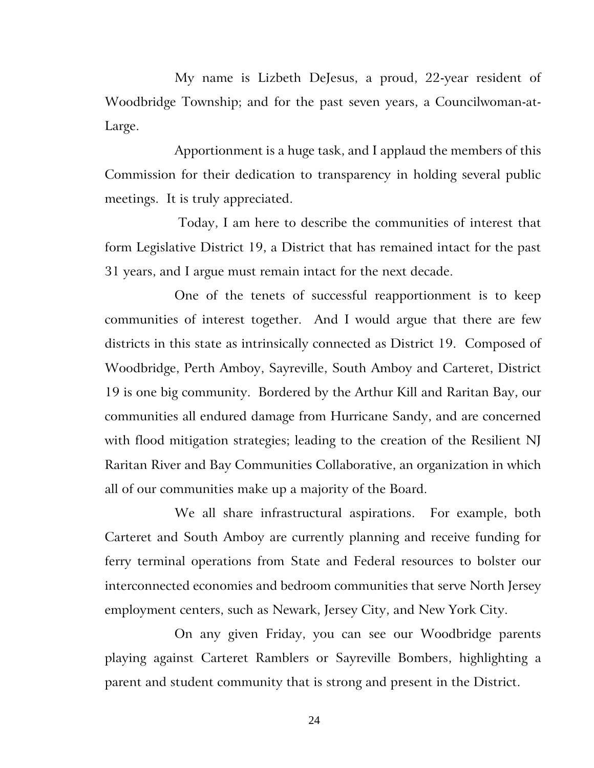My name is Lizbeth DeJesus, a proud, 22-year resident of Woodbridge Township; and for the past seven years, a Councilwoman-at-Large.

Apportionment is a huge task, and I applaud the members of this Commission for their dedication to transparency in holding several public meetings. It is truly appreciated.

Today, I am here to describe the communities of interest that form Legislative District 19, a District that has remained intact for the past 31 years, and I argue must remain intact for the next decade.

One of the tenets of successful reapportionment is to keep communities of interest together. And I would argue that there are few districts in this state as intrinsically connected as District 19. Composed of Woodbridge, Perth Amboy, Sayreville, South Amboy and Carteret, District 19 is one big community. Bordered by the Arthur Kill and Raritan Bay, our communities all endured damage from Hurricane Sandy, and are concerned with flood mitigation strategies; leading to the creation of the Resilient NJ Raritan River and Bay Communities Collaborative, an organization in which all of our communities make up a majority of the Board.

We all share infrastructural aspirations. For example, both Carteret and South Amboy are currently planning and receive funding for ferry terminal operations from State and Federal resources to bolster our interconnected economies and bedroom communities that serve North Jersey employment centers, such as Newark, Jersey City, and New York City.

On any given Friday, you can see our Woodbridge parents playing against Carteret Ramblers or Sayreville Bombers, highlighting a parent and student community that is strong and present in the District.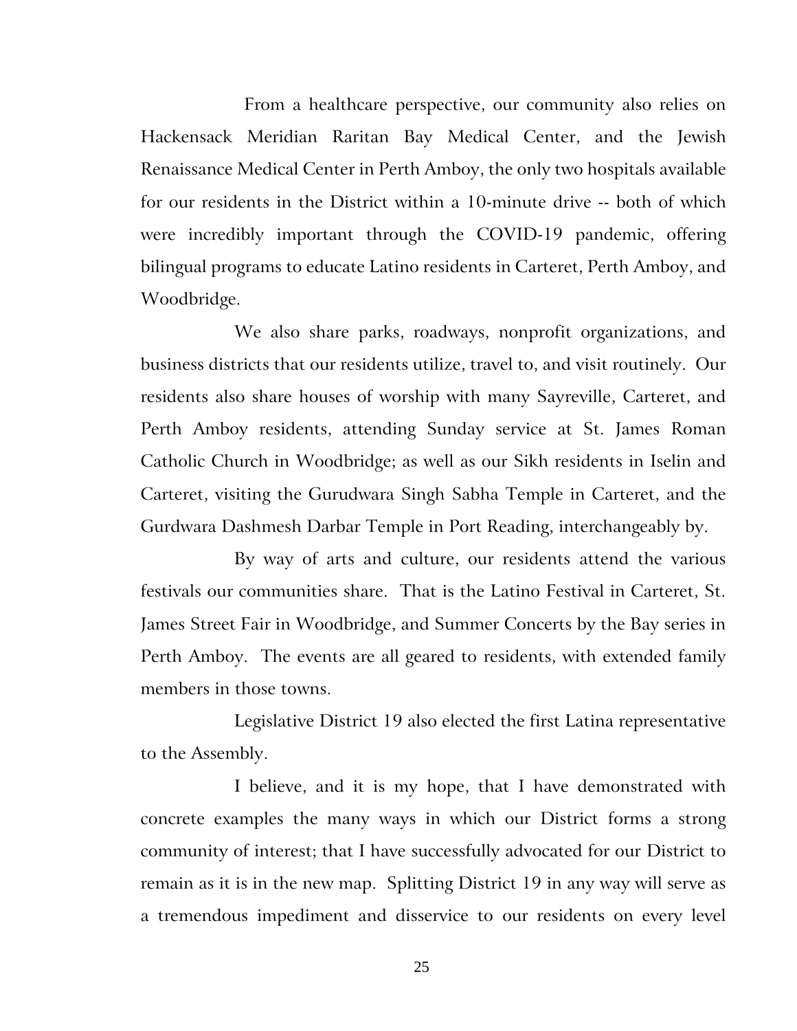From a healthcare perspective, our community also relies on Hackensack Meridian Raritan Bay Medical Center, and the Jewish Renaissance Medical Center in Perth Amboy, the only two hospitals available for our residents in the District within a 10-minute drive -- both of which were incredibly important through the COVID-19 pandemic, offering bilingual programs to educate Latino residents in Carteret, Perth Amboy, and Woodbridge.

We also share parks, roadways, nonprofit organizations, and business districts that our residents utilize, travel to, and visit routinely. Our residents also share houses of worship with many Sayreville, Carteret, and Perth Amboy residents, attending Sunday service at St. James Roman Catholic Church in Woodbridge; as well as our Sikh residents in Iselin and Carteret, visiting the Gurudwara Singh Sabha Temple in Carteret, and the Gurdwara Dashmesh Darbar Temple in Port Reading, interchangeably by.

By way of arts and culture, our residents attend the various festivals our communities share. That is the Latino Festival in Carteret, St. James Street Fair in Woodbridge, and Summer Concerts by the Bay series in Perth Amboy. The events are all geared to residents, with extended family members in those towns.

Legislative District 19 also elected the first Latina representative to the Assembly.

I believe, and it is my hope, that I have demonstrated with concrete examples the many ways in which our District forms a strong community of interest; that I have successfully advocated for our District to remain as it is in the new map. Splitting District 19 in any way will serve as a tremendous impediment and disservice to our residents on every level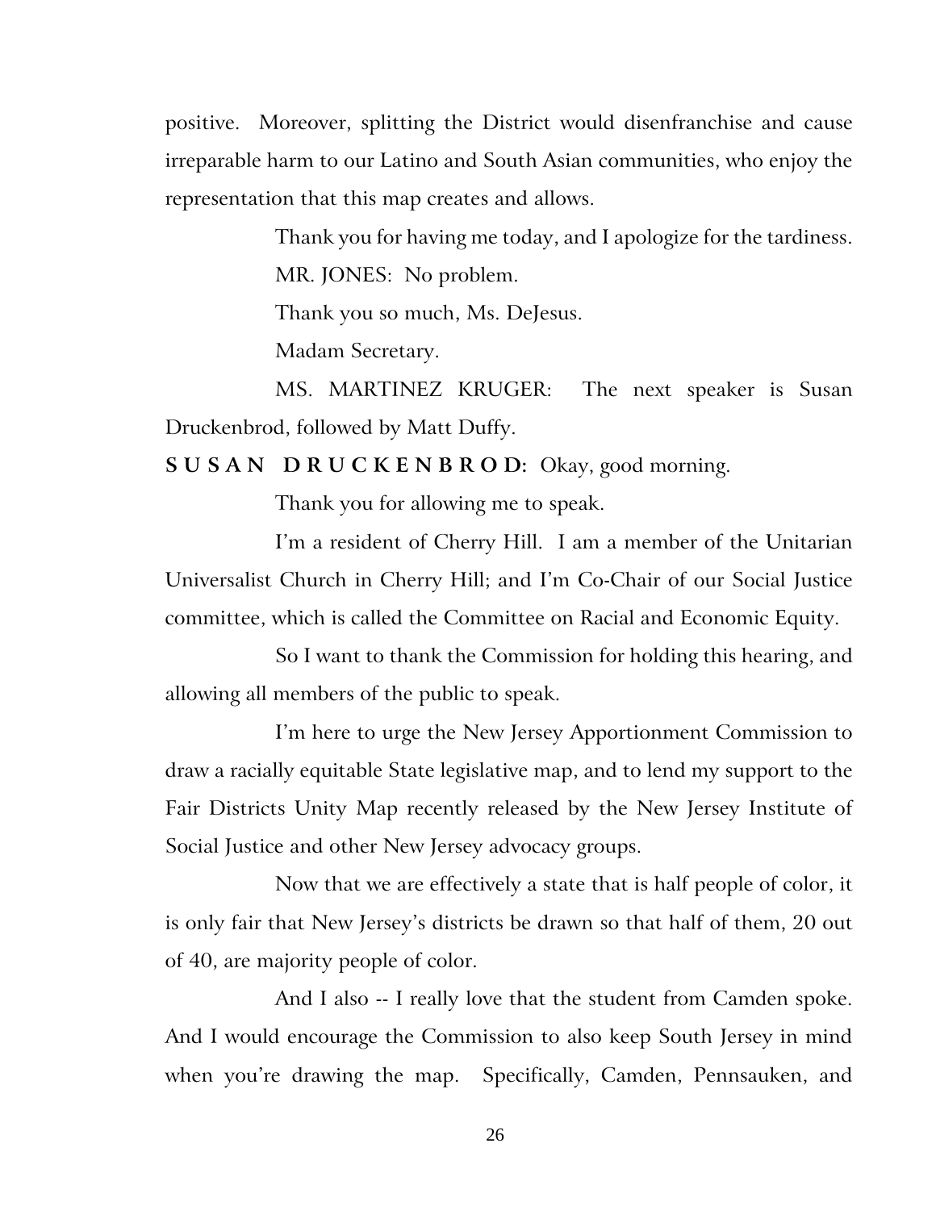positive. Moreover, splitting the District would disenfranchise and cause irreparable harm to our Latino and South Asian communities, who enjoy the representation that this map creates and allows.

Thank you for having me today, and I apologize for the tardiness.

MR. JONES: No problem.

Thank you so much, Ms. DeJesus.

Madam Secretary.

MS. MARTINEZ KRUGER: The next speaker is Susan Druckenbrod, followed by Matt Duffy.

**SUSAN DRUCKENBROD:** Okay, good morning.

Thank you for allowing me to speak.

I'm a resident of Cherry Hill. I am a member of the Unitarian Universalist Church in Cherry Hill; and I'm Co-Chair of our Social Justice committee, which is called the Committee on Racial and Economic Equity.

So I want to thank the Commission for holding this hearing, and allowing all members of the public to speak.

I'm here to urge the New Jersey Apportionment Commission to draw a racially equitable State legislative map, and to lend my support to the Fair Districts Unity Map recently released by the New Jersey Institute of Social Justice and other New Jersey advocacy groups.

Now that we are effectively a state that is half people of color, it is only fair that New Jersey's districts be drawn so that half of them, 20 out of 40, are majority people of color.

And I also -- I really love that the student from Camden spoke. And I would encourage the Commission to also keep South Jersey in mind when you're drawing the map. Specifically, Camden, Pennsauken, and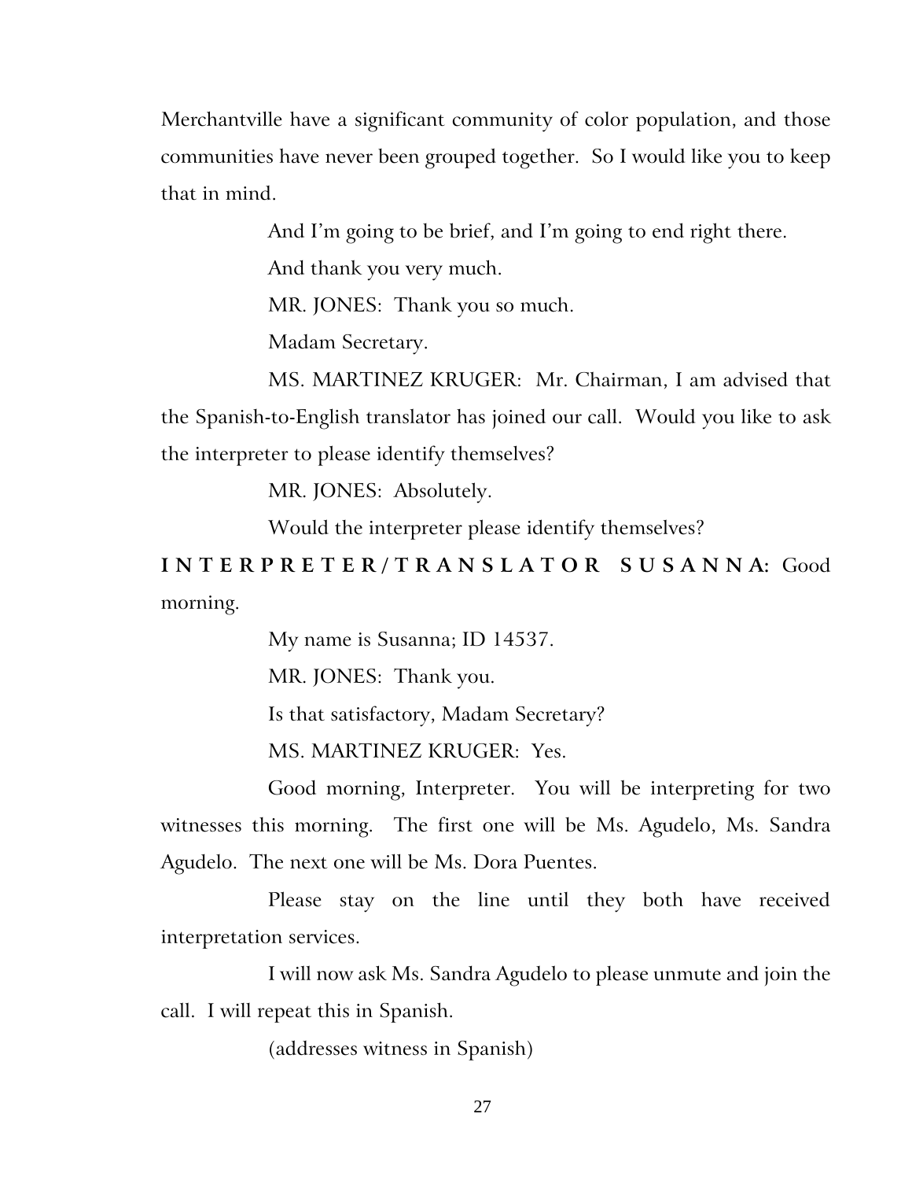Merchantville have a significant community of color population, and those communities have never been grouped together. So I would like you to keep that in mind.

And I'm going to be brief, and I'm going to end right there.

And thank you very much.

MR. JONES: Thank you so much.

Madam Secretary.

MS. MARTINEZ KRUGER: Mr. Chairman, I am advised that the Spanish-to-English translator has joined our call. Would you like to ask the interpreter to please identify themselves?

MR. JONES: Absolutely.

Would the interpreter please identify themselves?

**INTERPRETER/TRANSLATOR SUSANNA:** Good morning.

My name is Susanna; ID 14537.

MR. JONES: Thank you.

Is that satisfactory, Madam Secretary?

MS. MARTINEZ KRUGER: Yes.

Good morning, Interpreter. You will be interpreting for two witnesses this morning. The first one will be Ms. Agudelo, Ms. Sandra Agudelo. The next one will be Ms. Dora Puentes.

Please stay on the line until they both have received interpretation services.

I will now ask Ms. Sandra Agudelo to please unmute and join the call. I will repeat this in Spanish.

(addresses witness in Spanish)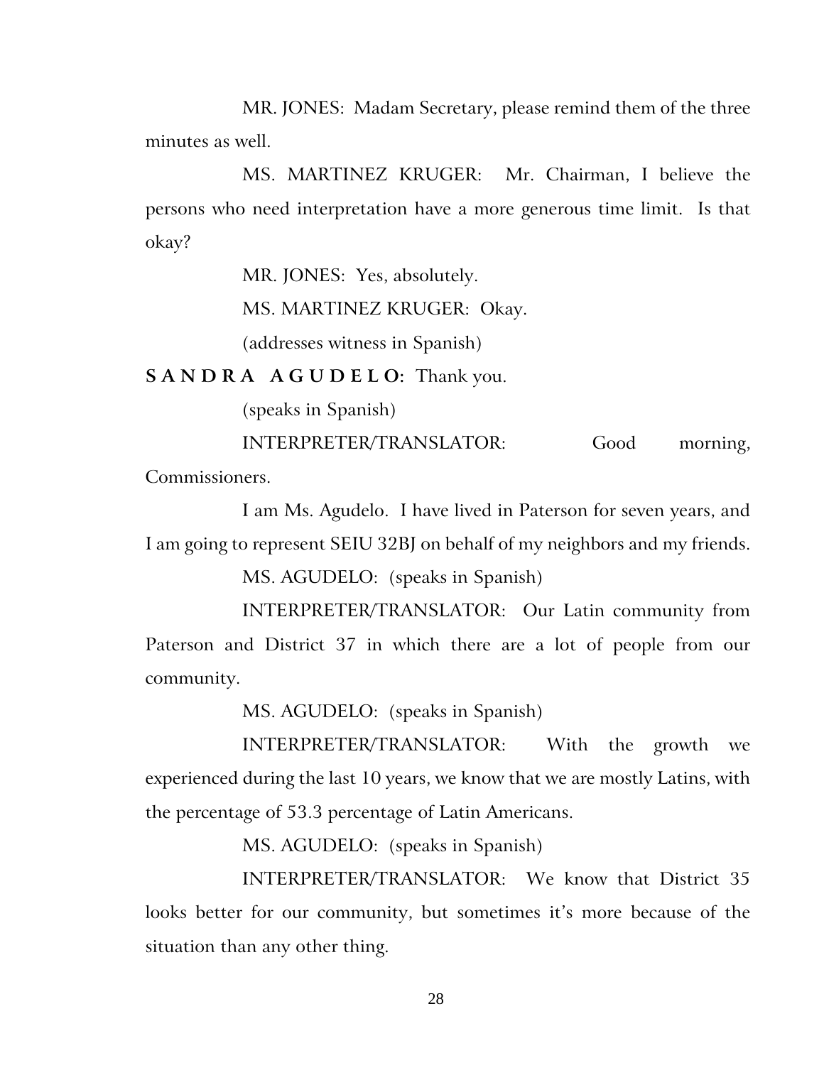MR. JONES: Madam Secretary, please remind them of the three minutes as well.

MS. MARTINEZ KRUGER: Mr. Chairman, I believe the persons who need interpretation have a more generous time limit. Is that okay?

MR. JONES: Yes, absolutely.

MS. MARTINEZ KRUGER: Okay.

(addresses witness in Spanish)

**S A N D R A   A G U D E L O:** Thank you.

(speaks in Spanish)

INTERPRETER/TRANSLATOR: Good morning, Commissioners.

I am Ms. Agudelo. I have lived in Paterson for seven years, and I am going to represent SEIU 32BJ on behalf of my neighbors and my friends.

MS. AGUDELO: (speaks in Spanish)

INTERPRETER/TRANSLATOR: Our Latin community from Paterson and District 37 in which there are a lot of people from our community.

MS. AGUDELO: (speaks in Spanish)

INTERPRETER/TRANSLATOR: With the growth we experienced during the last 10 years, we know that we are mostly Latins, with the percentage of 53.3 percentage of Latin Americans.

MS. AGUDELO: (speaks in Spanish)

INTERPRETER/TRANSLATOR: We know that District 35 looks better for our community, but sometimes it's more because of the situation than any other thing.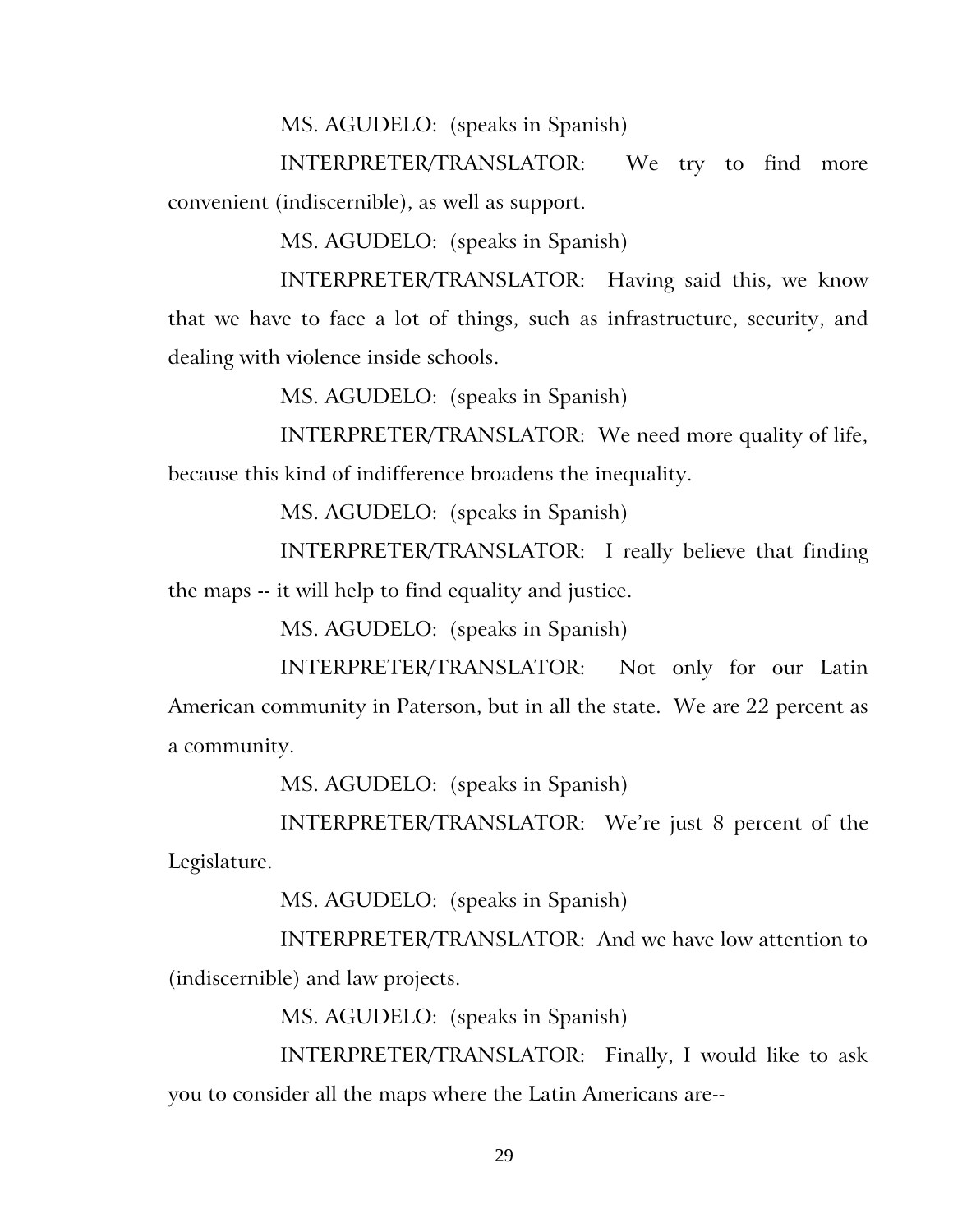MS. AGUDELO: (speaks in Spanish)

INTERPRETER/TRANSLATOR: We try to find more convenient (indiscernible), as well as support.

MS. AGUDELO: (speaks in Spanish)

INTERPRETER/TRANSLATOR: Having said this, we know that we have to face a lot of things, such as infrastructure, security, and dealing with violence inside schools.

MS. AGUDELO: (speaks in Spanish)

INTERPRETER/TRANSLATOR: We need more quality of life, because this kind of indifference broadens the inequality.

MS. AGUDELO: (speaks in Spanish)

INTERPRETER/TRANSLATOR: I really believe that finding the maps -- it will help to find equality and justice.

MS. AGUDELO: (speaks in Spanish)

INTERPRETER/TRANSLATOR: Not only for our Latin American community in Paterson, but in all the state. We are 22 percent as a community.

MS. AGUDELO: (speaks in Spanish)

INTERPRETER/TRANSLATOR: We're just 8 percent of the Legislature.

MS. AGUDELO: (speaks in Spanish)

INTERPRETER/TRANSLATOR: And we have low attention to (indiscernible) and law projects.

MS. AGUDELO: (speaks in Spanish)

INTERPRETER/TRANSLATOR: Finally, I would like to ask you to consider all the maps where the Latin Americans are--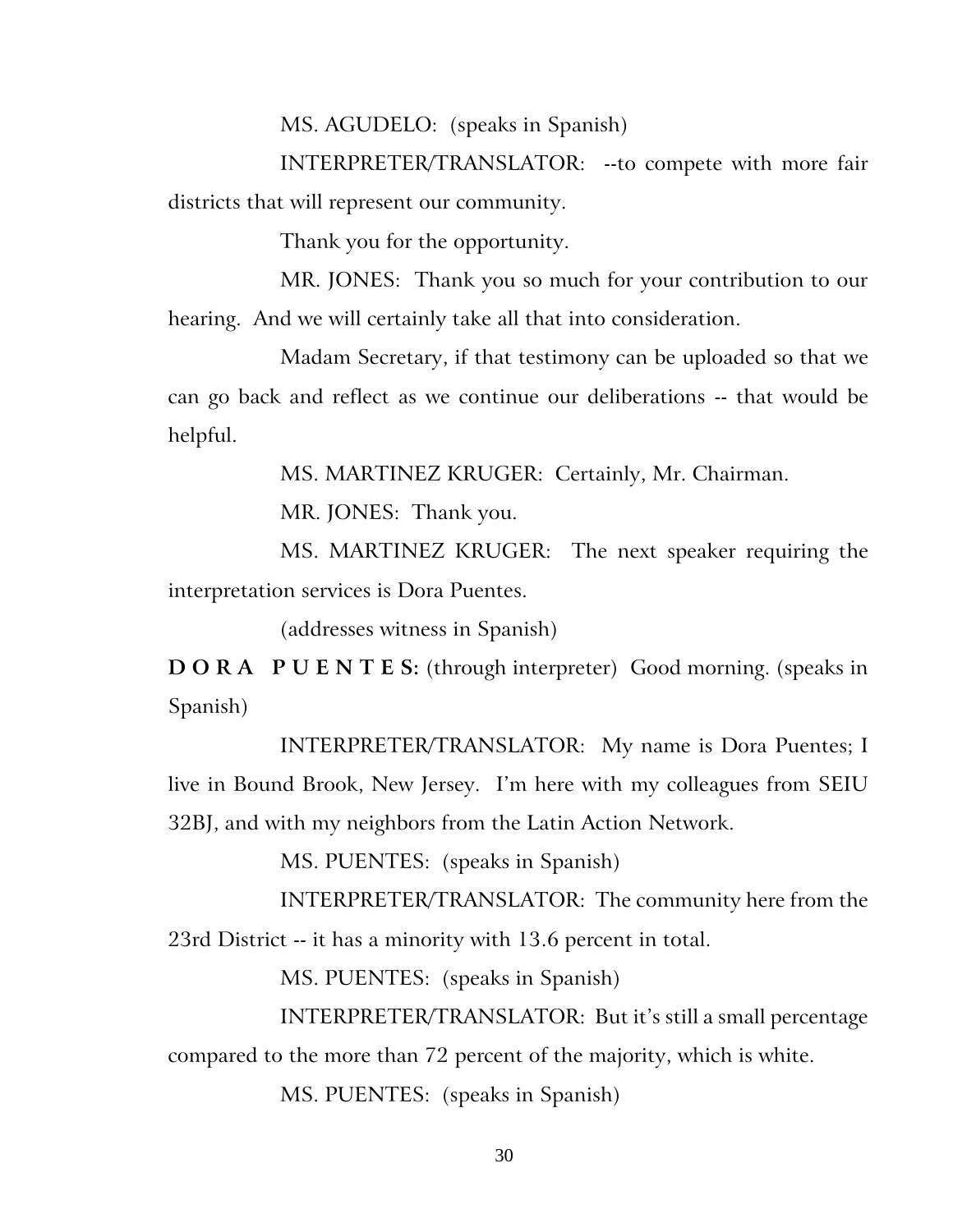MS. AGUDELO: (speaks in Spanish)

INTERPRETER/TRANSLATOR: --to compete with more fair districts that will represent our community.

Thank you for the opportunity.

MR. JONES: Thank you so much for your contribution to our hearing. And we will certainly take all that into consideration.

Madam Secretary, if that testimony can be uploaded so that we can go back and reflect as we continue our deliberations -- that would be helpful.

MS. MARTINEZ KRUGER: Certainly, Mr. Chairman.

MR. JONES: Thank you.

MS. MARTINEZ KRUGER: The next speaker requiring the interpretation services is Dora Puentes.

(addresses witness in Spanish)

**D O R A P U E N T E S:** (through interpreter) Good morning. (speaks in Spanish)

INTERPRETER/TRANSLATOR: My name is Dora Puentes; I live in Bound Brook, New Jersey. I'm here with my colleagues from SEIU 32BJ, and with my neighbors from the Latin Action Network.

MS. PUENTES: (speaks in Spanish)

INTERPRETER/TRANSLATOR: The community here from the 23rd District -- it has a minority with 13.6 percent in total.

MS. PUENTES: (speaks in Spanish)

INTERPRETER/TRANSLATOR: But it's still a small percentage compared to the more than 72 percent of the majority, which is white.

MS. PUENTES: (speaks in Spanish)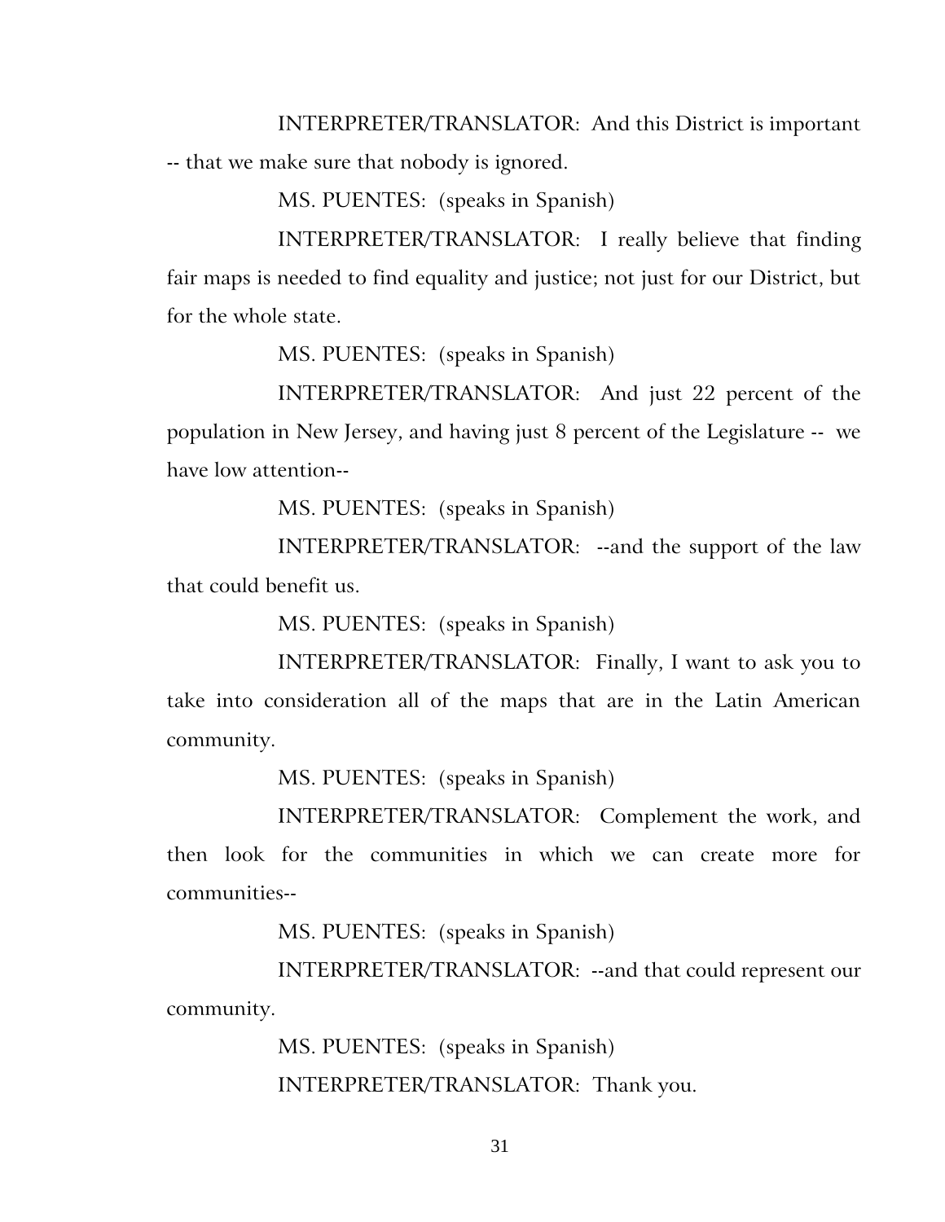INTERPRETER/TRANSLATOR: And this District is important -- that we make sure that nobody is ignored.

MS. PUENTES: (speaks in Spanish)

INTERPRETER/TRANSLATOR: I really believe that finding fair maps is needed to find equality and justice; not just for our District, but for the whole state.

MS. PUENTES: (speaks in Spanish)

INTERPRETER/TRANSLATOR: And just 22 percent of the population in New Jersey, and having just 8 percent of the Legislature -- we have low attention--

MS. PUENTES: (speaks in Spanish)

INTERPRETER/TRANSLATOR: --and the support of the law that could benefit us.

MS. PUENTES: (speaks in Spanish)

INTERPRETER/TRANSLATOR: Finally, I want to ask you to take into consideration all of the maps that are in the Latin American community.

MS. PUENTES: (speaks in Spanish)

INTERPRETER/TRANSLATOR: Complement the work, and then look for the communities in which we can create more for communities--

MS. PUENTES: (speaks in Spanish)

INTERPRETER/TRANSLATOR: --and that could represent our community.

MS. PUENTES: (speaks in Spanish)

INTERPRETER/TRANSLATOR: Thank you.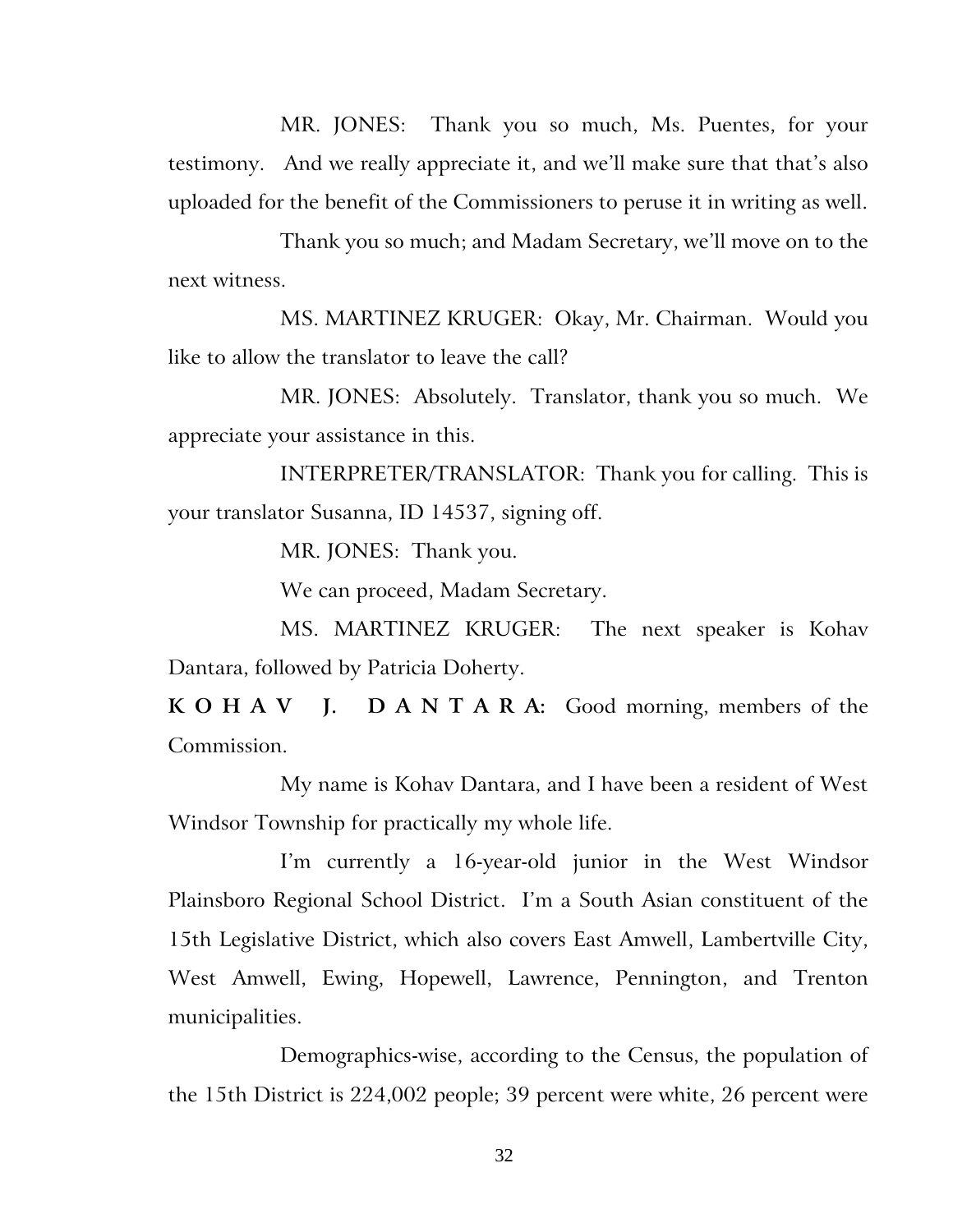MR. JONES: Thank you so much, Ms. Puentes, for your testimony. And we really appreciate it, and we'll make sure that that's also uploaded for the benefit of the Commissioners to peruse it in writing as well.

Thank you so much; and Madam Secretary, we'll move on to the next witness.

MS. MARTINEZ KRUGER: Okay, Mr. Chairman. Would you like to allow the translator to leave the call?

MR. JONES: Absolutely. Translator, thank you so much. We appreciate your assistance in this.

INTERPRETER/TRANSLATOR: Thank you for calling. This is your translator Susanna, ID 14537, signing off.

MR. JONES: Thank you.

We can proceed, Madam Secretary.

MS. MARTINEZ KRUGER: The next speaker is Kohav Dantara, followed by Patricia Doherty.

**K O H A V J. D A N T A R A:** Good morning, members of the Commission.

My name is Kohav Dantara, and I have been a resident of West Windsor Township for practically my whole life.

I'm currently a 16-year-old junior in the West Windsor Plainsboro Regional School District. I'm a South Asian constituent of the 15th Legislative District, which also covers East Amwell, Lambertville City, West Amwell, Ewing, Hopewell, Lawrence, Pennington, and Trenton municipalities.

Demographics-wise, according to the Census, the population of the 15th District is 224,002 people; 39 percent were white, 26 percent were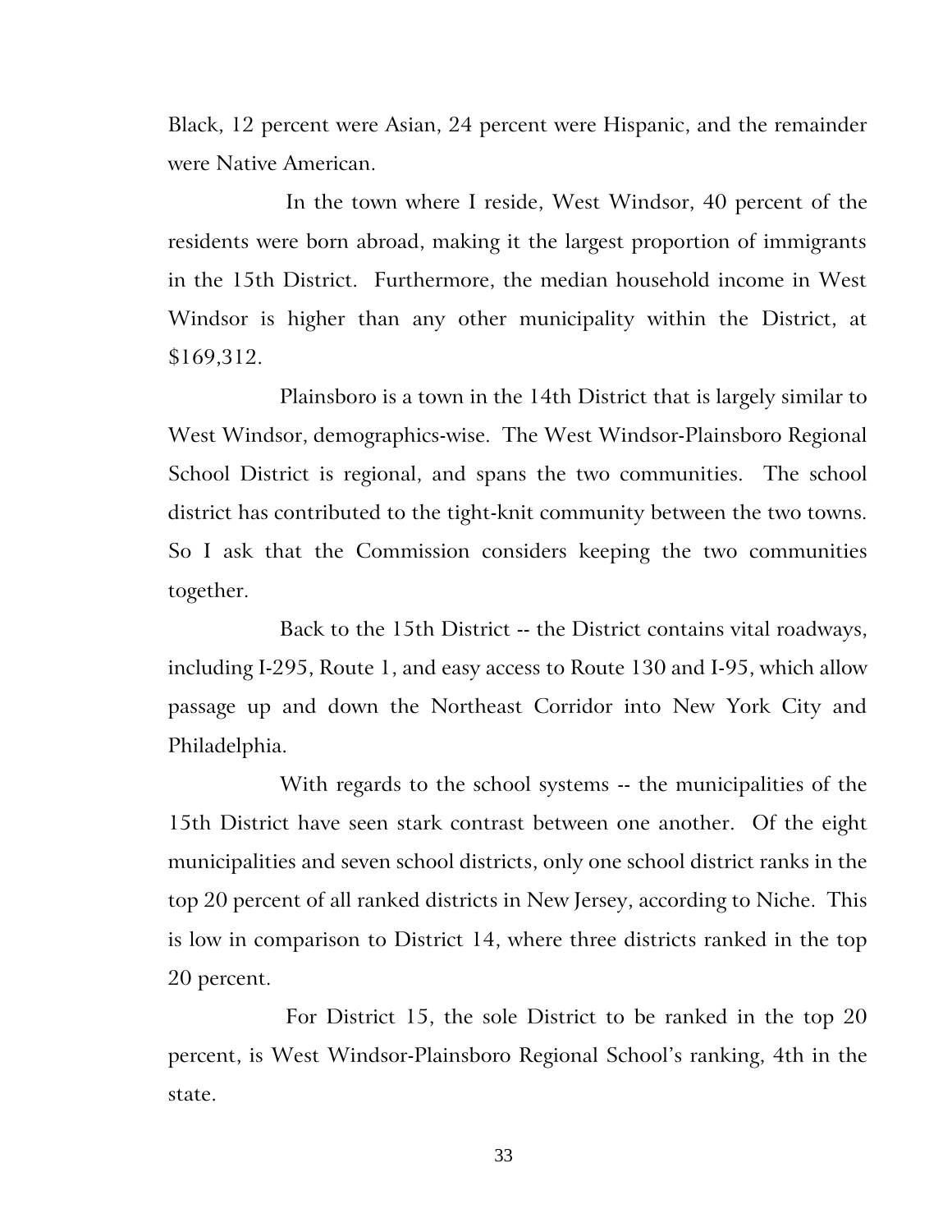Black, 12 percent were Asian, 24 percent were Hispanic, and the remainder were Native American.

In the town where I reside, West Windsor, 40 percent of the residents were born abroad, making it the largest proportion of immigrants in the 15th District. Furthermore, the median household income in West Windsor is higher than any other municipality within the District, at $169,312.

Plainsboro is a town in the 14th District that is largely similar to West Windsor, demographics-wise. The West Windsor-Plainsboro Regional School District is regional, and spans the two communities. The school district has contributed to the tight-knit community between the two towns. So I ask that the Commission considers keeping the two communities together.

Back to the 15th District -- the District contains vital roadways, including I-295, Route 1, and easy access to Route 130 and I-95, which allow passage up and down the Northeast Corridor into New York City and Philadelphia.

With regards to the school systems -- the municipalities of the 15th District have seen stark contrast between one another. Of the eight municipalities and seven school districts, only one school district ranks in the top 20 percent of all ranked districts in New Jersey, according to Niche. This is low in comparison to District 14, where three districts ranked in the top 20 percent.

For District 15, the sole District to be ranked in the top 20 percent, is West Windsor-Plainsboro Regional School's ranking, 4th in the state.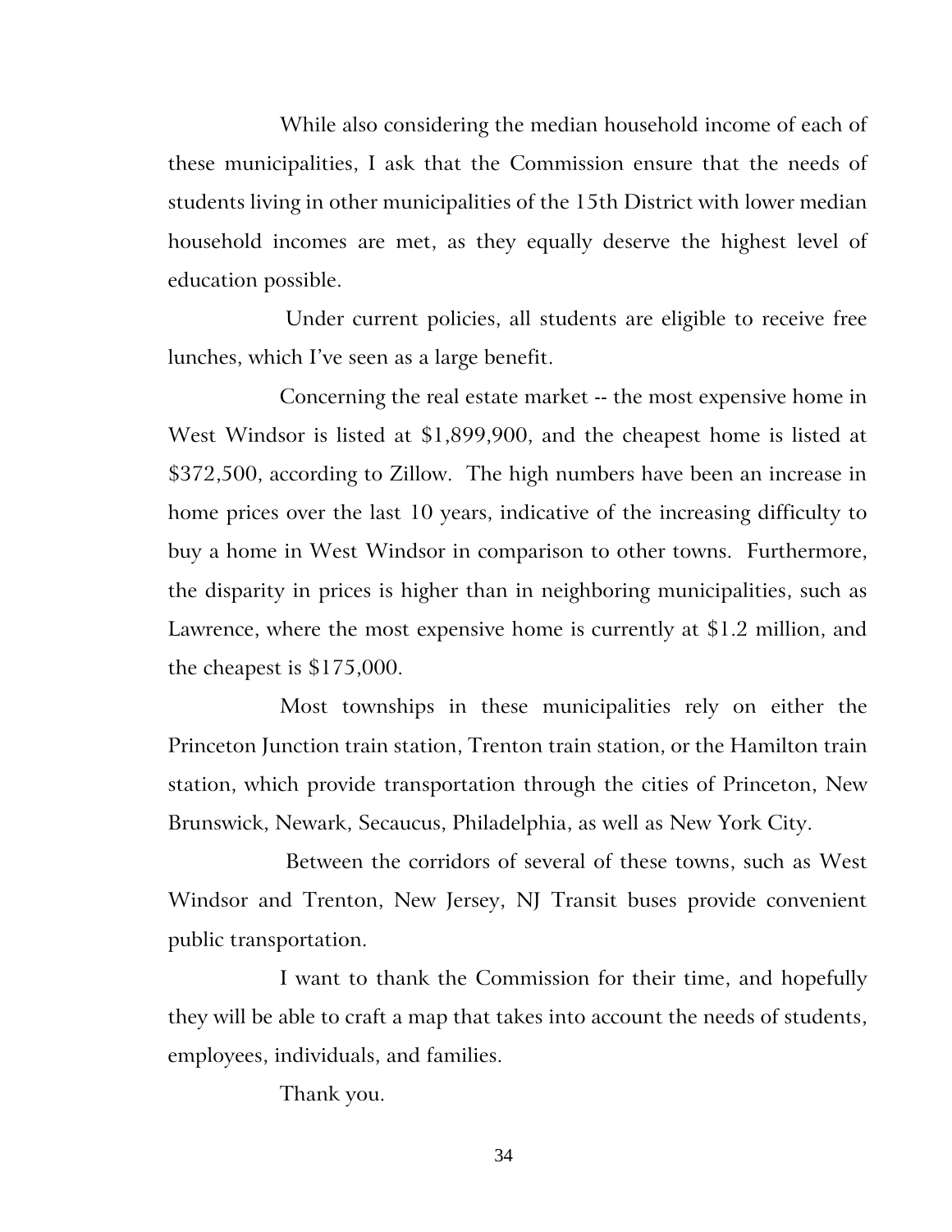While also considering the median household income of each of these municipalities, I ask that the Commission ensure that the needs of students living in other municipalities of the 15th District with lower median household incomes are met, as they equally deserve the highest level of education possible.

Under current policies, all students are eligible to receive free lunches, which I've seen as a large benefit.

Concerning the real estate market -- the most expensive home in West Windsor is listed at $1,899,900, and the cheapest home is listed at $372,500, according to Zillow. The high numbers have been an increase in home prices over the last 10 years, indicative of the increasing difficulty to buy a home in West Windsor in comparison to other towns. Furthermore, the disparity in prices is higher than in neighboring municipalities, such as Lawrence, where the most expensive home is currently at $1.2 million, and the cheapest is $175,000.

Most townships in these municipalities rely on either the Princeton Junction train station, Trenton train station, or the Hamilton train station, which provide transportation through the cities of Princeton, New Brunswick, Newark, Secaucus, Philadelphia, as well as New York City.

Between the corridors of several of these towns, such as West Windsor and Trenton, New Jersey, NJ Transit buses provide convenient public transportation.

I want to thank the Commission for their time, and hopefully they will be able to craft a map that takes into account the needs of students, employees, individuals, and families.

Thank you.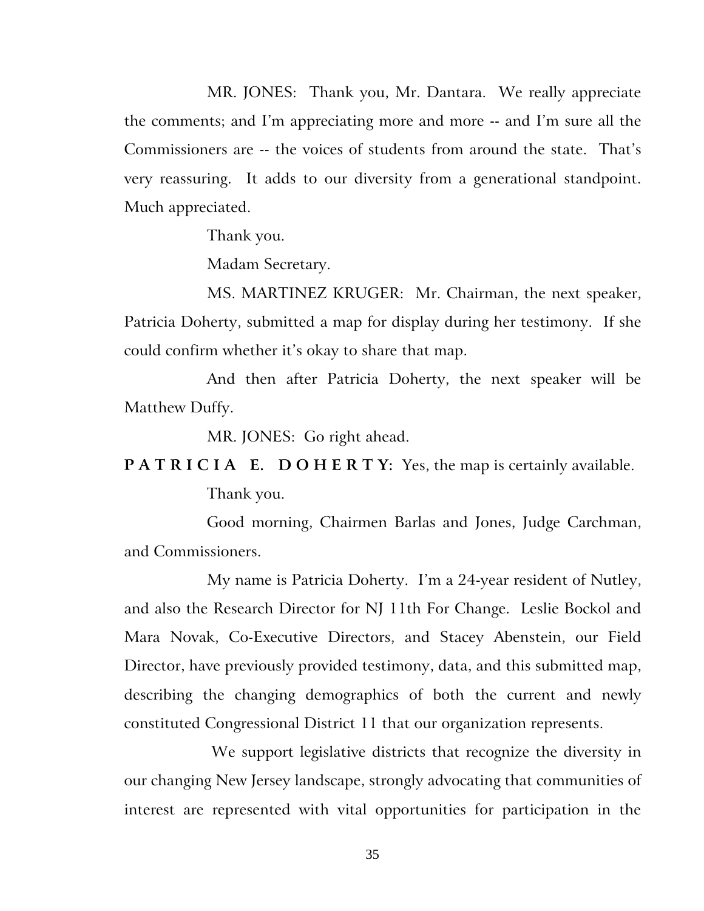MR. JONES: Thank you, Mr. Dantara. We really appreciate the comments; and I'm appreciating more and more -- and I'm sure all the Commissioners are -- the voices of students from around the state. That's very reassuring. It adds to our diversity from a generational standpoint. Much appreciated.

Thank you.

Madam Secretary.

MS. MARTINEZ KRUGER: Mr. Chairman, the next speaker, Patricia Doherty, submitted a map for display during her testimony. If she could confirm whether it's okay to share that map.

And then after Patricia Doherty, the next speaker will be Matthew Duffy.

MR. JONES: Go right ahead.

**PATRICIA E. DOHERTY:** Yes, the map is certainly available.

Thank you.

Good morning, Chairmen Barlas and Jones, Judge Carchman, and Commissioners.

My name is Patricia Doherty. I'm a 24-year resident of Nutley, and also the Research Director for NJ 11th For Change. Leslie Bockol and Mara Novak, Co-Executive Directors, and Stacey Abenstein, our Field Director, have previously provided testimony, data, and this submitted map, describing the changing demographics of both the current and newly constituted Congressional District 11 that our organization represents.

We support legislative districts that recognize the diversity in our changing New Jersey landscape, strongly advocating that communities of interest are represented with vital opportunities for participation in the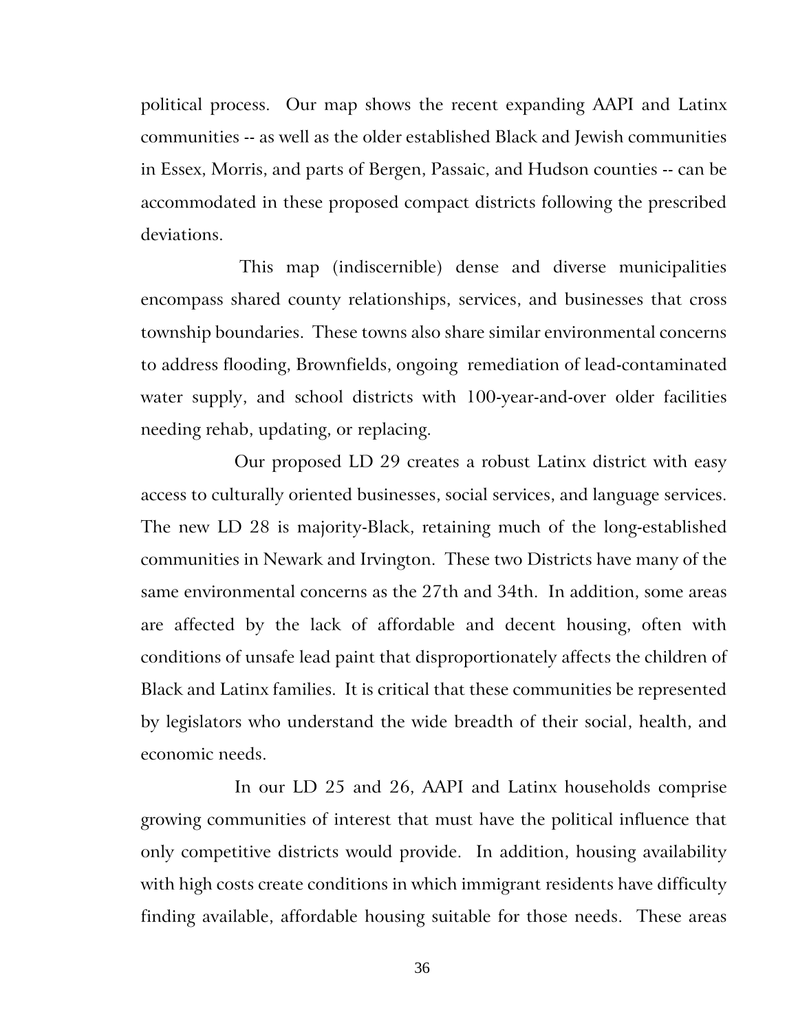political process. Our map shows the recent expanding AAPI and Latinx communities -- as well as the older established Black and Jewish communities in Essex, Morris, and parts of Bergen, Passaic, and Hudson counties -- can be accommodated in these proposed compact districts following the prescribed deviations.

This map (indiscernible) dense and diverse municipalities encompass shared county relationships, services, and businesses that cross township boundaries. These towns also share similar environmental concerns to address flooding, Brownfields, ongoing remediation of lead-contaminated water supply, and school districts with 100-year-and-over older facilities needing rehab, updating, or replacing.

Our proposed LD 29 creates a robust Latinx district with easy access to culturally oriented businesses, social services, and language services. The new LD 28 is majority-Black, retaining much of the long-established communities in Newark and Irvington. These two Districts have many of the same environmental concerns as the 27th and 34th. In addition, some areas are affected by the lack of affordable and decent housing, often with conditions of unsafe lead paint that disproportionately affects the children of Black and Latinx families. It is critical that these communities be represented by legislators who understand the wide breadth of their social, health, and economic needs.

In our LD 25 and 26, AAPI and Latinx households comprise growing communities of interest that must have the political influence that only competitive districts would provide. In addition, housing availability with high costs create conditions in which immigrant residents have difficulty finding available, affordable housing suitable for those needs. These areas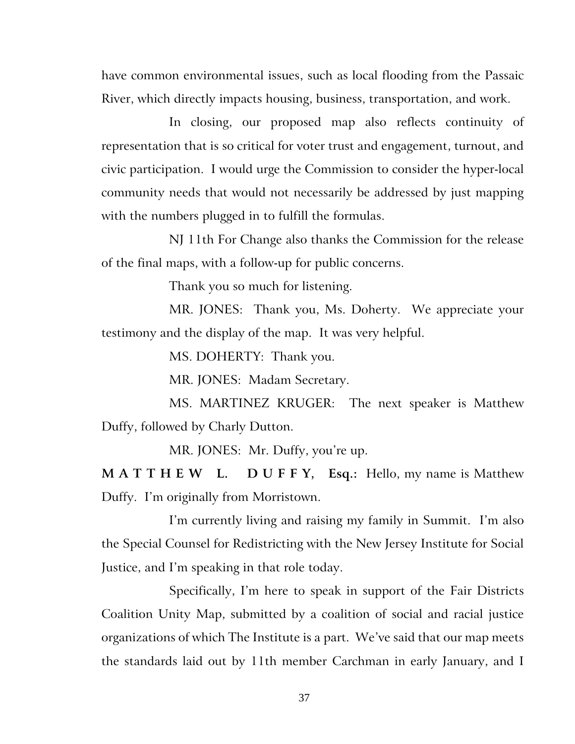have common environmental issues, such as local flooding from the Passaic River, which directly impacts housing, business, transportation, and work.

In closing, our proposed map also reflects continuity of representation that is so critical for voter trust and engagement, turnout, and civic participation. I would urge the Commission to consider the hyper-local community needs that would not necessarily be addressed by just mapping with the numbers plugged in to fulfill the formulas.

NJ 11th For Change also thanks the Commission for the release of the final maps, with a follow-up for public concerns.

Thank you so much for listening.

MR. JONES: Thank you, Ms. Doherty. We appreciate your testimony and the display of the map. It was very helpful.

MS. DOHERTY: Thank you.

MR. JONES: Madam Secretary.

MS. MARTINEZ KRUGER: The next speaker is Matthew Duffy, followed by Charly Dutton.

MR. JONES: Mr. Duffy, you're up.

**M A T T H E W L. D U F F Y, Esq.:** Hello, my name is Matthew Duffy. I'm originally from Morristown.

I'm currently living and raising my family in Summit. I'm also the Special Counsel for Redistricting with the New Jersey Institute for Social Justice, and I'm speaking in that role today.

Specifically, I'm here to speak in support of the Fair Districts Coalition Unity Map, submitted by a coalition of social and racial justice organizations of which The Institute is a part. We've said that our map meets the standards laid out by 11th member Carchman in early January, and I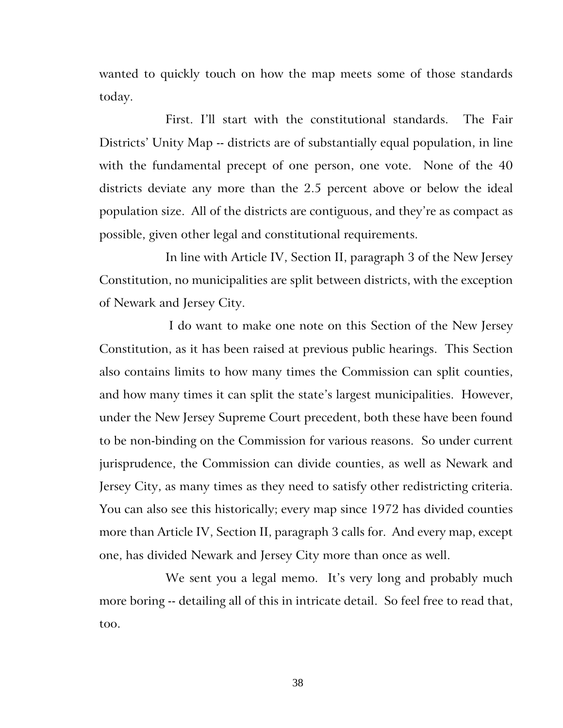wanted to quickly touch on how the map meets some of those standards today.

First. I'll start with the constitutional standards. The Fair Districts' Unity Map -- districts are of substantially equal population, in line with the fundamental precept of one person, one vote. None of the 40 districts deviate any more than the 2.5 percent above or below the ideal population size. All of the districts are contiguous, and they're as compact as possible, given other legal and constitutional requirements.

In line with Article IV, Section II, paragraph 3 of the New Jersey Constitution, no municipalities are split between districts, with the exception of Newark and Jersey City.

I do want to make one note on this Section of the New Jersey Constitution, as it has been raised at previous public hearings. This Section also contains limits to how many times the Commission can split counties, and how many times it can split the state's largest municipalities. However, under the New Jersey Supreme Court precedent, both these have been found to be non-binding on the Commission for various reasons. So under current jurisprudence, the Commission can divide counties, as well as Newark and Jersey City, as many times as they need to satisfy other redistricting criteria. You can also see this historically; every map since 1972 has divided counties more than Article IV, Section II, paragraph 3 calls for. And every map, except one, has divided Newark and Jersey City more than once as well.

We sent you a legal memo. It's very long and probably much more boring -- detailing all of this in intricate detail. So feel free to read that, too.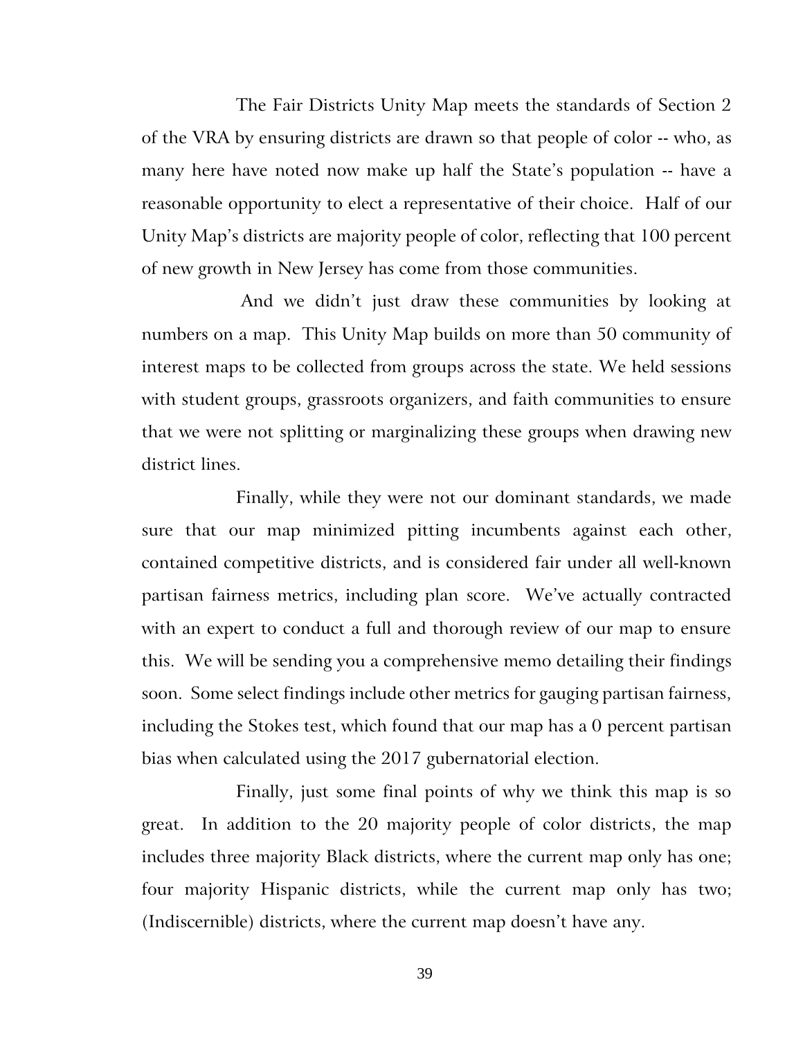The Fair Districts Unity Map meets the standards of Section 2 of the VRA by ensuring districts are drawn so that people of color -- who, as many here have noted now make up half the State's population -- have a reasonable opportunity to elect a representative of their choice. Half of our Unity Map's districts are majority people of color, reflecting that 100 percent of new growth in New Jersey has come from those communities.

And we didn't just draw these communities by looking at numbers on a map. This Unity Map builds on more than 50 community of interest maps to be collected from groups across the state. We held sessions with student groups, grassroots organizers, and faith communities to ensure that we were not splitting or marginalizing these groups when drawing new district lines.

Finally, while they were not our dominant standards, we made sure that our map minimized pitting incumbents against each other, contained competitive districts, and is considered fair under all well-known partisan fairness metrics, including plan score. We've actually contracted with an expert to conduct a full and thorough review of our map to ensure this. We will be sending you a comprehensive memo detailing their findings soon. Some select findings include other metrics for gauging partisan fairness, including the Stokes test, which found that our map has a 0 percent partisan bias when calculated using the 2017 gubernatorial election.

Finally, just some final points of why we think this map is so great. In addition to the 20 majority people of color districts, the map includes three majority Black districts, where the current map only has one; four majority Hispanic districts, while the current map only has two; (Indiscernible) districts, where the current map doesn't have any.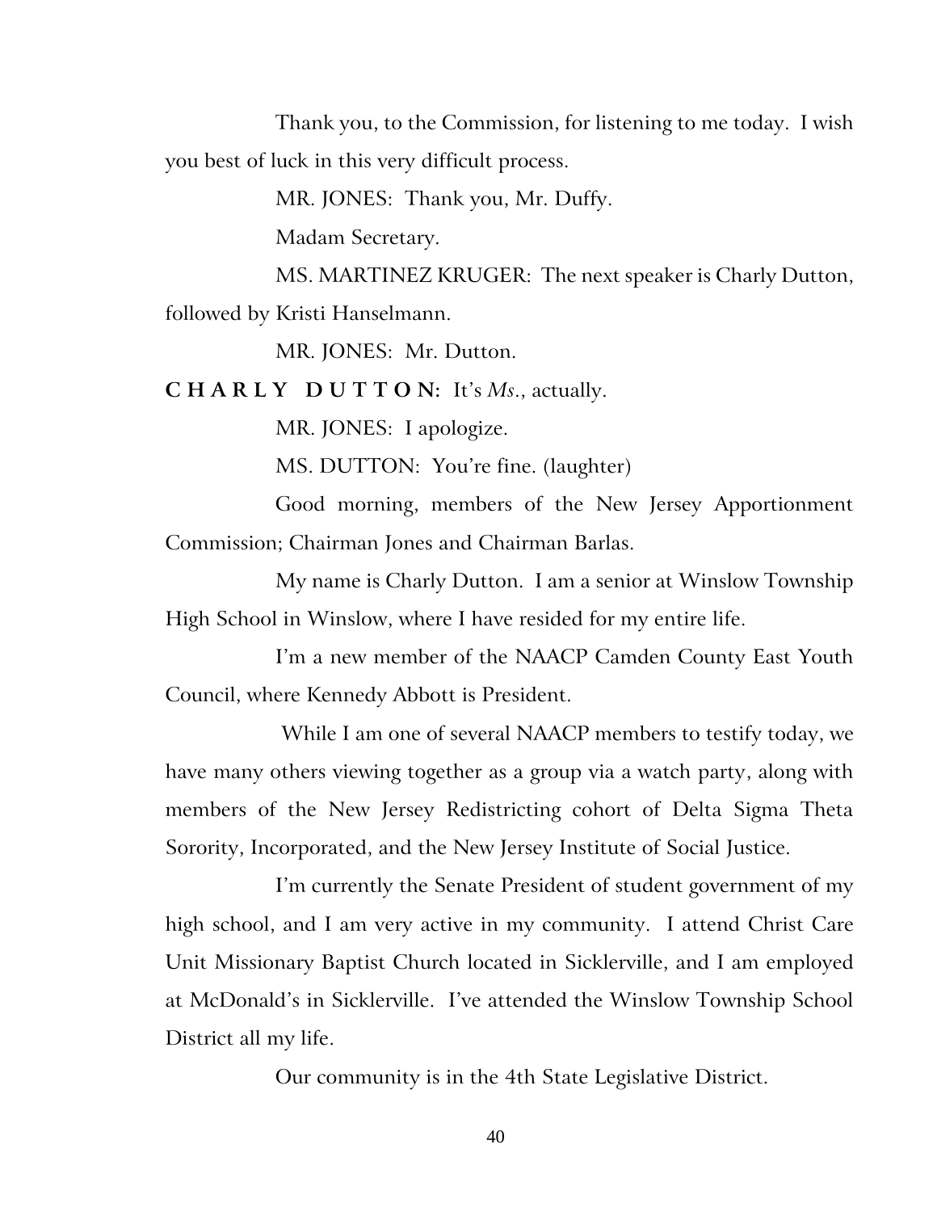Thank you, to the Commission, for listening to me today. I wish you best of luck in this very difficult process.

MR. JONES: Thank you, Mr. Duffy.

Madam Secretary.

MS. MARTINEZ KRUGER: The next speaker is Charly Dutton, followed by Kristi Hanselmann.

MR. JONES: Mr. Dutton.

**C H A R L Y  D U T T O N:** It's *Ms*., actually.

MR. JONES: I apologize.

MS. DUTTON: You're fine. (laughter)

Good morning, members of the New Jersey Apportionment Commission; Chairman Jones and Chairman Barlas.

My name is Charly Dutton. I am a senior at Winslow Township High School in Winslow, where I have resided for my entire life.

I'm a new member of the NAACP Camden County East Youth Council, where Kennedy Abbott is President.

While I am one of several NAACP members to testify today, we have many others viewing together as a group via a watch party, along with members of the New Jersey Redistricting cohort of Delta Sigma Theta Sorority, Incorporated, and the New Jersey Institute of Social Justice.

I'm currently the Senate President of student government of my high school, and I am very active in my community. I attend Christ Care Unit Missionary Baptist Church located in Sicklerville, and I am employed at McDonald's in Sicklerville. I've attended the Winslow Township School District all my life.

Our community is in the 4th State Legislative District.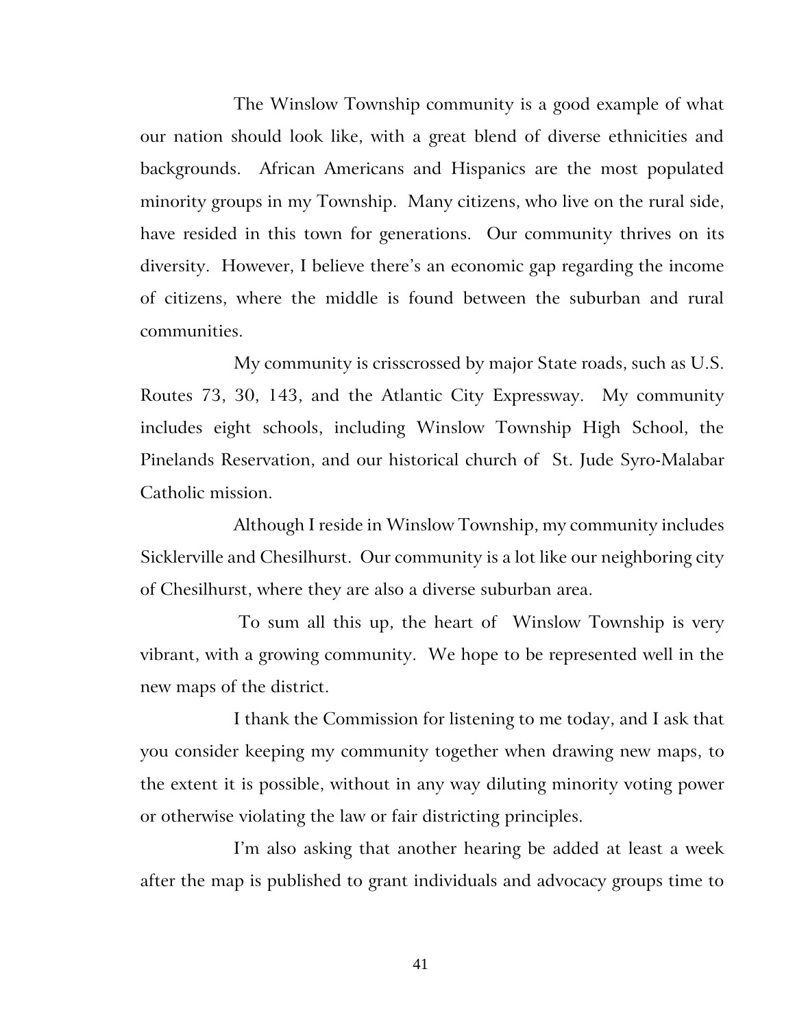The Winslow Township community is a good example of what our nation should look like, with a great blend of diverse ethnicities and backgrounds. African Americans and Hispanics are the most populated minority groups in my Township. Many citizens, who live on the rural side, have resided in this town for generations. Our community thrives on its diversity. However, I believe there's an economic gap regarding the income of citizens, where the middle is found between the suburban and rural communities.

My community is crisscrossed by major State roads, such as U.S. Routes 73, 30, 143, and the Atlantic City Expressway. My community includes eight schools, including Winslow Township High School, the Pinelands Reservation, and our historical church of St. Jude Syro-Malabar Catholic mission.

Although I reside in Winslow Township, my community includes Sicklerville and Chesilhurst. Our community is a lot like our neighboring city of Chesilhurst, where they are also a diverse suburban area.

To sum all this up, the heart of Winslow Township is very vibrant, with a growing community. We hope to be represented well in the new maps of the district.

I thank the Commission for listening to me today, and I ask that you consider keeping my community together when drawing new maps, to the extent it is possible, without in any way diluting minority voting power or otherwise violating the law or fair districting principles.

I'm also asking that another hearing be added at least a week after the map is published to grant individuals and advocacy groups time to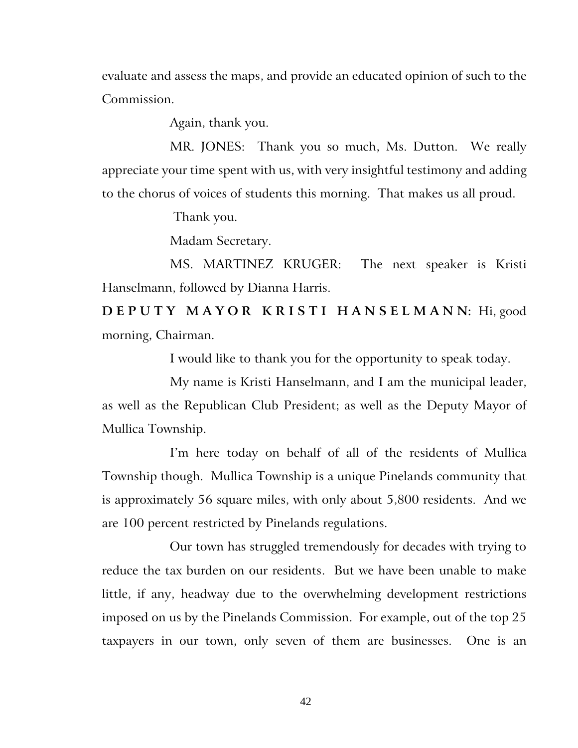evaluate and assess the maps, and provide an educated opinion of such to the Commission.

Again, thank you.

MR. JONES: Thank you so much, Ms. Dutton. We really appreciate your time spent with us, with very insightful testimony and adding to the chorus of voices of students this morning. That makes us all proud.

Thank you.

Madam Secretary.

MS. MARTINEZ KRUGER: The next speaker is Kristi Hanselmann, followed by Dianna Harris.

**DEPUTY MAYOR KRISTI HANSELMANN:** Hi, good morning, Chairman.

I would like to thank you for the opportunity to speak today.

My name is Kristi Hanselmann, and I am the municipal leader, as well as the Republican Club President; as well as the Deputy Mayor of Mullica Township.

I'm here today on behalf of all of the residents of Mullica Township though. Mullica Township is a unique Pinelands community that is approximately 56 square miles, with only about 5,800 residents. And we are 100 percent restricted by Pinelands regulations.

Our town has struggled tremendously for decades with trying to reduce the tax burden on our residents. But we have been unable to make little, if any, headway due to the overwhelming development restrictions imposed on us by the Pinelands Commission. For example, out of the top 25 taxpayers in our town, only seven of them are businesses. One is an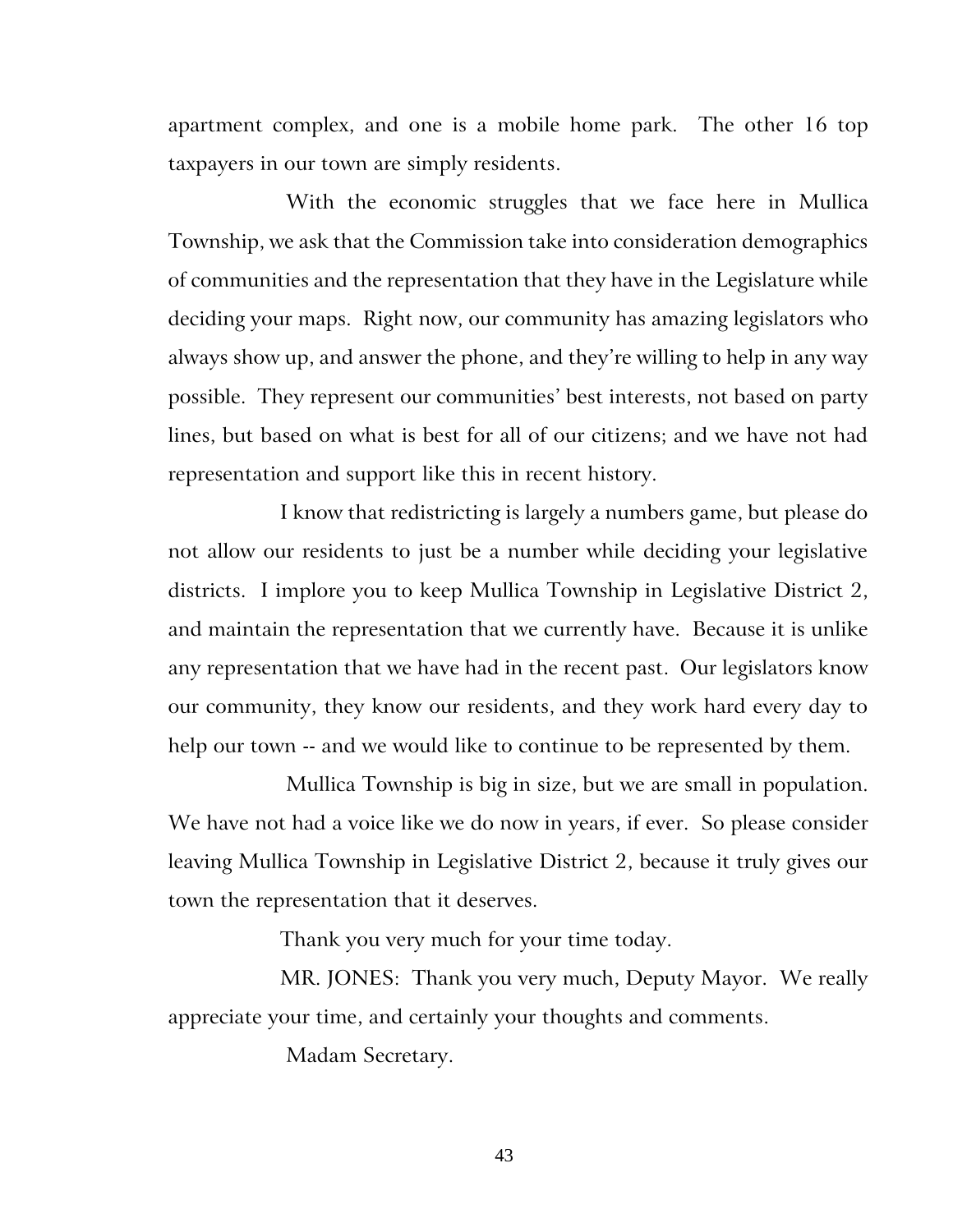apartment complex, and one is a mobile home park. The other 16 top taxpayers in our town are simply residents.

With the economic struggles that we face here in Mullica Township, we ask that the Commission take into consideration demographics of communities and the representation that they have in the Legislature while deciding your maps. Right now, our community has amazing legislators who always show up, and answer the phone, and they're willing to help in any way possible. They represent our communities' best interests, not based on party lines, but based on what is best for all of our citizens; and we have not had representation and support like this in recent history.

I know that redistricting is largely a numbers game, but please do not allow our residents to just be a number while deciding your legislative districts. I implore you to keep Mullica Township in Legislative District 2, and maintain the representation that we currently have. Because it is unlike any representation that we have had in the recent past. Our legislators know our community, they know our residents, and they work hard every day to help our town -- and we would like to continue to be represented by them.

Mullica Township is big in size, but we are small in population. We have not had a voice like we do now in years, if ever. So please consider leaving Mullica Township in Legislative District 2, because it truly gives our town the representation that it deserves.

Thank you very much for your time today.

MR. JONES: Thank you very much, Deputy Mayor. We really appreciate your time, and certainly your thoughts and comments.

Madam Secretary.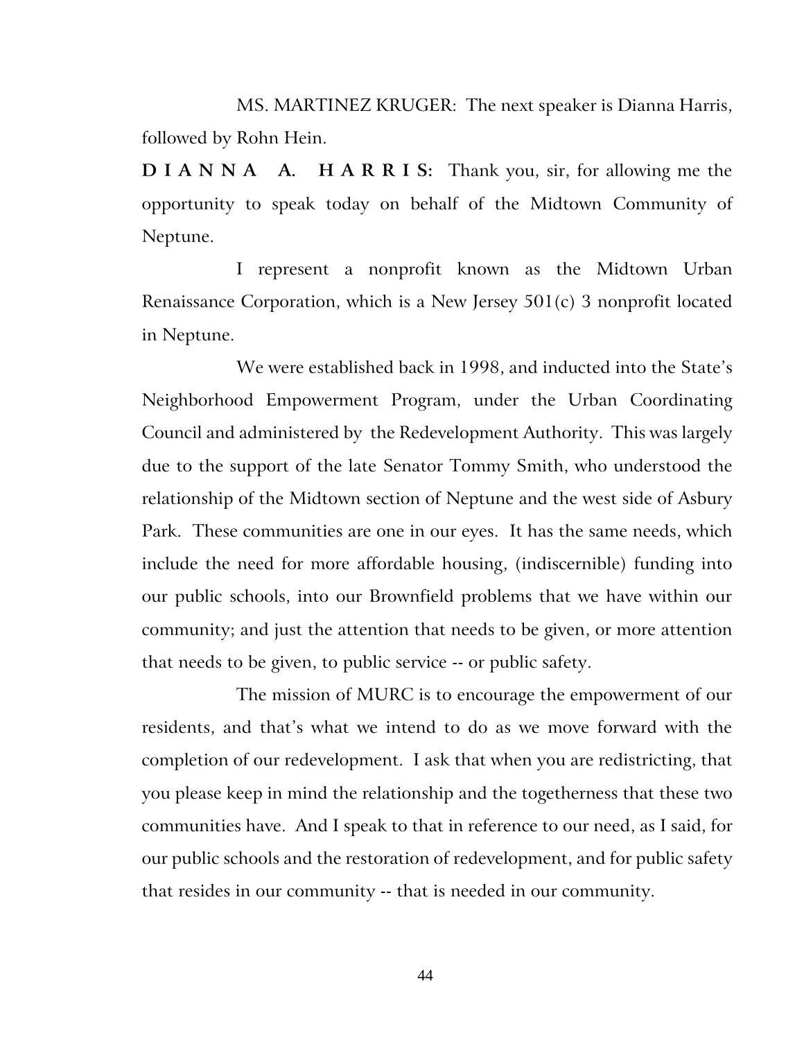MS. MARTINEZ KRUGER: The next speaker is Dianna Harris, followed by Rohn Hein.

**D I A N N A A. H A R R I S:** Thank you, sir, for allowing me the opportunity to speak today on behalf of the Midtown Community of Neptune.

I represent a nonprofit known as the Midtown Urban Renaissance Corporation, which is a New Jersey 501(c) 3 nonprofit located in Neptune.

We were established back in 1998, and inducted into the State's Neighborhood Empowerment Program, under the Urban Coordinating Council and administered by the Redevelopment Authority. This was largely due to the support of the late Senator Tommy Smith, who understood the relationship of the Midtown section of Neptune and the west side of Asbury Park. These communities are one in our eyes. It has the same needs, which include the need for more affordable housing, (indiscernible) funding into our public schools, into our Brownfield problems that we have within our community; and just the attention that needs to be given, or more attention that needs to be given, to public service -- or public safety.

The mission of MURC is to encourage the empowerment of our residents, and that's what we intend to do as we move forward with the completion of our redevelopment. I ask that when you are redistricting, that you please keep in mind the relationship and the togetherness that these two communities have. And I speak to that in reference to our need, as I said, for our public schools and the restoration of redevelopment, and for public safety that resides in our community -- that is needed in our community.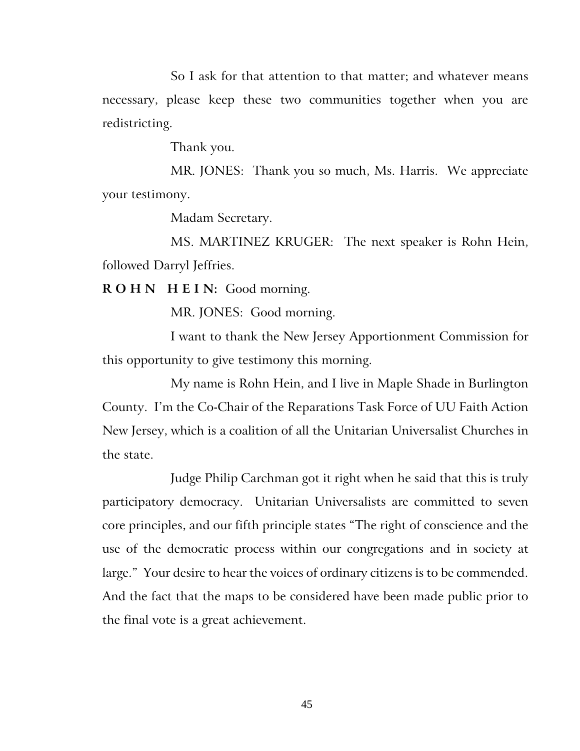So I ask for that attention to that matter; and whatever means necessary, please keep these two communities together when you are redistricting.

Thank you.

MR. JONES: Thank you so much, Ms. Harris. We appreciate your testimony.

Madam Secretary.

MS. MARTINEZ KRUGER: The next speaker is Rohn Hein, followed Darryl Jeffries.

**R O H N H E I N:** Good morning.

MR. JONES: Good morning.

I want to thank the New Jersey Apportionment Commission for this opportunity to give testimony this morning.

My name is Rohn Hein, and I live in Maple Shade in Burlington County. I'm the Co-Chair of the Reparations Task Force of UU Faith Action New Jersey, which is a coalition of all the Unitarian Universalist Churches in the state.

Judge Philip Carchman got it right when he said that this is truly participatory democracy. Unitarian Universalists are committed to seven core principles, and our fifth principle states "The right of conscience and the use of the democratic process within our congregations and in society at large." Your desire to hear the voices of ordinary citizens is to be commended. And the fact that the maps to be considered have been made public prior to the final vote is a great achievement.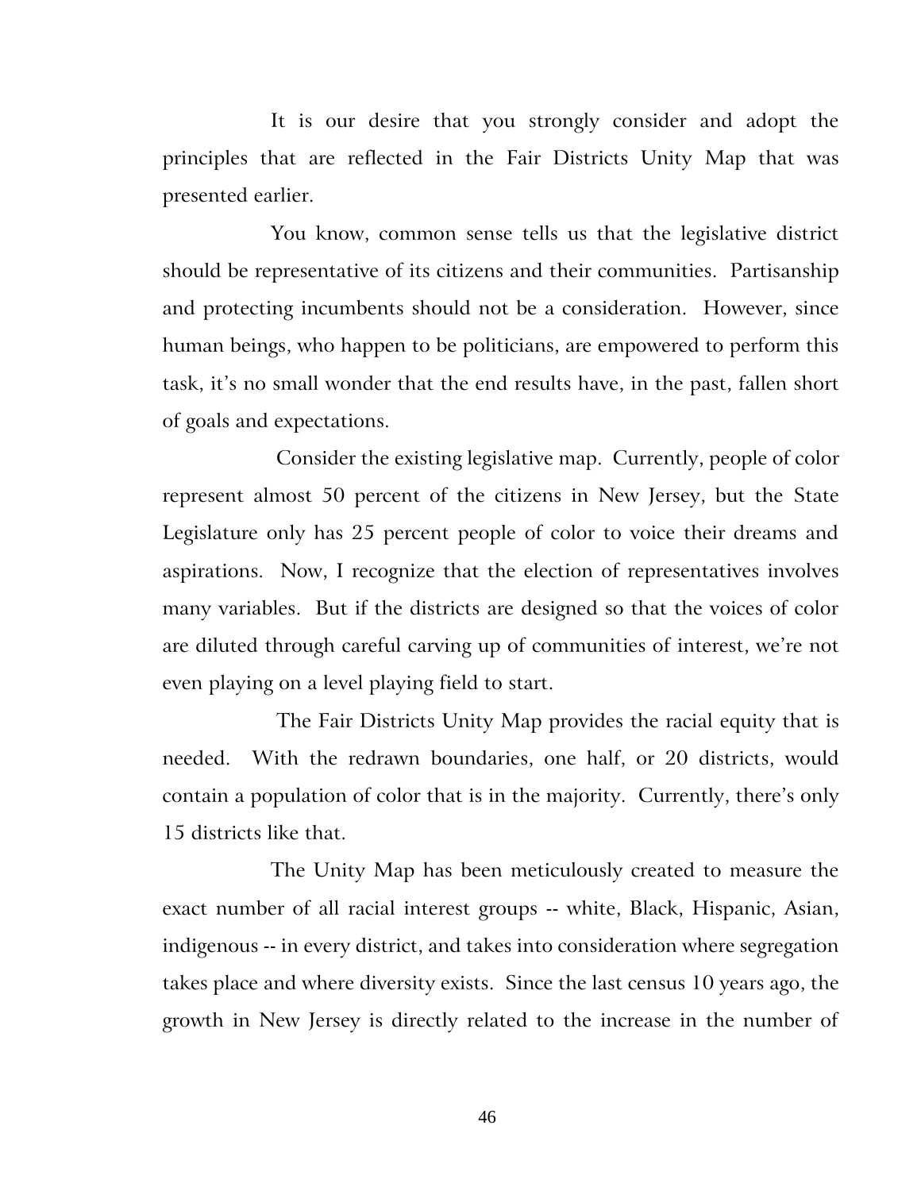It is our desire that you strongly consider and adopt the principles that are reflected in the Fair Districts Unity Map that was presented earlier.

You know, common sense tells us that the legislative district should be representative of its citizens and their communities. Partisanship and protecting incumbents should not be a consideration. However, since human beings, who happen to be politicians, are empowered to perform this task, it's no small wonder that the end results have, in the past, fallen short of goals and expectations.

Consider the existing legislative map. Currently, people of color represent almost 50 percent of the citizens in New Jersey, but the State Legislature only has 25 percent people of color to voice their dreams and aspirations. Now, I recognize that the election of representatives involves many variables. But if the districts are designed so that the voices of color are diluted through careful carving up of communities of interest, we're not even playing on a level playing field to start.

The Fair Districts Unity Map provides the racial equity that is needed. With the redrawn boundaries, one half, or 20 districts, would contain a population of color that is in the majority. Currently, there's only 15 districts like that.

The Unity Map has been meticulously created to measure the exact number of all racial interest groups -- white, Black, Hispanic, Asian, indigenous -- in every district, and takes into consideration where segregation takes place and where diversity exists. Since the last census 10 years ago, the growth in New Jersey is directly related to the increase in the number of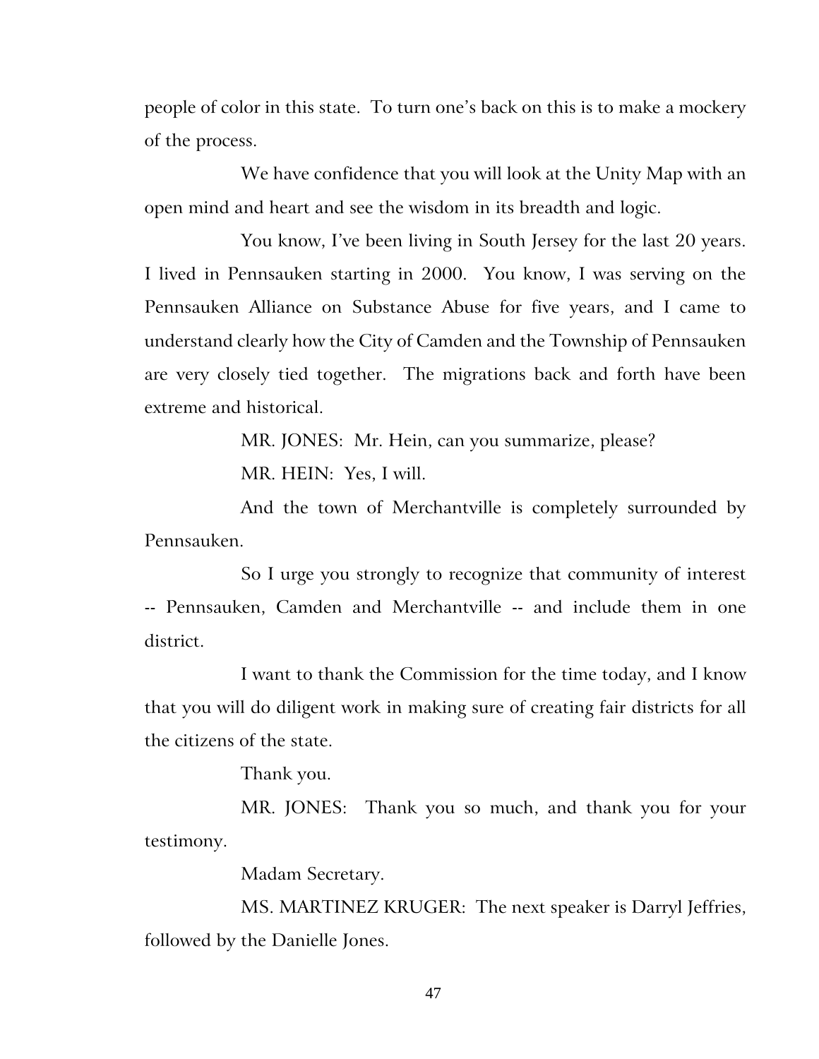people of color in this state. To turn one's back on this is to make a mockery of the process.

We have confidence that you will look at the Unity Map with an open mind and heart and see the wisdom in its breadth and logic.

You know, I've been living in South Jersey for the last 20 years. I lived in Pennsauken starting in 2000. You know, I was serving on the Pennsauken Alliance on Substance Abuse for five years, and I came to understand clearly how the City of Camden and the Township of Pennsauken are very closely tied together. The migrations back and forth have been extreme and historical.

MR. JONES: Mr. Hein, can you summarize, please?

MR. HEIN: Yes, I will.

And the town of Merchantville is completely surrounded by Pennsauken.

So I urge you strongly to recognize that community of interest -- Pennsauken, Camden and Merchantville -- and include them in one district.

I want to thank the Commission for the time today, and I know that you will do diligent work in making sure of creating fair districts for all the citizens of the state.

Thank you.

MR. JONES: Thank you so much, and thank you for your testimony.

Madam Secretary.

MS. MARTINEZ KRUGER: The next speaker is Darryl Jeffries, followed by the Danielle Jones.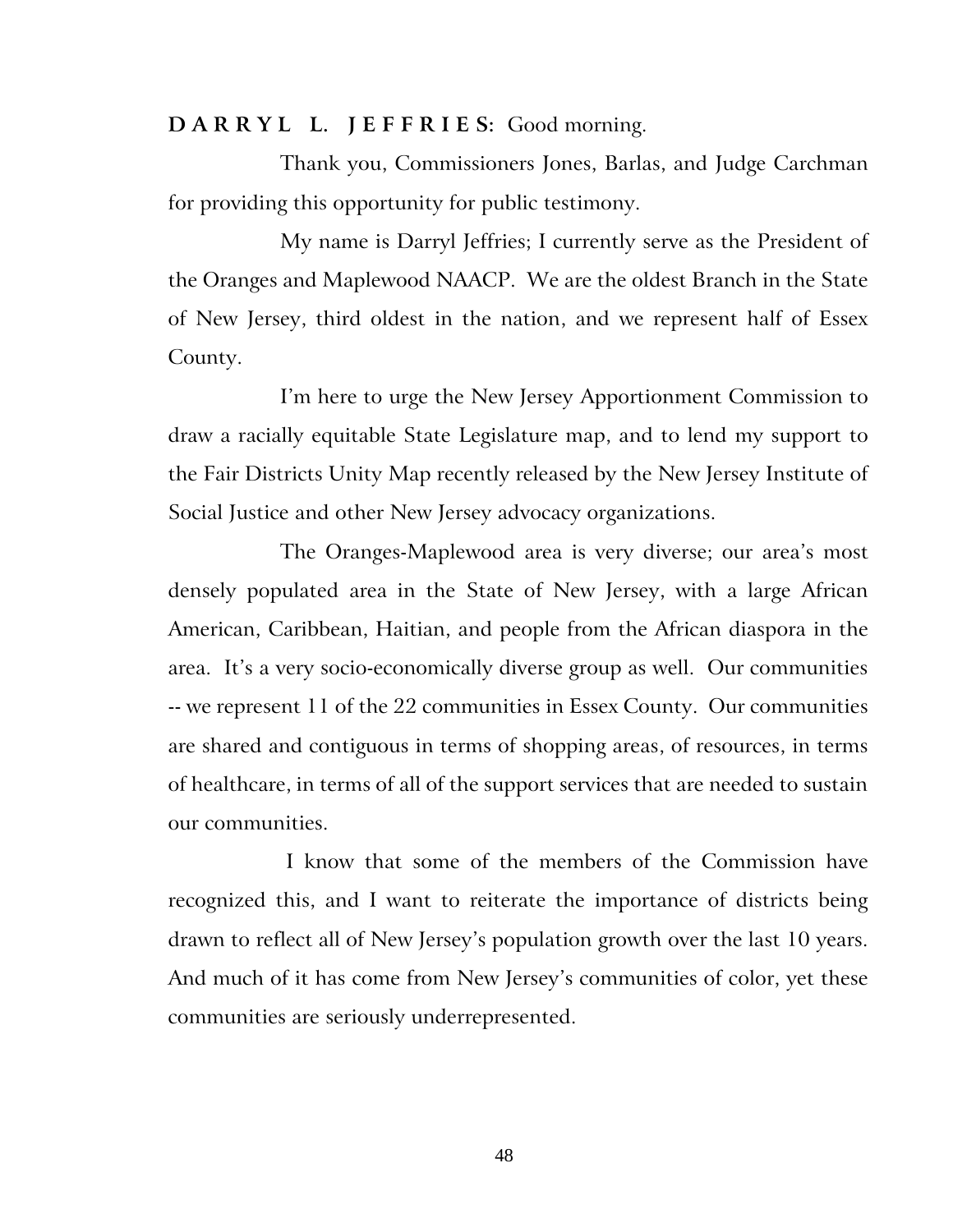**D A R R Y L L. J E F F R I E S:** Good morning.

Thank you, Commissioners Jones, Barlas, and Judge Carchman for providing this opportunity for public testimony.

My name is Darryl Jeffries; I currently serve as the President of the Oranges and Maplewood NAACP. We are the oldest Branch in the State of New Jersey, third oldest in the nation, and we represent half of Essex County.

I'm here to urge the New Jersey Apportionment Commission to draw a racially equitable State Legislature map, and to lend my support to the Fair Districts Unity Map recently released by the New Jersey Institute of Social Justice and other New Jersey advocacy organizations.

The Oranges-Maplewood area is very diverse; our area's most densely populated area in the State of New Jersey, with a large African American, Caribbean, Haitian, and people from the African diaspora in the area. It's a very socio-economically diverse group as well. Our communities -- we represent 11 of the 22 communities in Essex County. Our communities are shared and contiguous in terms of shopping areas, of resources, in terms of healthcare, in terms of all of the support services that are needed to sustain our communities.

I know that some of the members of the Commission have recognized this, and I want to reiterate the importance of districts being drawn to reflect all of New Jersey's population growth over the last 10 years. And much of it has come from New Jersey's communities of color, yet these communities are seriously underrepresented.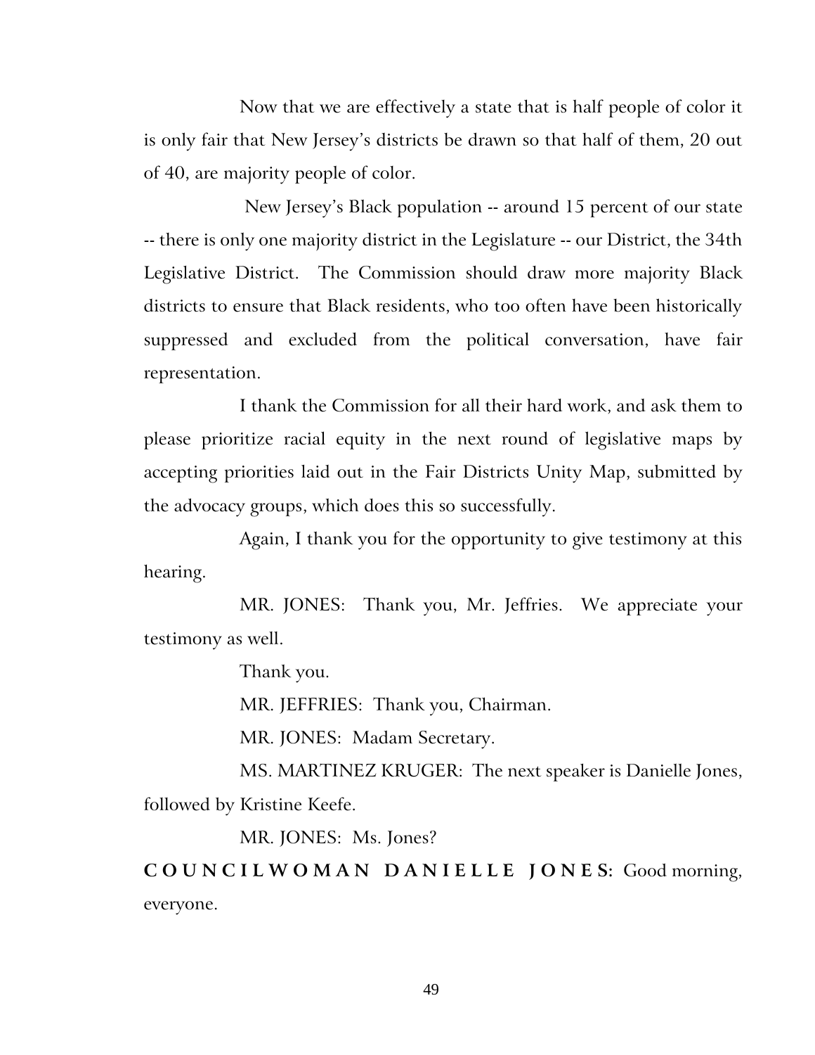Now that we are effectively a state that is half people of color it is only fair that New Jersey's districts be drawn so that half of them, 20 out of 40, are majority people of color.

New Jersey's Black population -- around 15 percent of our state -- there is only one majority district in the Legislature -- our District, the 34th Legislative District. The Commission should draw more majority Black districts to ensure that Black residents, who too often have been historically suppressed and excluded from the political conversation, have fair representation.

I thank the Commission for all their hard work, and ask them to please prioritize racial equity in the next round of legislative maps by accepting priorities laid out in the Fair Districts Unity Map, submitted by the advocacy groups, which does this so successfully.

Again, I thank you for the opportunity to give testimony at this hearing.

MR. JONES: Thank you, Mr. Jeffries. We appreciate your testimony as well.

Thank you.

MR. JEFFRIES: Thank you, Chairman.

MR. JONES: Madam Secretary.

MS. MARTINEZ KRUGER: The next speaker is Danielle Jones, followed by Kristine Keefe.

MR. JONES: Ms. Jones?

**COUNCILWOMAN DANIELLE JONES:** Good morning, everyone.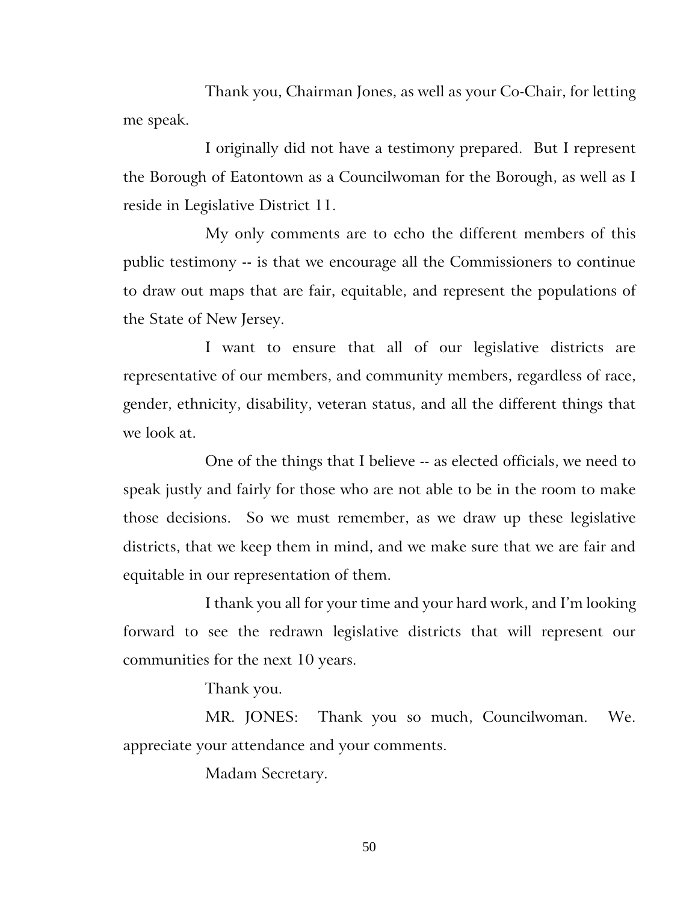Thank you, Chairman Jones, as well as your Co-Chair, for letting me speak.

I originally did not have a testimony prepared. But I represent the Borough of Eatontown as a Councilwoman for the Borough, as well as I reside in Legislative District 11.

My only comments are to echo the different members of this public testimony -- is that we encourage all the Commissioners to continue to draw out maps that are fair, equitable, and represent the populations of the State of New Jersey.

I want to ensure that all of our legislative districts are representative of our members, and community members, regardless of race, gender, ethnicity, disability, veteran status, and all the different things that we look at.

One of the things that I believe -- as elected officials, we need to speak justly and fairly for those who are not able to be in the room to make those decisions. So we must remember, as we draw up these legislative districts, that we keep them in mind, and we make sure that we are fair and equitable in our representation of them.

I thank you all for your time and your hard work, and I'm looking forward to see the redrawn legislative districts that will represent our communities for the next 10 years.

Thank you.

MR. JONES: Thank you so much, Councilwoman. We. appreciate your attendance and your comments.

Madam Secretary.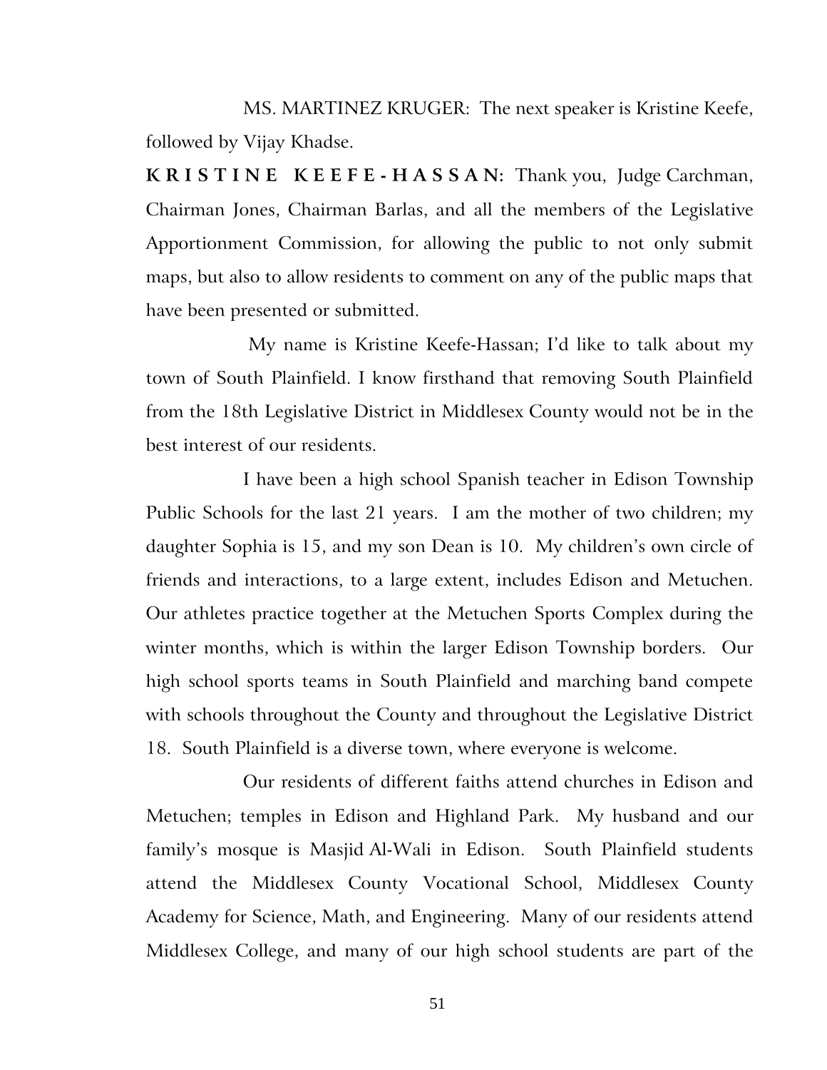MS. MARTINEZ KRUGER: The next speaker is Kristine Keefe, followed by Vijay Khadse.

**KRISTINE KEEFE-HASSAN:** Thank you, Judge Carchman, Chairman Jones, Chairman Barlas, and all the members of the Legislative Apportionment Commission, for allowing the public to not only submit maps, but also to allow residents to comment on any of the public maps that have been presented or submitted.

My name is Kristine Keefe-Hassan; I'd like to talk about my town of South Plainfield. I know firsthand that removing South Plainfield from the 18th Legislative District in Middlesex County would not be in the best interest of our residents.

I have been a high school Spanish teacher in Edison Township Public Schools for the last 21 years. I am the mother of two children; my daughter Sophia is 15, and my son Dean is 10. My children's own circle of friends and interactions, to a large extent, includes Edison and Metuchen. Our athletes practice together at the Metuchen Sports Complex during the winter months, which is within the larger Edison Township borders. Our high school sports teams in South Plainfield and marching band compete with schools throughout the County and throughout the Legislative District 18. South Plainfield is a diverse town, where everyone is welcome.

Our residents of different faiths attend churches in Edison and Metuchen; temples in Edison and Highland Park. My husband and our family's mosque is Masjid Al-Wali in Edison. South Plainfield students attend the Middlesex County Vocational School, Middlesex County Academy for Science, Math, and Engineering. Many of our residents attend Middlesex College, and many of our high school students are part of the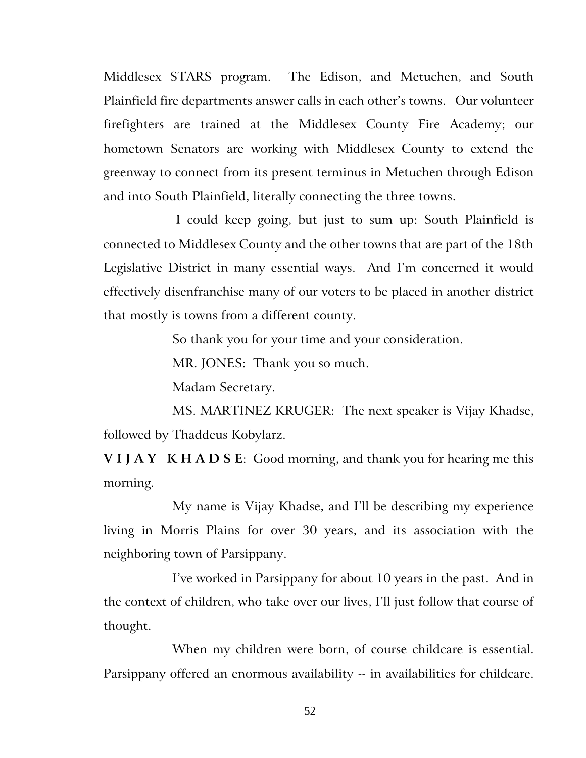Middlesex STARS program. The Edison, and Metuchen, and South Plainfield fire departments answer calls in each other's towns. Our volunteer firefighters are trained at the Middlesex County Fire Academy; our hometown Senators are working with Middlesex County to extend the greenway to connect from its present terminus in Metuchen through Edison and into South Plainfield, literally connecting the three towns.

I could keep going, but just to sum up: South Plainfield is connected to Middlesex County and the other towns that are part of the 18th Legislative District in many essential ways. And I'm concerned it would effectively disenfranchise many of our voters to be placed in another district that mostly is towns from a different county.

So thank you for your time and your consideration.

MR. JONES: Thank you so much.

Madam Secretary.

MS. MARTINEZ KRUGER: The next speaker is Vijay Khadse, followed by Thaddeus Kobylarz.

**V I J A Y K H A D S E**: Good morning, and thank you for hearing me this morning.

My name is Vijay Khadse, and I'll be describing my experience living in Morris Plains for over 30 years, and its association with the neighboring town of Parsippany.

I've worked in Parsippany for about 10 years in the past. And in the context of children, who take over our lives, I'll just follow that course of thought.

When my children were born, of course childcare is essential. Parsippany offered an enormous availability -- in availabilities for childcare.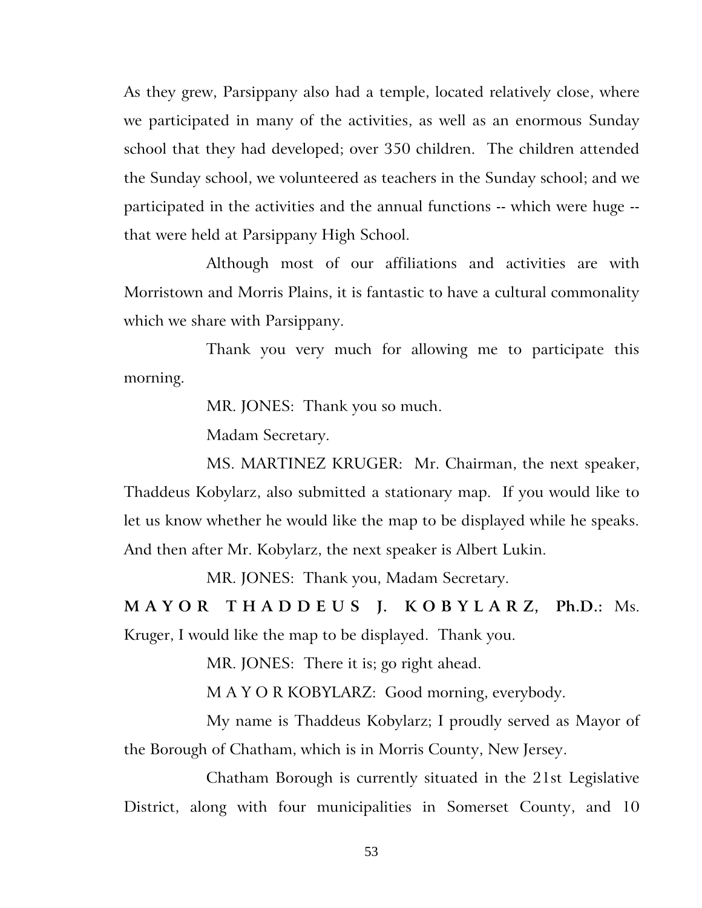As they grew, Parsippany also had a temple, located relatively close, where we participated in many of the activities, as well as an enormous Sunday school that they had developed; over 350 children. The children attended the Sunday school, we volunteered as teachers in the Sunday school; and we participated in the activities and the annual functions -- which were huge -- that were held at Parsippany High School.

Although most of our affiliations and activities are with Morristown and Morris Plains, it is fantastic to have a cultural commonality which we share with Parsippany.

Thank you very much for allowing me to participate this morning.

MR. JONES: Thank you so much.

Madam Secretary.

MS. MARTINEZ KRUGER: Mr. Chairman, the next speaker, Thaddeus Kobylarz, also submitted a stationary map. If you would like to let us know whether he would like the map to be displayed while he speaks. And then after Mr. Kobylarz, the next speaker is Albert Lukin.

MR. JONES: Thank you, Madam Secretary.

**M A Y O R T H A D D E U S J. K O B Y L A R Z, Ph.D.:** Ms. Kruger, I would like the map to be displayed. Thank you.

MR. JONES: There it is; go right ahead.

M A Y O R KOBYLARZ: Good morning, everybody.

My name is Thaddeus Kobylarz; I proudly served as Mayor of the Borough of Chatham, which is in Morris County, New Jersey.

Chatham Borough is currently situated in the 21st Legislative District, along with four municipalities in Somerset County, and 10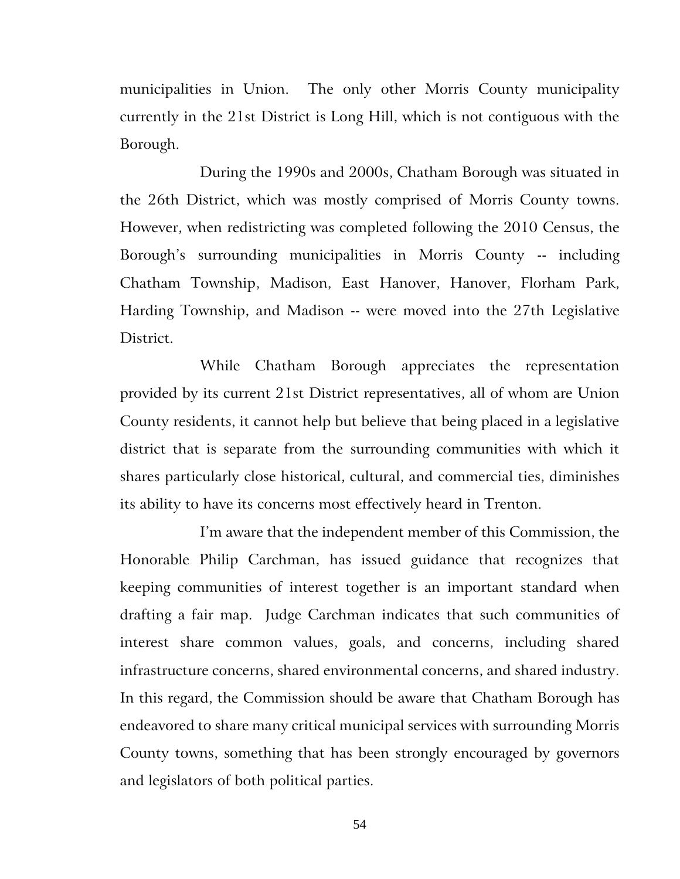municipalities in Union. The only other Morris County municipality currently in the 21st District is Long Hill, which is not contiguous with the Borough.

During the 1990s and 2000s, Chatham Borough was situated in the 26th District, which was mostly comprised of Morris County towns. However, when redistricting was completed following the 2010 Census, the Borough's surrounding municipalities in Morris County -- including Chatham Township, Madison, East Hanover, Hanover, Florham Park, Harding Township, and Madison -- were moved into the 27th Legislative District.

While Chatham Borough appreciates the representation provided by its current 21st District representatives, all of whom are Union County residents, it cannot help but believe that being placed in a legislative district that is separate from the surrounding communities with which it shares particularly close historical, cultural, and commercial ties, diminishes its ability to have its concerns most effectively heard in Trenton.

I'm aware that the independent member of this Commission, the Honorable Philip Carchman, has issued guidance that recognizes that keeping communities of interest together is an important standard when drafting a fair map. Judge Carchman indicates that such communities of interest share common values, goals, and concerns, including shared infrastructure concerns, shared environmental concerns, and shared industry. In this regard, the Commission should be aware that Chatham Borough has endeavored to share many critical municipal services with surrounding Morris County towns, something that has been strongly encouraged by governors and legislators of both political parties.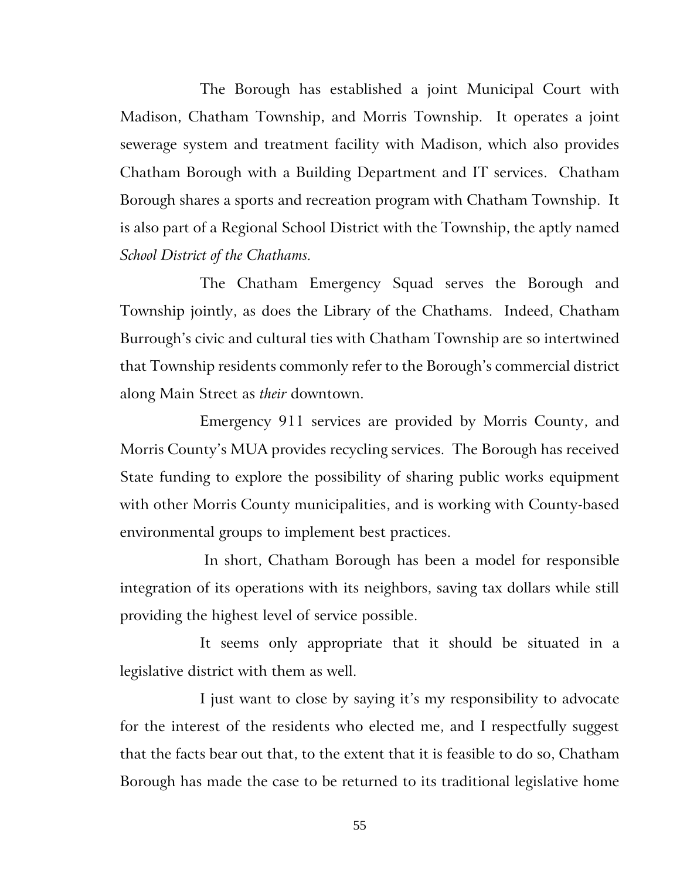The Borough has established a joint Municipal Court with Madison, Chatham Township, and Morris Township. It operates a joint sewerage system and treatment facility with Madison, which also provides Chatham Borough with a Building Department and IT services. Chatham Borough shares a sports and recreation program with Chatham Township. It is also part of a Regional School District with the Township, the aptly named *School District of the Chathams.*

The Chatham Emergency Squad serves the Borough and Township jointly, as does the Library of the Chathams. Indeed, Chatham Burrough's civic and cultural ties with Chatham Township are so intertwined that Township residents commonly refer to the Borough's commercial district along Main Street as *their* downtown.

Emergency 911 services are provided by Morris County, and Morris County's MUA provides recycling services. The Borough has received State funding to explore the possibility of sharing public works equipment with other Morris County municipalities, and is working with County-based environmental groups to implement best practices.

In short, Chatham Borough has been a model for responsible integration of its operations with its neighbors, saving tax dollars while still providing the highest level of service possible.

It seems only appropriate that it should be situated in a legislative district with them as well.

I just want to close by saying it's my responsibility to advocate for the interest of the residents who elected me, and I respectfully suggest that the facts bear out that, to the extent that it is feasible to do so, Chatham Borough has made the case to be returned to its traditional legislative home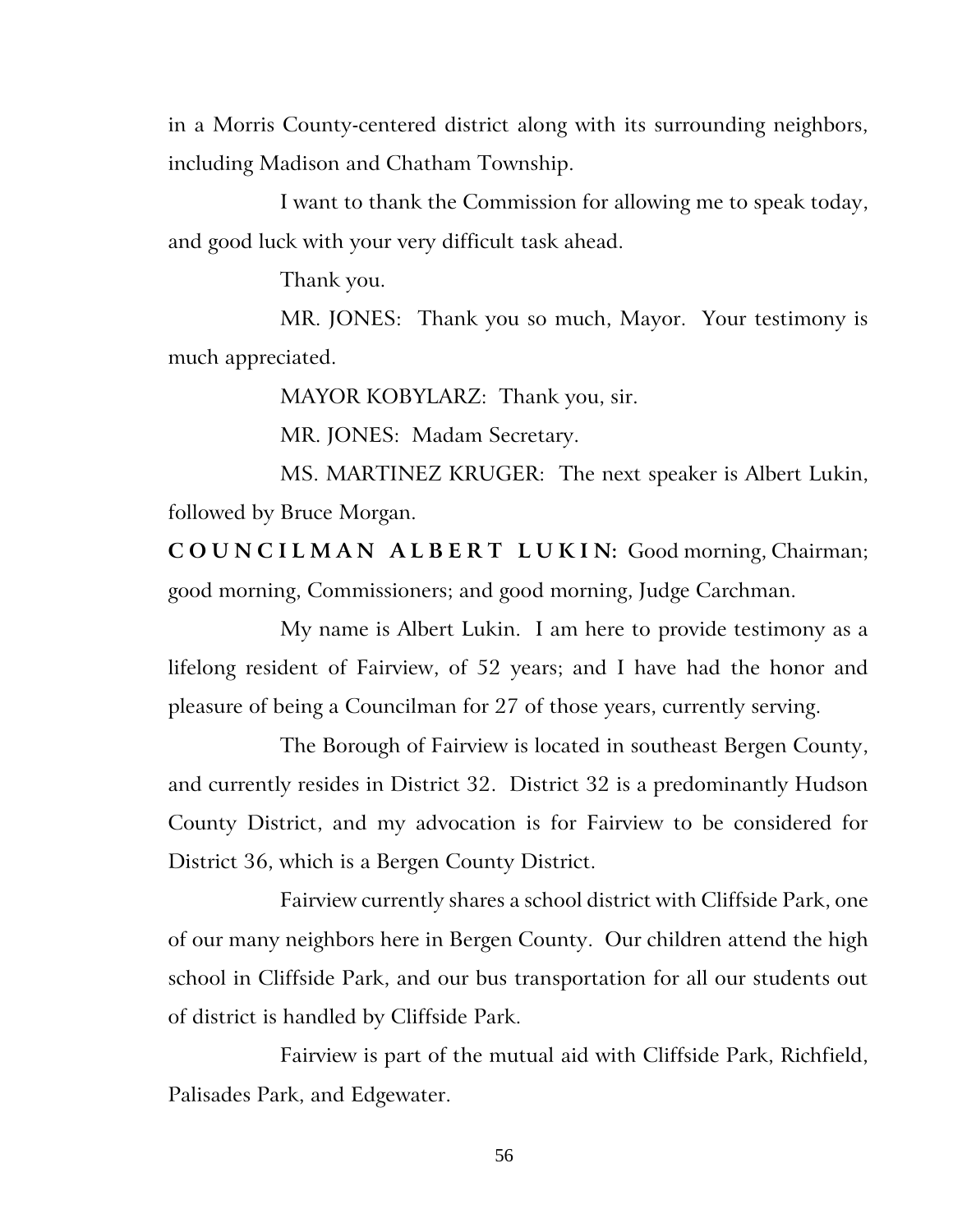in a Morris County-centered district along with its surrounding neighbors, including Madison and Chatham Township.

I want to thank the Commission for allowing me to speak today, and good luck with your very difficult task ahead.

Thank you.

MR. JONES: Thank you so much, Mayor. Your testimony is much appreciated.

MAYOR KOBYLARZ: Thank you, sir.

MR. JONES: Madam Secretary.

MS. MARTINEZ KRUGER: The next speaker is Albert Lukin, followed by Bruce Morgan.

**COUNCILMAN ALBERT LUKIN:** Good morning, Chairman; good morning, Commissioners; and good morning, Judge Carchman.

My name is Albert Lukin. I am here to provide testimony as a lifelong resident of Fairview, of 52 years; and I have had the honor and pleasure of being a Councilman for 27 of those years, currently serving.

The Borough of Fairview is located in southeast Bergen County, and currently resides in District 32. District 32 is a predominantly Hudson County District, and my advocation is for Fairview to be considered for District 36, which is a Bergen County District.

Fairview currently shares a school district with Cliffside Park, one of our many neighbors here in Bergen County. Our children attend the high school in Cliffside Park, and our bus transportation for all our students out of district is handled by Cliffside Park.

Fairview is part of the mutual aid with Cliffside Park, Richfield, Palisades Park, and Edgewater.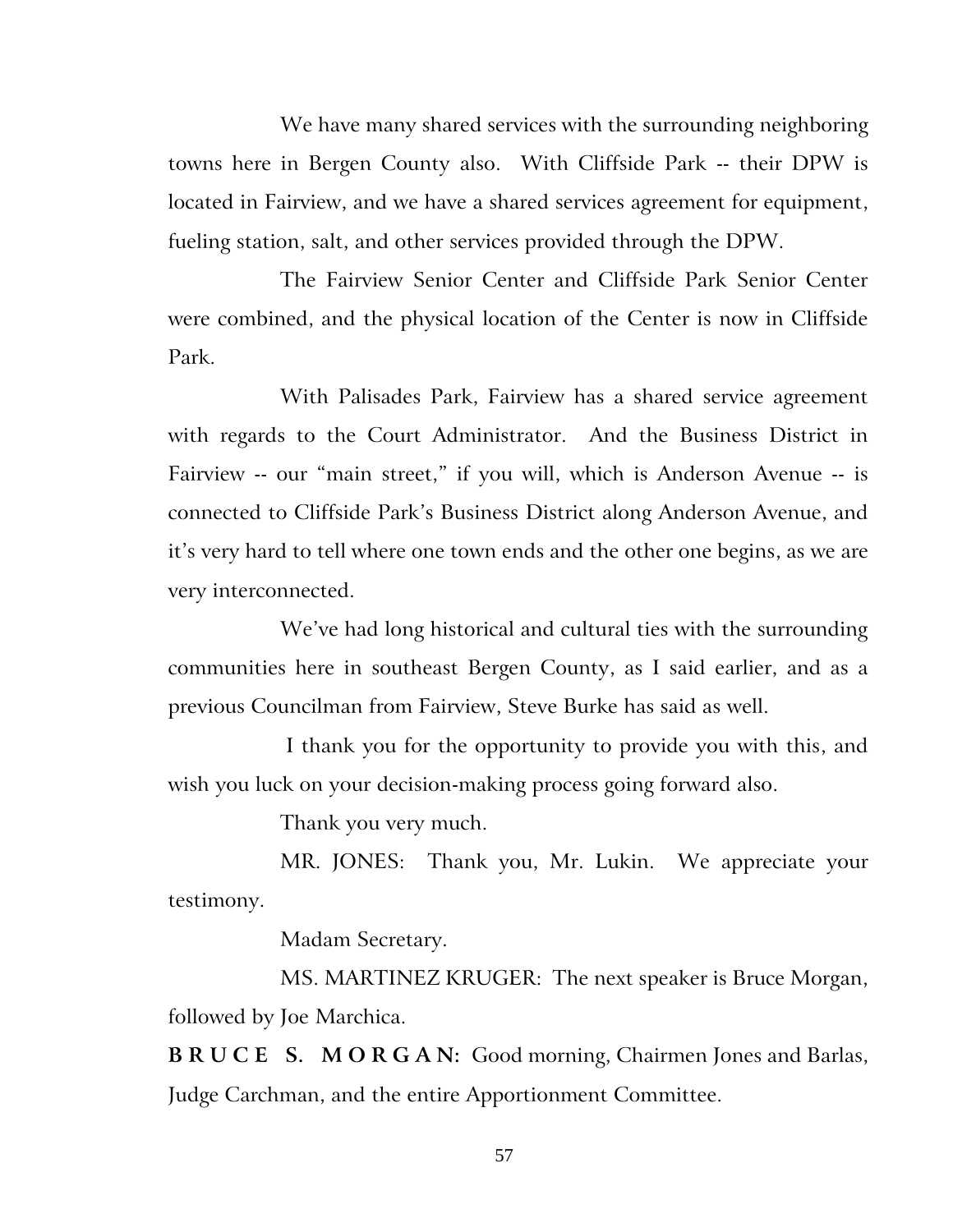We have many shared services with the surrounding neighboring towns here in Bergen County also. With Cliffside Park -- their DPW is located in Fairview, and we have a shared services agreement for equipment, fueling station, salt, and other services provided through the DPW.

The Fairview Senior Center and Cliffside Park Senior Center were combined, and the physical location of the Center is now in Cliffside Park.

With Palisades Park, Fairview has a shared service agreement with regards to the Court Administrator. And the Business District in Fairview -- our "main street," if you will, which is Anderson Avenue -- is connected to Cliffside Park's Business District along Anderson Avenue, and it's very hard to tell where one town ends and the other one begins, as we are very interconnected.

We've had long historical and cultural ties with the surrounding communities here in southeast Bergen County, as I said earlier, and as a previous Councilman from Fairview, Steve Burke has said as well.

I thank you for the opportunity to provide you with this, and wish you luck on your decision-making process going forward also.

Thank you very much.

MR. JONES: Thank you, Mr. Lukin. We appreciate your testimony.

Madam Secretary.

MS. MARTINEZ KRUGER: The next speaker is Bruce Morgan, followed by Joe Marchica.

**B R U C E S. M O R G A N:** Good morning, Chairmen Jones and Barlas, Judge Carchman, and the entire Apportionment Committee.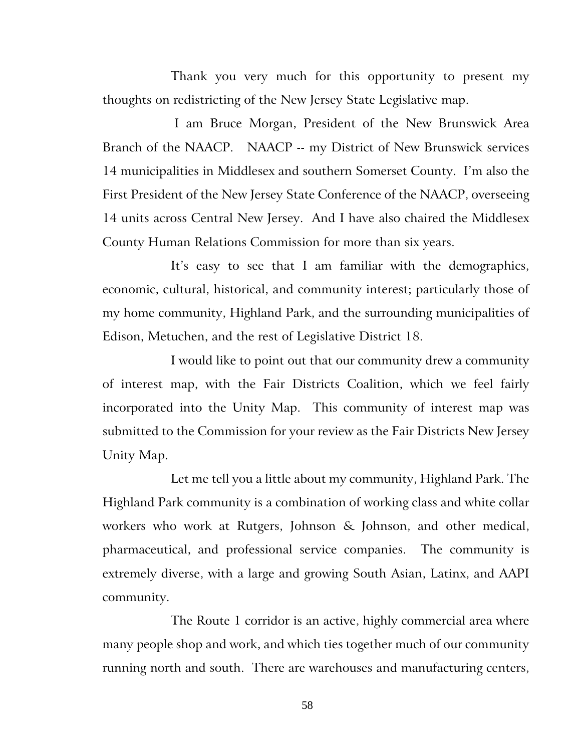Thank you very much for this opportunity to present my thoughts on redistricting of the New Jersey State Legislative map.

I am Bruce Morgan, President of the New Brunswick Area Branch of the NAACP. NAACP -- my District of New Brunswick services 14 municipalities in Middlesex and southern Somerset County. I'm also the First President of the New Jersey State Conference of the NAACP, overseeing 14 units across Central New Jersey. And I have also chaired the Middlesex County Human Relations Commission for more than six years.

It's easy to see that I am familiar with the demographics, economic, cultural, historical, and community interest; particularly those of my home community, Highland Park, and the surrounding municipalities of Edison, Metuchen, and the rest of Legislative District 18.

I would like to point out that our community drew a community of interest map, with the Fair Districts Coalition, which we feel fairly incorporated into the Unity Map. This community of interest map was submitted to the Commission for your review as the Fair Districts New Jersey Unity Map.

Let me tell you a little about my community, Highland Park. The Highland Park community is a combination of working class and white collar workers who work at Rutgers, Johnson & Johnson, and other medical, pharmaceutical, and professional service companies. The community is extremely diverse, with a large and growing South Asian, Latinx, and AAPI community.

The Route 1 corridor is an active, highly commercial area where many people shop and work, and which ties together much of our community running north and south. There are warehouses and manufacturing centers,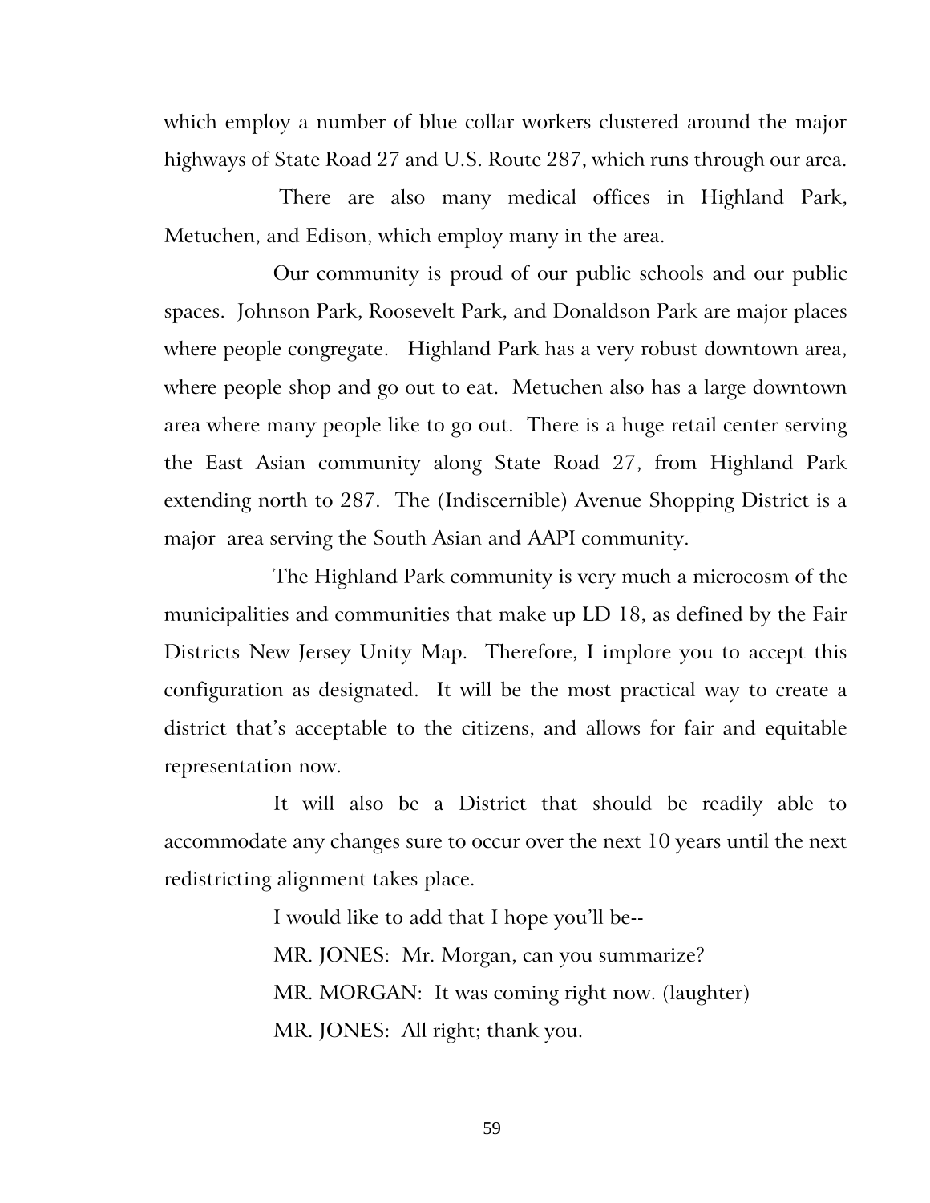which employ a number of blue collar workers clustered around the major highways of State Road 27 and U.S. Route 287, which runs through our area.

There are also many medical offices in Highland Park, Metuchen, and Edison, which employ many in the area.

Our community is proud of our public schools and our public spaces. Johnson Park, Roosevelt Park, and Donaldson Park are major places where people congregate. Highland Park has a very robust downtown area, where people shop and go out to eat. Metuchen also has a large downtown area where many people like to go out. There is a huge retail center serving the East Asian community along State Road 27, from Highland Park extending north to 287. The (Indiscernible) Avenue Shopping District is a major area serving the South Asian and AAPI community.

The Highland Park community is very much a microcosm of the municipalities and communities that make up LD 18, as defined by the Fair Districts New Jersey Unity Map. Therefore, I implore you to accept this configuration as designated. It will be the most practical way to create a district that's acceptable to the citizens, and allows for fair and equitable representation now.

It will also be a District that should be readily able to accommodate any changes sure to occur over the next 10 years until the next redistricting alignment takes place.

I would like to add that I hope you'll be--

MR. JONES: Mr. Morgan, can you summarize?

MR. MORGAN: It was coming right now. (laughter)

MR. JONES: All right; thank you.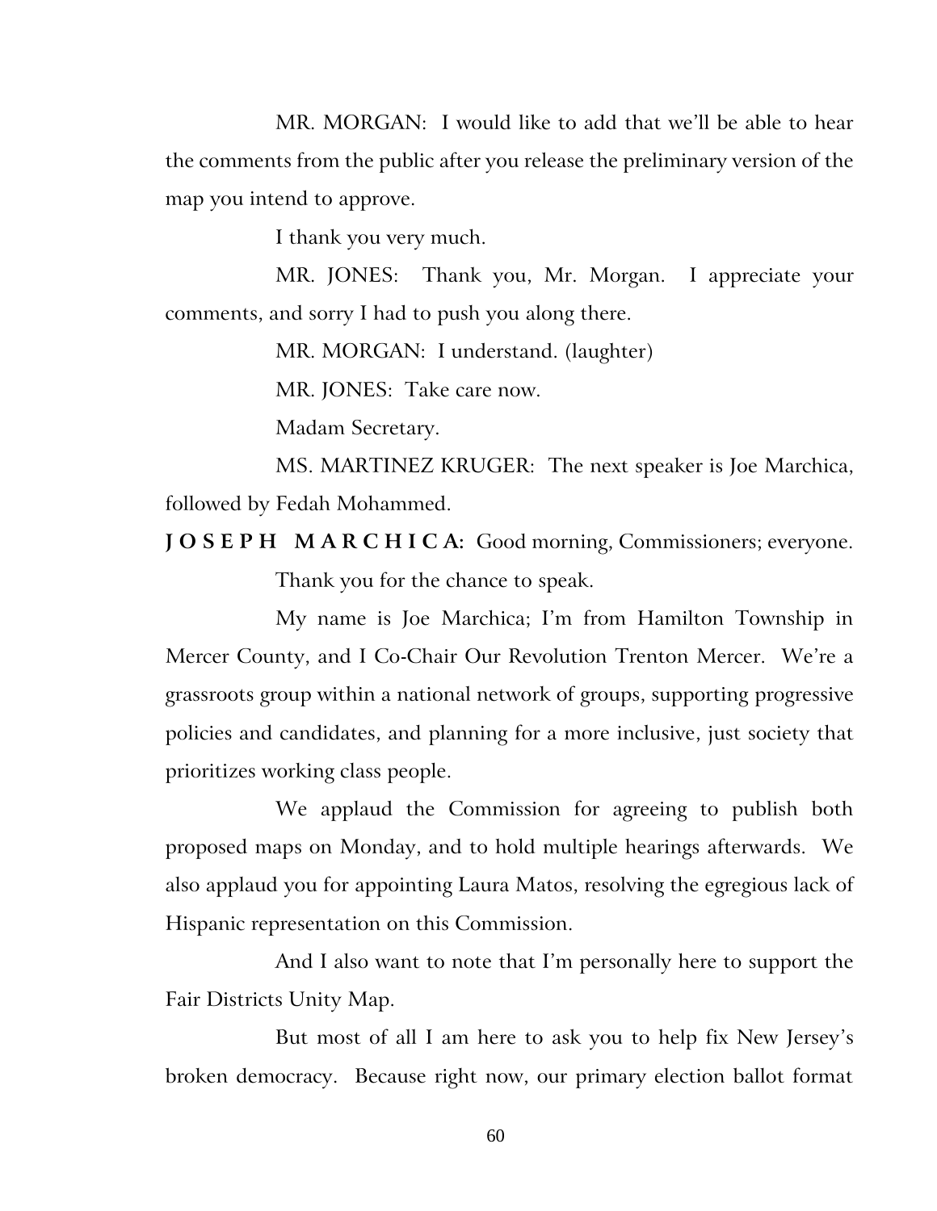MR. MORGAN: I would like to add that we'll be able to hear the comments from the public after you release the preliminary version of the map you intend to approve.

I thank you very much.

MR. JONES: Thank you, Mr. Morgan. I appreciate your comments, and sorry I had to push you along there.

MR. MORGAN: I understand. (laughter)

MR. JONES: Take care now.

Madam Secretary.

MS. MARTINEZ KRUGER: The next speaker is Joe Marchica, followed by Fedah Mohammed.

**J O S E P H   M A R C H I C A:** Good morning, Commissioners; everyone.

Thank you for the chance to speak.

My name is Joe Marchica; I'm from Hamilton Township in Mercer County, and I Co-Chair Our Revolution Trenton Mercer. We're a grassroots group within a national network of groups, supporting progressive policies and candidates, and planning for a more inclusive, just society that prioritizes working class people.

We applaud the Commission for agreeing to publish both proposed maps on Monday, and to hold multiple hearings afterwards. We also applaud you for appointing Laura Matos, resolving the egregious lack of Hispanic representation on this Commission.

And I also want to note that I'm personally here to support the Fair Districts Unity Map.

But most of all I am here to ask you to help fix New Jersey's broken democracy. Because right now, our primary election ballot format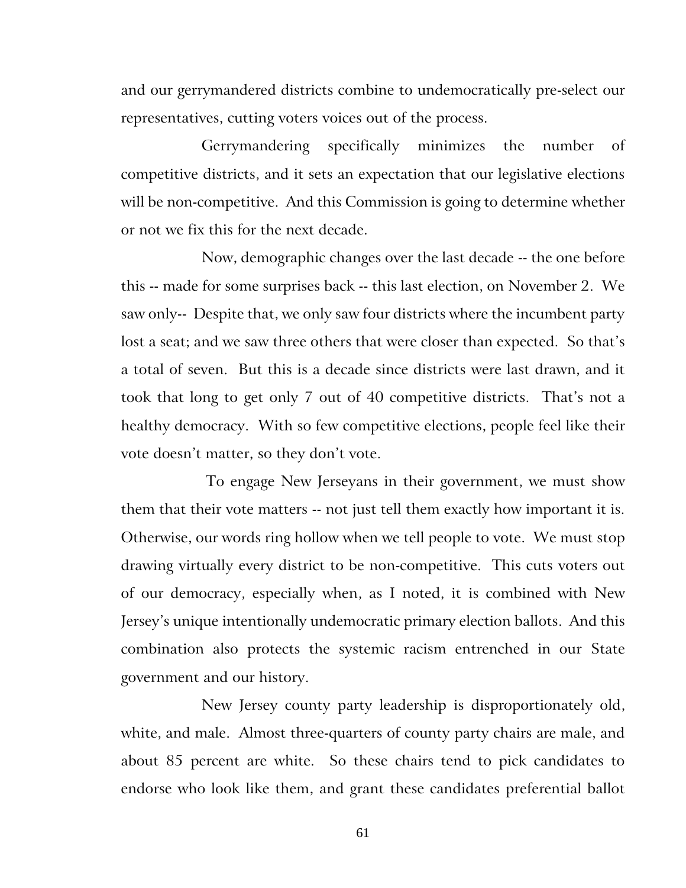and our gerrymandered districts combine to undemocratically pre-select our representatives, cutting voters voices out of the process.

Gerrymandering specifically minimizes the number of competitive districts, and it sets an expectation that our legislative elections will be non-competitive. And this Commission is going to determine whether or not we fix this for the next decade.

Now, demographic changes over the last decade -- the one before this -- made for some surprises back -- this last election, on November 2. We saw only-- Despite that, we only saw four districts where the incumbent party lost a seat; and we saw three others that were closer than expected. So that's a total of seven. But this is a decade since districts were last drawn, and it took that long to get only 7 out of 40 competitive districts. That's not a healthy democracy. With so few competitive elections, people feel like their vote doesn't matter, so they don't vote.

To engage New Jerseyans in their government, we must show them that their vote matters -- not just tell them exactly how important it is. Otherwise, our words ring hollow when we tell people to vote. We must stop drawing virtually every district to be non-competitive. This cuts voters out of our democracy, especially when, as I noted, it is combined with New Jersey's unique intentionally undemocratic primary election ballots. And this combination also protects the systemic racism entrenched in our State government and our history.

New Jersey county party leadership is disproportionately old, white, and male. Almost three-quarters of county party chairs are male, and about 85 percent are white. So these chairs tend to pick candidates to endorse who look like them, and grant these candidates preferential ballot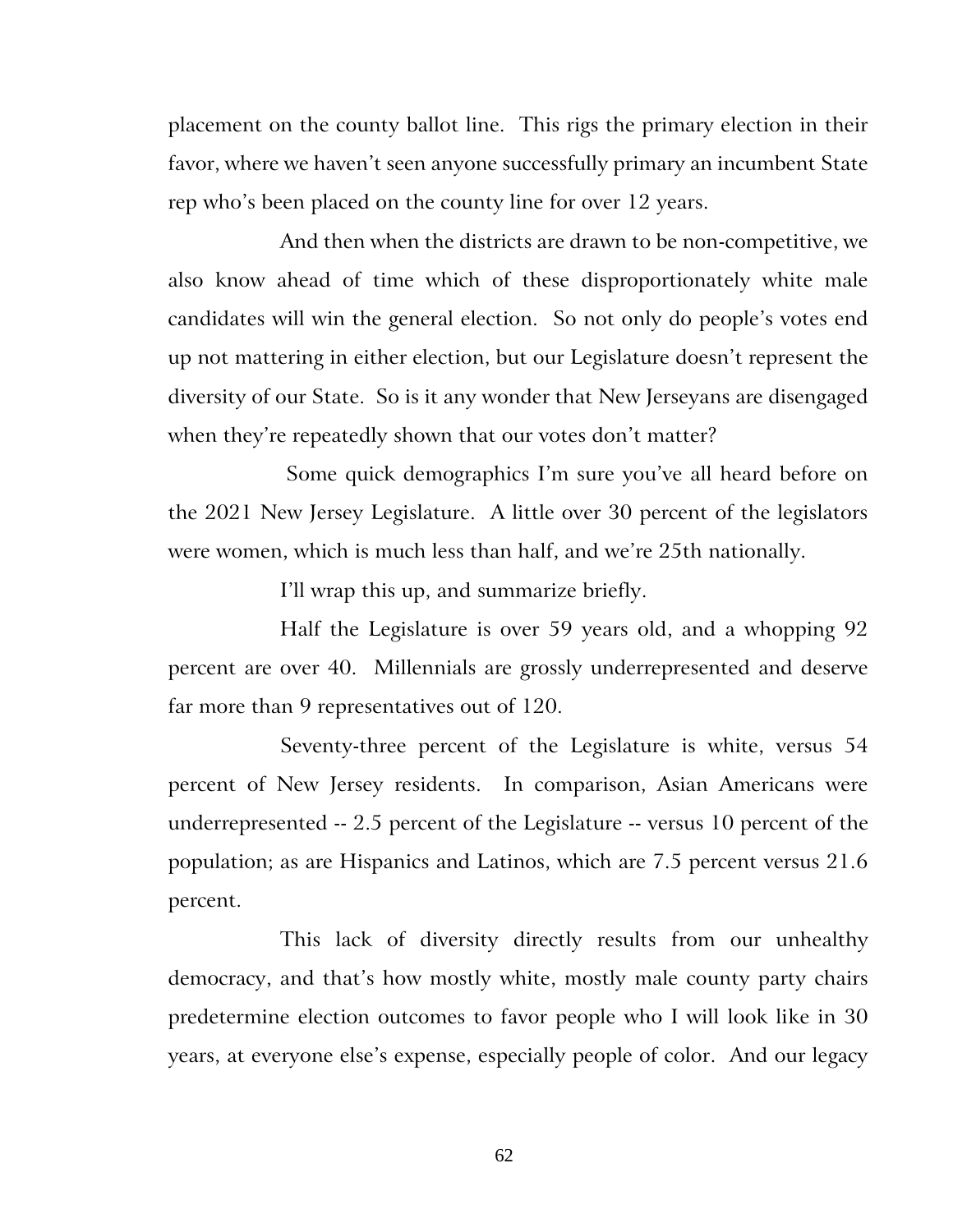placement on the county ballot line. This rigs the primary election in their favor, where we haven't seen anyone successfully primary an incumbent State rep who's been placed on the county line for over 12 years.

And then when the districts are drawn to be non-competitive, we also know ahead of time which of these disproportionately white male candidates will win the general election. So not only do people's votes end up not mattering in either election, but our Legislature doesn't represent the diversity of our State. So is it any wonder that New Jerseyans are disengaged when they're repeatedly shown that our votes don't matter?

Some quick demographics I'm sure you've all heard before on the 2021 New Jersey Legislature. A little over 30 percent of the legislators were women, which is much less than half, and we're 25th nationally.

I'll wrap this up, and summarize briefly.

Half the Legislature is over 59 years old, and a whopping 92 percent are over 40. Millennials are grossly underrepresented and deserve far more than 9 representatives out of 120.

Seventy-three percent of the Legislature is white, versus 54 percent of New Jersey residents. In comparison, Asian Americans were underrepresented -- 2.5 percent of the Legislature -- versus 10 percent of the population; as are Hispanics and Latinos, which are 7.5 percent versus 21.6 percent.

This lack of diversity directly results from our unhealthy democracy, and that's how mostly white, mostly male county party chairs predetermine election outcomes to favor people who I will look like in 30 years, at everyone else's expense, especially people of color. And our legacy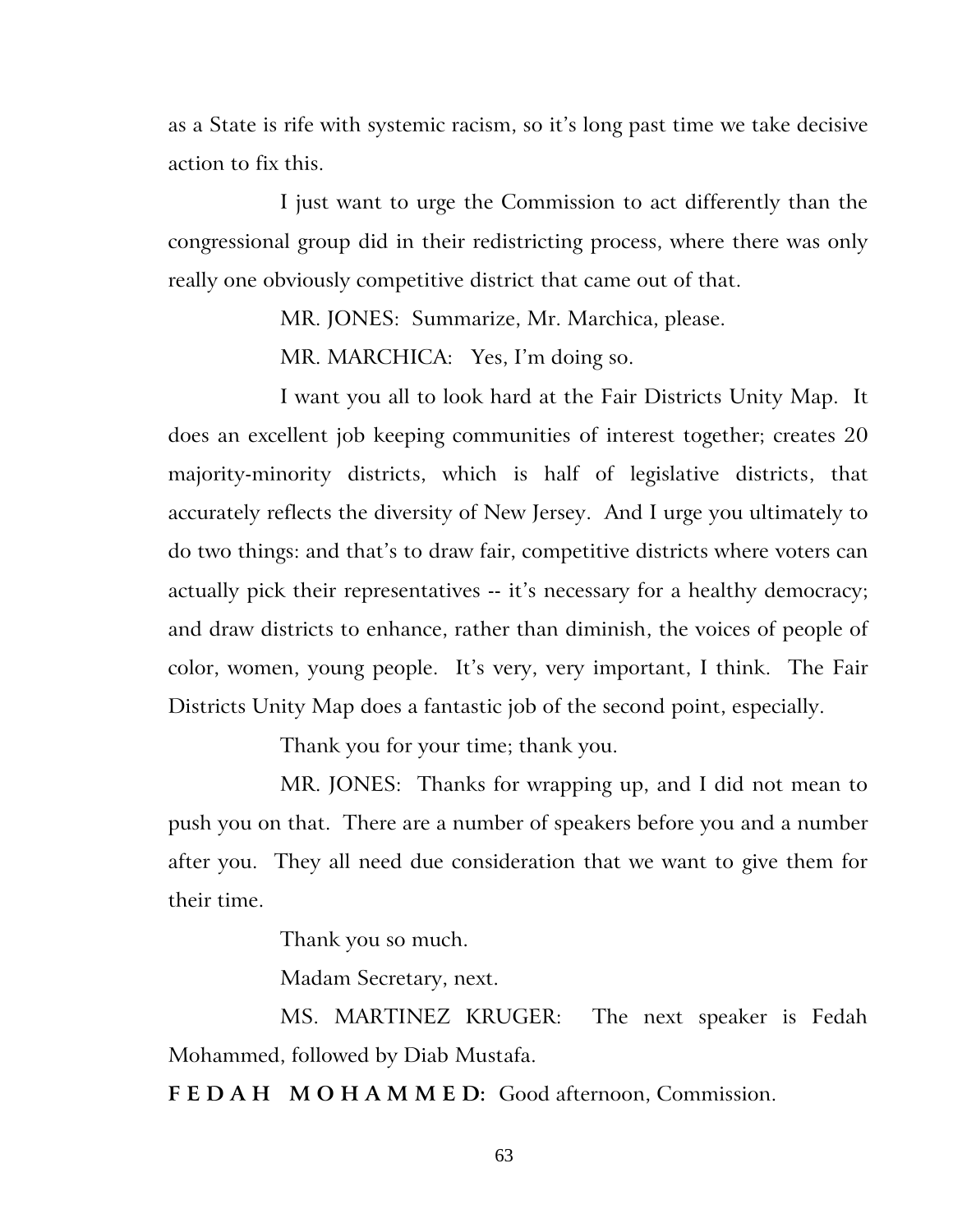as a State is rife with systemic racism, so it's long past time we take decisive action to fix this.

I just want to urge the Commission to act differently than the congressional group did in their redistricting process, where there was only really one obviously competitive district that came out of that.

MR. JONES: Summarize, Mr. Marchica, please.

MR. MARCHICA: Yes, I'm doing so.

I want you all to look hard at the Fair Districts Unity Map. It does an excellent job keeping communities of interest together; creates 20 majority-minority districts, which is half of legislative districts, that accurately reflects the diversity of New Jersey. And I urge you ultimately to do two things: and that's to draw fair, competitive districts where voters can actually pick their representatives -- it's necessary for a healthy democracy; and draw districts to enhance, rather than diminish, the voices of people of color, women, young people. It's very, very important, I think. The Fair Districts Unity Map does a fantastic job of the second point, especially.

Thank you for your time; thank you.

MR. JONES: Thanks for wrapping up, and I did not mean to push you on that. There are a number of speakers before you and a number after you. They all need due consideration that we want to give them for their time.

Thank you so much.

Madam Secretary, next.

MS. MARTINEZ KRUGER: The next speaker is Fedah Mohammed, followed by Diab Mustafa.

**F E D A H M O H A M M E D:** Good afternoon, Commission.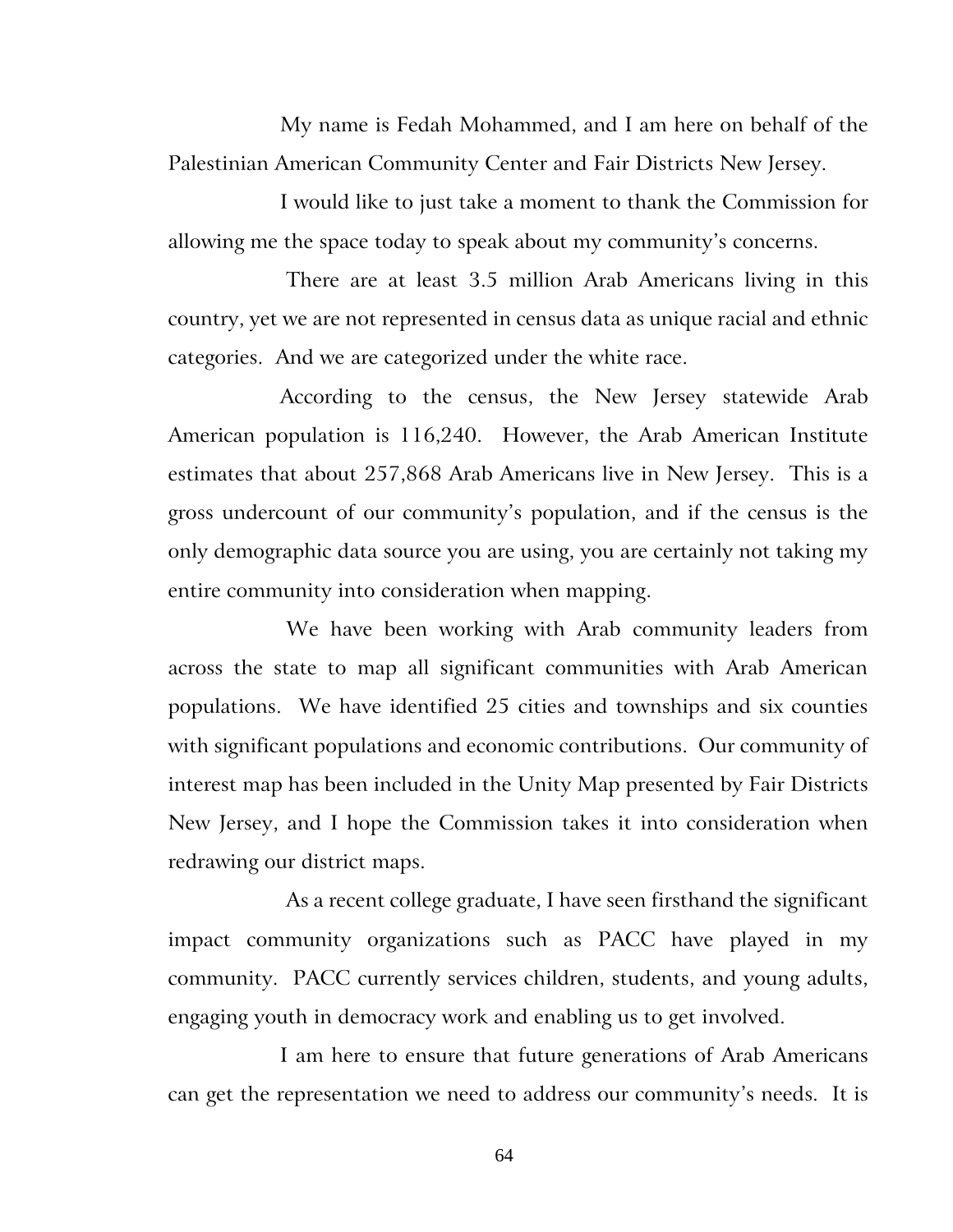My name is Fedah Mohammed, and I am here on behalf of the Palestinian American Community Center and Fair Districts New Jersey.

I would like to just take a moment to thank the Commission for allowing me the space today to speak about my community's concerns.

There are at least 3.5 million Arab Americans living in this country, yet we are not represented in census data as unique racial and ethnic categories. And we are categorized under the white race.

According to the census, the New Jersey statewide Arab American population is 116,240. However, the Arab American Institute estimates that about 257,868 Arab Americans live in New Jersey. This is a gross undercount of our community's population, and if the census is the only demographic data source you are using, you are certainly not taking my entire community into consideration when mapping.

We have been working with Arab community leaders from across the state to map all significant communities with Arab American populations. We have identified 25 cities and townships and six counties with significant populations and economic contributions. Our community of interest map has been included in the Unity Map presented by Fair Districts New Jersey, and I hope the Commission takes it into consideration when redrawing our district maps.

As a recent college graduate, I have seen firsthand the significant impact community organizations such as PACC have played in my community. PACC currently services children, students, and young adults, engaging youth in democracy work and enabling us to get involved.

I am here to ensure that future generations of Arab Americans can get the representation we need to address our community's needs. It is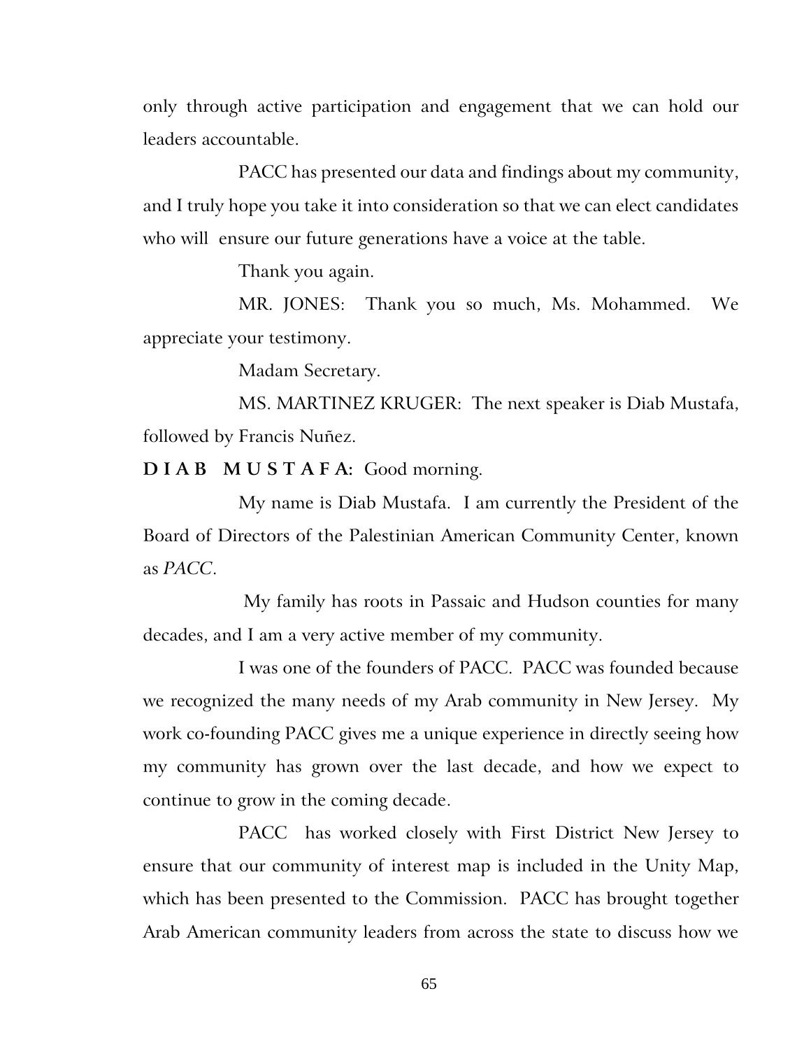only through active participation and engagement that we can hold our leaders accountable.

PACC has presented our data and findings about my community, and I truly hope you take it into consideration so that we can elect candidates who will ensure our future generations have a voice at the table.

Thank you again.

MR. JONES: Thank you so much, Ms. Mohammed. We appreciate your testimony.

Madam Secretary.

MS. MARTINEZ KRUGER: The next speaker is Diab Mustafa, followed by Francis Nuñez.

**D I A B M U S T A F A:** Good morning.

My name is Diab Mustafa. I am currently the President of the Board of Directors of the Palestinian American Community Center, known as *PACC*.

My family has roots in Passaic and Hudson counties for many decades, and I am a very active member of my community.

I was one of the founders of PACC. PACC was founded because we recognized the many needs of my Arab community in New Jersey. My work co-founding PACC gives me a unique experience in directly seeing how my community has grown over the last decade, and how we expect to continue to grow in the coming decade.

PACC has worked closely with First District New Jersey to ensure that our community of interest map is included in the Unity Map, which has been presented to the Commission. PACC has brought together Arab American community leaders from across the state to discuss how we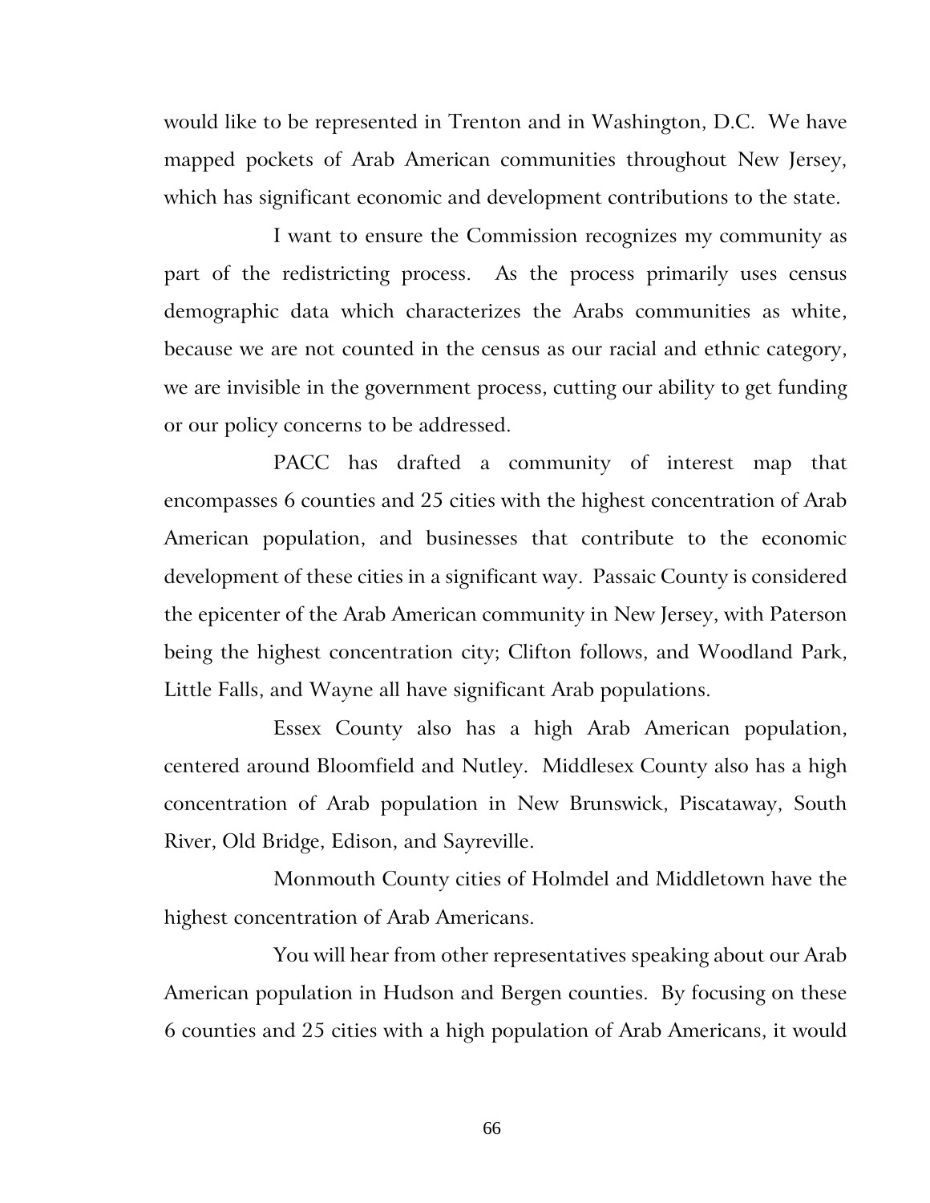would like to be represented in Trenton and in Washington, D.C. We have mapped pockets of Arab American communities throughout New Jersey, which has significant economic and development contributions to the state.

I want to ensure the Commission recognizes my community as part of the redistricting process. As the process primarily uses census demographic data which characterizes the Arabs communities as white, because we are not counted in the census as our racial and ethnic category, we are invisible in the government process, cutting our ability to get funding or our policy concerns to be addressed.

PACC has drafted a community of interest map that encompasses 6 counties and 25 cities with the highest concentration of Arab American population, and businesses that contribute to the economic development of these cities in a significant way. Passaic County is considered the epicenter of the Arab American community in New Jersey, with Paterson being the highest concentration city; Clifton follows, and Woodland Park, Little Falls, and Wayne all have significant Arab populations.

Essex County also has a high Arab American population, centered around Bloomfield and Nutley. Middlesex County also has a high concentration of Arab population in New Brunswick, Piscataway, South River, Old Bridge, Edison, and Sayreville.

Monmouth County cities of Holmdel and Middletown have the highest concentration of Arab Americans.

You will hear from other representatives speaking about our Arab American population in Hudson and Bergen counties. By focusing on these 6 counties and 25 cities with a high population of Arab Americans, it would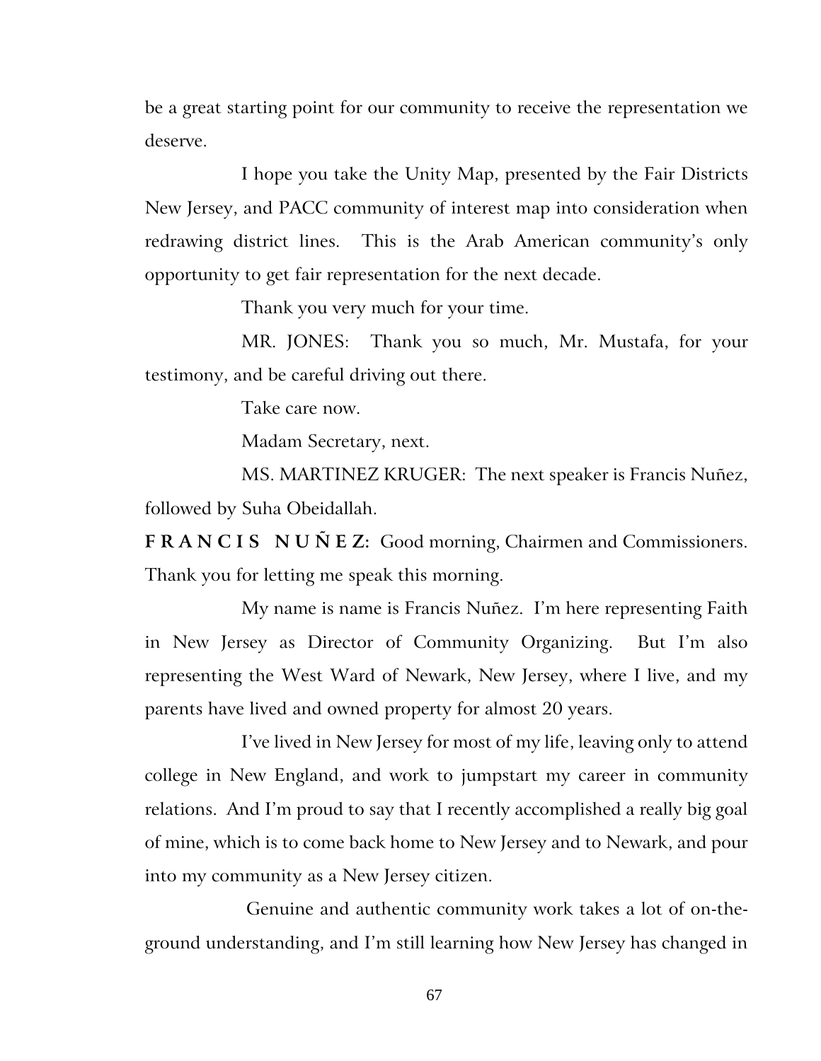be a great starting point for our community to receive the representation we deserve.

I hope you take the Unity Map, presented by the Fair Districts New Jersey, and PACC community of interest map into consideration when redrawing district lines. This is the Arab American community's only opportunity to get fair representation for the next decade.

Thank you very much for your time.

MR. JONES: Thank you so much, Mr. Mustafa, for your testimony, and be careful driving out there.

Take care now.

Madam Secretary, next.

MS. MARTINEZ KRUGER: The next speaker is Francis Nuñez, followed by Suha Obeidallah.

**FRANCIS NUÑEZ:** Good morning, Chairmen and Commissioners. Thank you for letting me speak this morning.

My name is name is Francis Nuñez. I'm here representing Faith in New Jersey as Director of Community Organizing. But I'm also representing the West Ward of Newark, New Jersey, where I live, and my parents have lived and owned property for almost 20 years.

I've lived in New Jersey for most of my life, leaving only to attend college in New England, and work to jumpstart my career in community relations. And I'm proud to say that I recently accomplished a really big goal of mine, which is to come back home to New Jersey and to Newark, and pour into my community as a New Jersey citizen.

Genuine and authentic community work takes a lot of on-the-ground understanding, and I'm still learning how New Jersey has changed in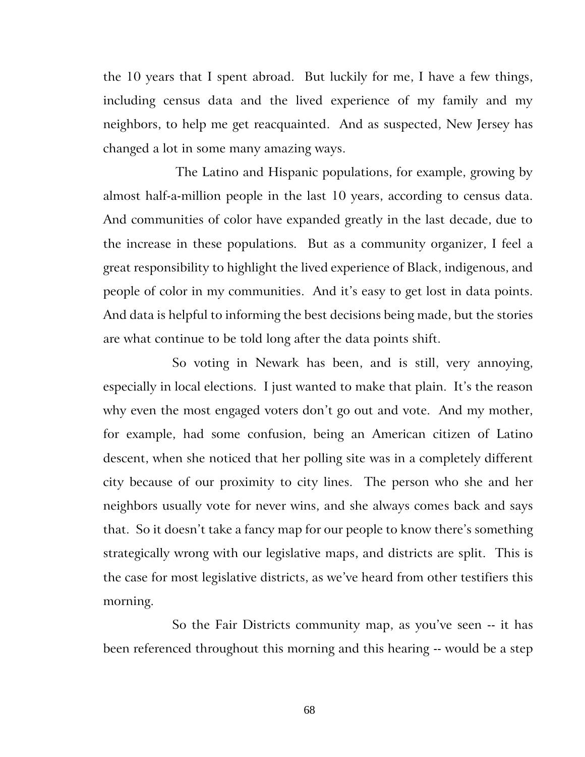the 10 years that I spent abroad. But luckily for me, I have a few things, including census data and the lived experience of my family and my neighbors, to help me get reacquainted. And as suspected, New Jersey has changed a lot in some many amazing ways.

The Latino and Hispanic populations, for example, growing by almost half-a-million people in the last 10 years, according to census data. And communities of color have expanded greatly in the last decade, due to the increase in these populations. But as a community organizer, I feel a great responsibility to highlight the lived experience of Black, indigenous, and people of color in my communities. And it's easy to get lost in data points. And data is helpful to informing the best decisions being made, but the stories are what continue to be told long after the data points shift.

So voting in Newark has been, and is still, very annoying, especially in local elections. I just wanted to make that plain. It's the reason why even the most engaged voters don't go out and vote. And my mother, for example, had some confusion, being an American citizen of Latino descent, when she noticed that her polling site was in a completely different city because of our proximity to city lines. The person who she and her neighbors usually vote for never wins, and she always comes back and says that. So it doesn't take a fancy map for our people to know there's something strategically wrong with our legislative maps, and districts are split. This is the case for most legislative districts, as we've heard from other testifiers this morning.

So the Fair Districts community map, as you've seen -- it has been referenced throughout this morning and this hearing -- would be a step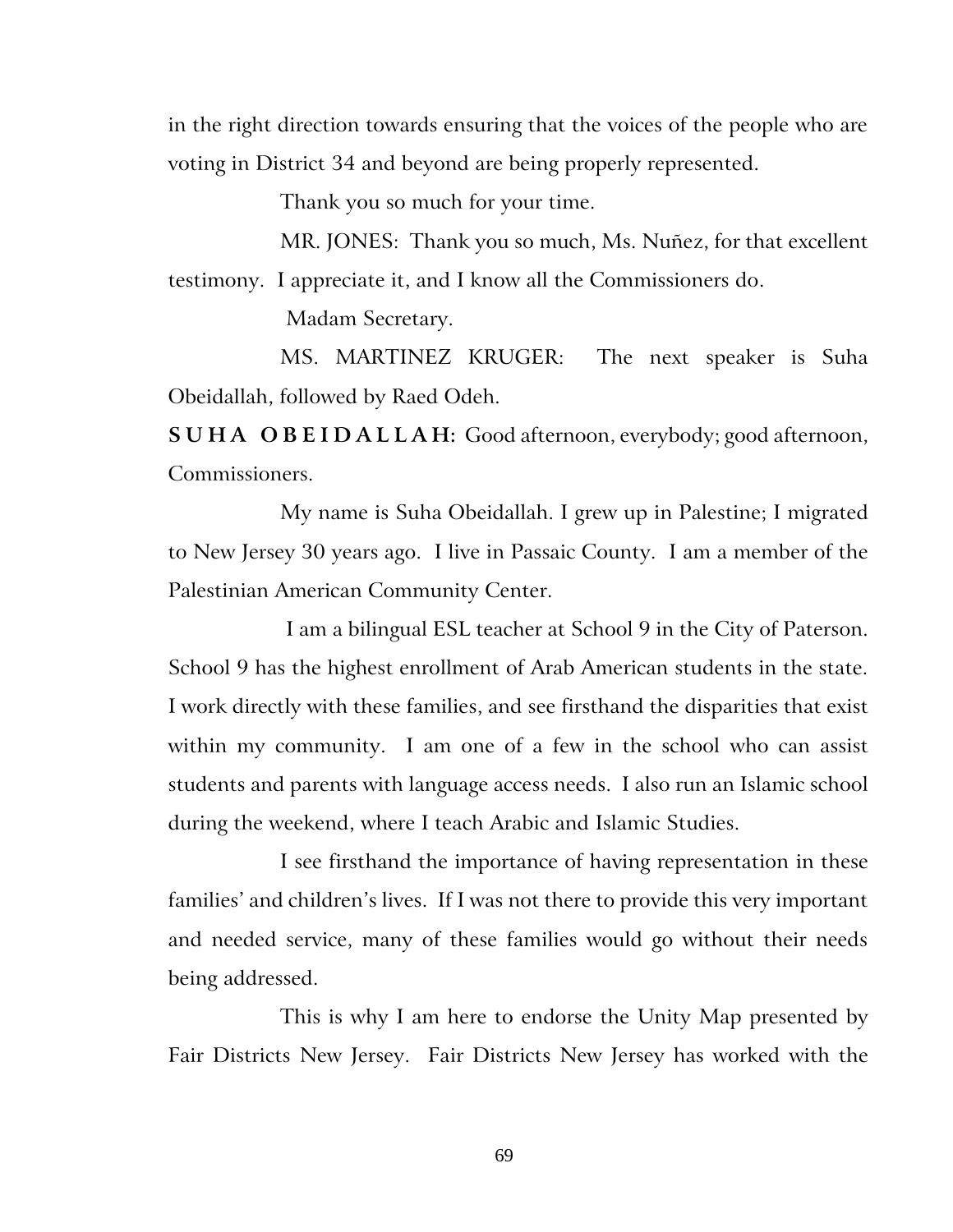in the right direction towards ensuring that the voices of the people who are voting in District 34 and beyond are being properly represented.

Thank you so much for your time.

MR. JONES: Thank you so much, Ms. Nuñez, for that excellent testimony. I appreciate it, and I know all the Commissioners do.

Madam Secretary.

MS. MARTINEZ KRUGER: The next speaker is Suha Obeidallah, followed by Raed Odeh.

**SUHA OBEIDALLAH:** Good afternoon, everybody; good afternoon, Commissioners.

My name is Suha Obeidallah. I grew up in Palestine; I migrated to New Jersey 30 years ago. I live in Passaic County. I am a member of the Palestinian American Community Center.

I am a bilingual ESL teacher at School 9 in the City of Paterson. School 9 has the highest enrollment of Arab American students in the state. I work directly with these families, and see firsthand the disparities that exist within my community. I am one of a few in the school who can assist students and parents with language access needs. I also run an Islamic school during the weekend, where I teach Arabic and Islamic Studies.

I see firsthand the importance of having representation in these families' and children's lives. If I was not there to provide this very important and needed service, many of these families would go without their needs being addressed.

This is why I am here to endorse the Unity Map presented by Fair Districts New Jersey. Fair Districts New Jersey has worked with the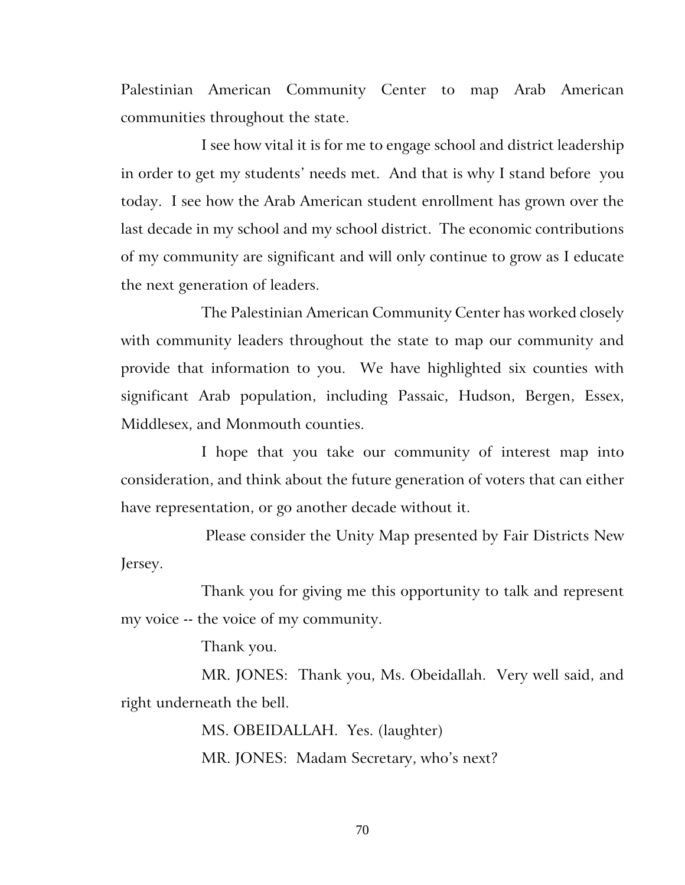Palestinian American Community Center to map Arab American communities throughout the state.

I see how vital it is for me to engage school and district leadership in order to get my students' needs met. And that is why I stand before you today. I see how the Arab American student enrollment has grown over the last decade in my school and my school district. The economic contributions of my community are significant and will only continue to grow as I educate the next generation of leaders.

The Palestinian American Community Center has worked closely with community leaders throughout the state to map our community and provide that information to you. We have highlighted six counties with significant Arab population, including Passaic, Hudson, Bergen, Essex, Middlesex, and Monmouth counties.

I hope that you take our community of interest map into consideration, and think about the future generation of voters that can either have representation, or go another decade without it.

Please consider the Unity Map presented by Fair Districts New Jersey.

Thank you for giving me this opportunity to talk and represent my voice -- the voice of my community.

Thank you.

MR. JONES: Thank you, Ms. Obeidallah. Very well said, and right underneath the bell.

MS. OBEIDALLAH. Yes. (laughter)

MR. JONES: Madam Secretary, who's next?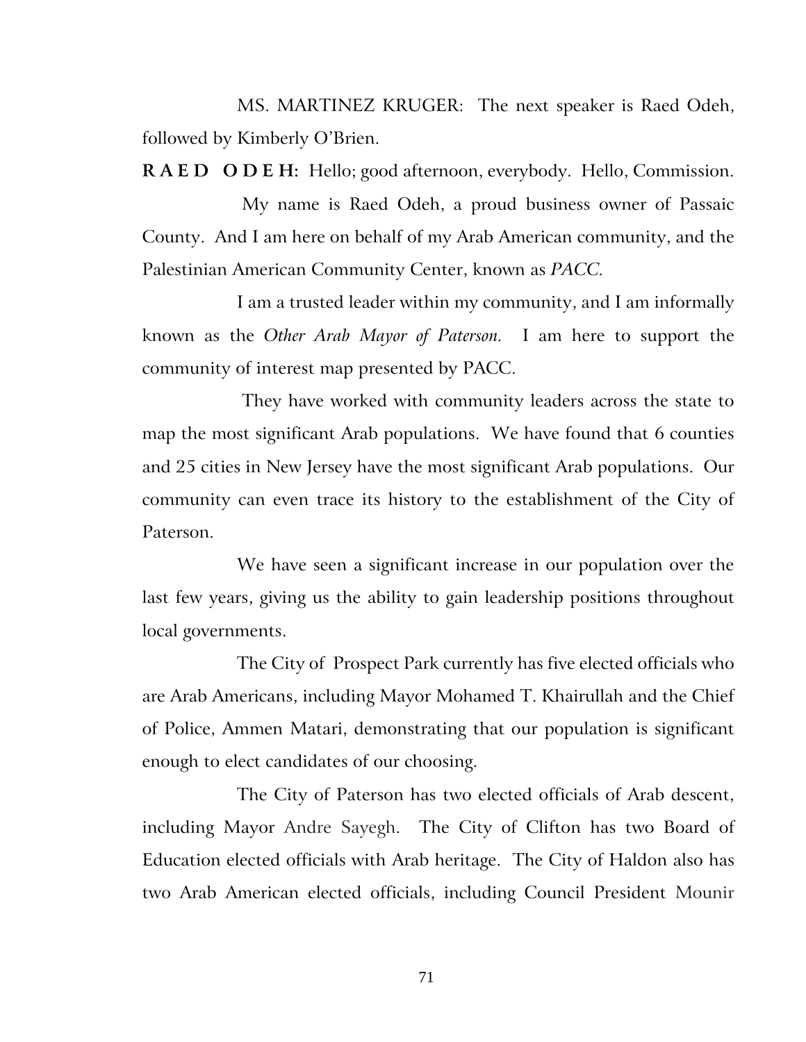MS. MARTINEZ KRUGER: The next speaker is Raed Odeh, followed by Kimberly O'Brien.

**R A E D   O D E H:** Hello; good afternoon, everybody. Hello, Commission.

My name is Raed Odeh, a proud business owner of Passaic County. And I am here on behalf of my Arab American community, and the Palestinian American Community Center, known as *PACC.*

I am a trusted leader within my community, and I am informally known as the *Other Arab Mayor of Paterson.* I am here to support the community of interest map presented by PACC.

They have worked with community leaders across the state to map the most significant Arab populations. We have found that 6 counties and 25 cities in New Jersey have the most significant Arab populations. Our community can even trace its history to the establishment of the City of Paterson.

We have seen a significant increase in our population over the last few years, giving us the ability to gain leadership positions throughout local governments.

The City of Prospect Park currently has five elected officials who are Arab Americans, including Mayor Mohamed T. Khairullah and the Chief of Police, Ammen Matari, demonstrating that our population is significant enough to elect candidates of our choosing.

The City of Paterson has two elected officials of Arab descent, including Mayor Andre Sayegh. The City of Clifton has two Board of Education elected officials with Arab heritage. The City of Haldon also has two Arab American elected officials, including Council President Mounir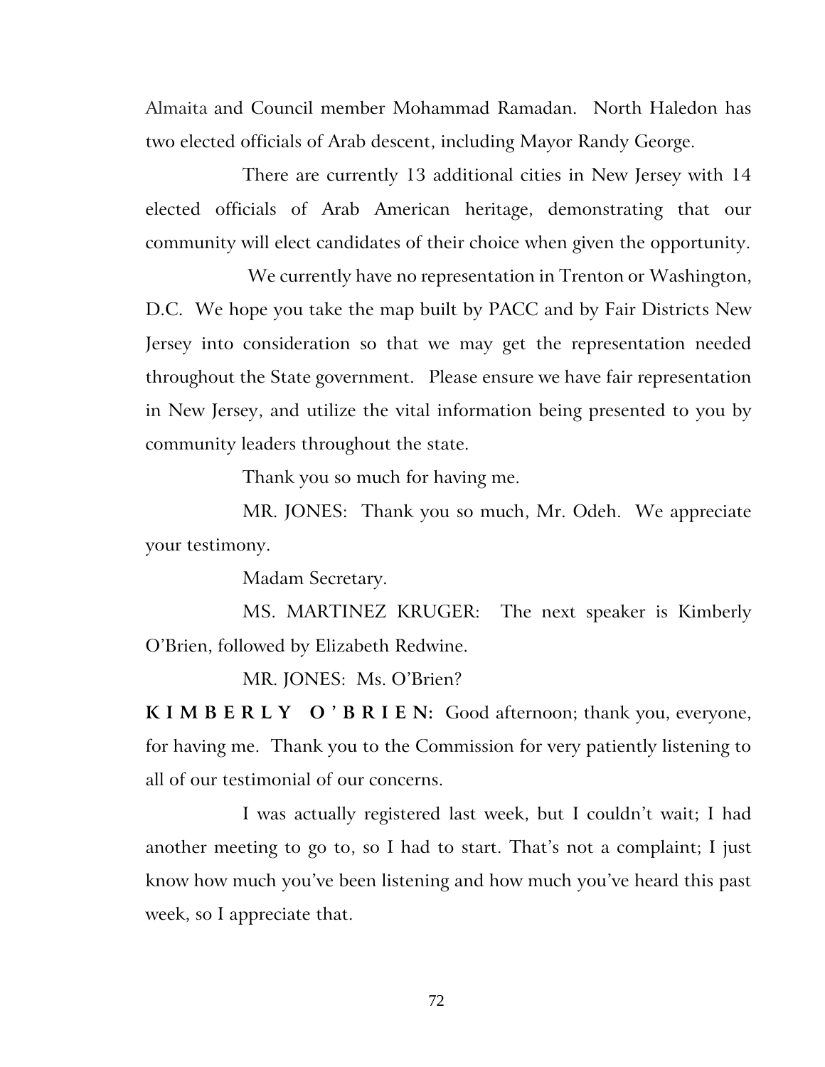Almaita and Council member Mohammad Ramadan. North Haledon has two elected officials of Arab descent, including Mayor Randy George.

There are currently 13 additional cities in New Jersey with 14 elected officials of Arab American heritage, demonstrating that our community will elect candidates of their choice when given the opportunity.

We currently have no representation in Trenton or Washington, D.C. We hope you take the map built by PACC and by Fair Districts New Jersey into consideration so that we may get the representation needed throughout the State government. Please ensure we have fair representation in New Jersey, and utilize the vital information being presented to you by community leaders throughout the state.

Thank you so much for having me.

MR. JONES: Thank you so much, Mr. Odeh. We appreciate your testimony.

Madam Secretary.

MS. MARTINEZ KRUGER: The next speaker is Kimberly O'Brien, followed by Elizabeth Redwine.

MR. JONES: Ms. O'Brien?

**K I M B E R L Y   O ' B R I E N:** Good afternoon; thank you, everyone, for having me. Thank you to the Commission for very patiently listening to all of our testimonial of our concerns.

I was actually registered last week, but I couldn't wait; I had another meeting to go to, so I had to start. That's not a complaint; I just know how much you've been listening and how much you've heard this past week, so I appreciate that.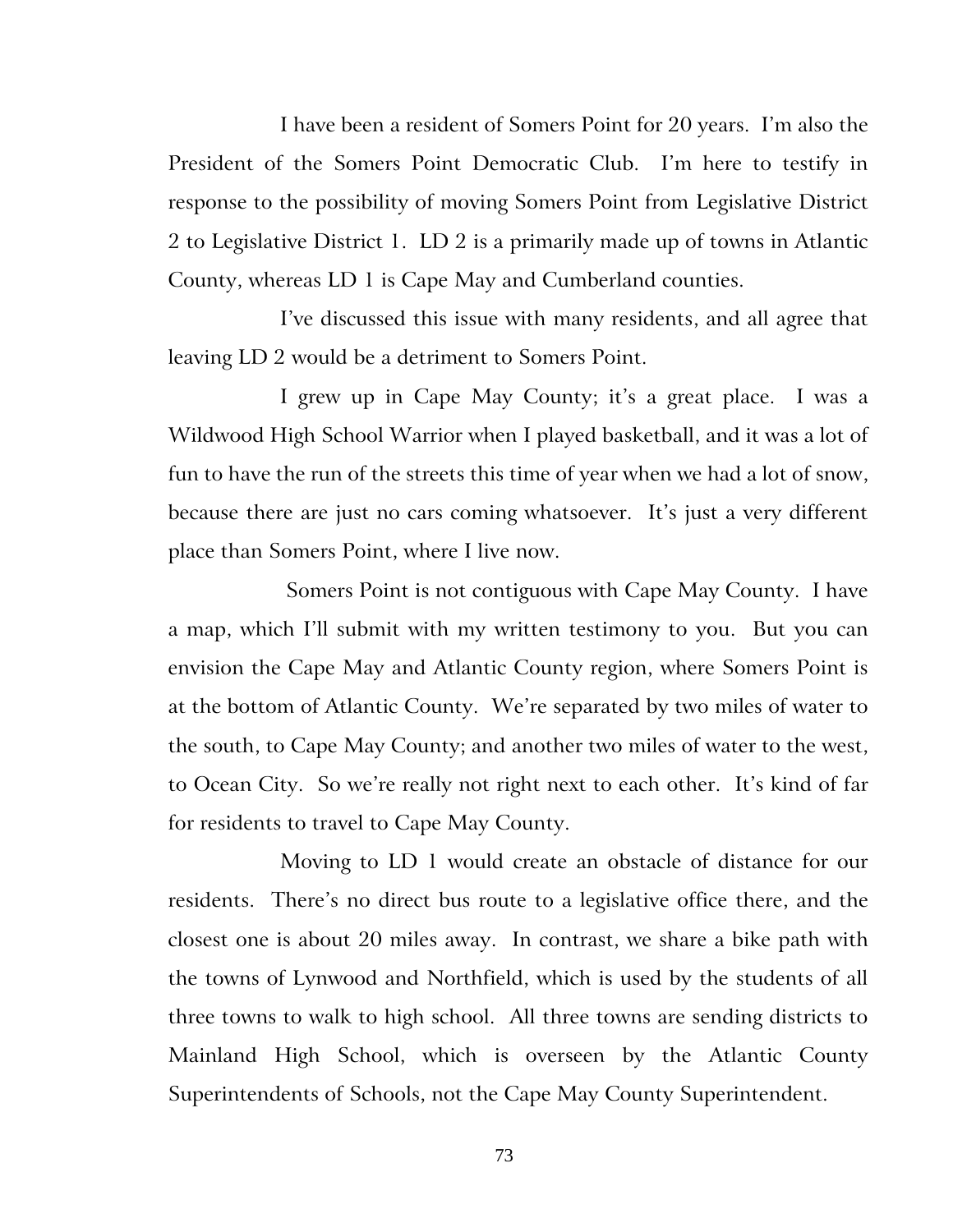I have been a resident of Somers Point for 20 years. I'm also the President of the Somers Point Democratic Club. I'm here to testify in response to the possibility of moving Somers Point from Legislative District 2 to Legislative District 1. LD 2 is a primarily made up of towns in Atlantic County, whereas LD 1 is Cape May and Cumberland counties.

I've discussed this issue with many residents, and all agree that leaving LD 2 would be a detriment to Somers Point.

I grew up in Cape May County; it's a great place. I was a Wildwood High School Warrior when I played basketball, and it was a lot of fun to have the run of the streets this time of year when we had a lot of snow, because there are just no cars coming whatsoever. It's just a very different place than Somers Point, where I live now.

Somers Point is not contiguous with Cape May County. I have a map, which I'll submit with my written testimony to you. But you can envision the Cape May and Atlantic County region, where Somers Point is at the bottom of Atlantic County. We're separated by two miles of water to the south, to Cape May County; and another two miles of water to the west, to Ocean City. So we're really not right next to each other. It's kind of far for residents to travel to Cape May County.

Moving to LD 1 would create an obstacle of distance for our residents. There's no direct bus route to a legislative office there, and the closest one is about 20 miles away. In contrast, we share a bike path with the towns of Lynwood and Northfield, which is used by the students of all three towns to walk to high school. All three towns are sending districts to Mainland High School, which is overseen by the Atlantic County Superintendents of Schools, not the Cape May County Superintendent.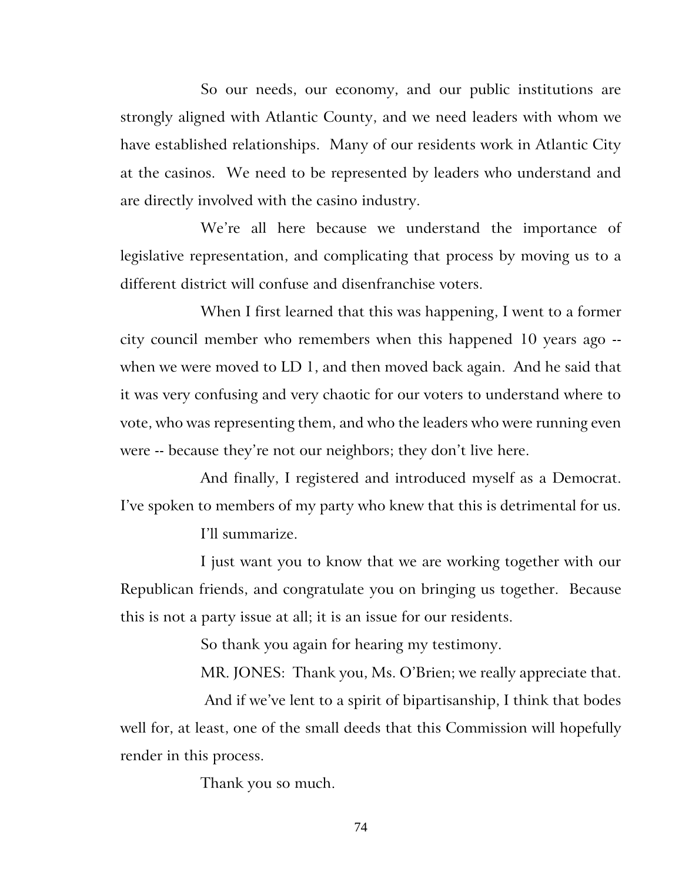So our needs, our economy, and our public institutions are strongly aligned with Atlantic County, and we need leaders with whom we have established relationships. Many of our residents work in Atlantic City at the casinos. We need to be represented by leaders who understand and are directly involved with the casino industry.

We're all here because we understand the importance of legislative representation, and complicating that process by moving us to a different district will confuse and disenfranchise voters.

When I first learned that this was happening, I went to a former city council member who remembers when this happened 10 years ago -- when we were moved to LD 1, and then moved back again. And he said that it was very confusing and very chaotic for our voters to understand where to vote, who was representing them, and who the leaders who were running even were -- because they're not our neighbors; they don't live here.

And finally, I registered and introduced myself as a Democrat. I've spoken to members of my party who knew that this is detrimental for us.

I'll summarize.

I just want you to know that we are working together with our Republican friends, and congratulate you on bringing us together. Because this is not a party issue at all; it is an issue for our residents.

So thank you again for hearing my testimony.

MR. JONES: Thank you, Ms. O'Brien; we really appreciate that.

And if we've lent to a spirit of bipartisanship, I think that bodes well for, at least, one of the small deeds that this Commission will hopefully render in this process.

Thank you so much.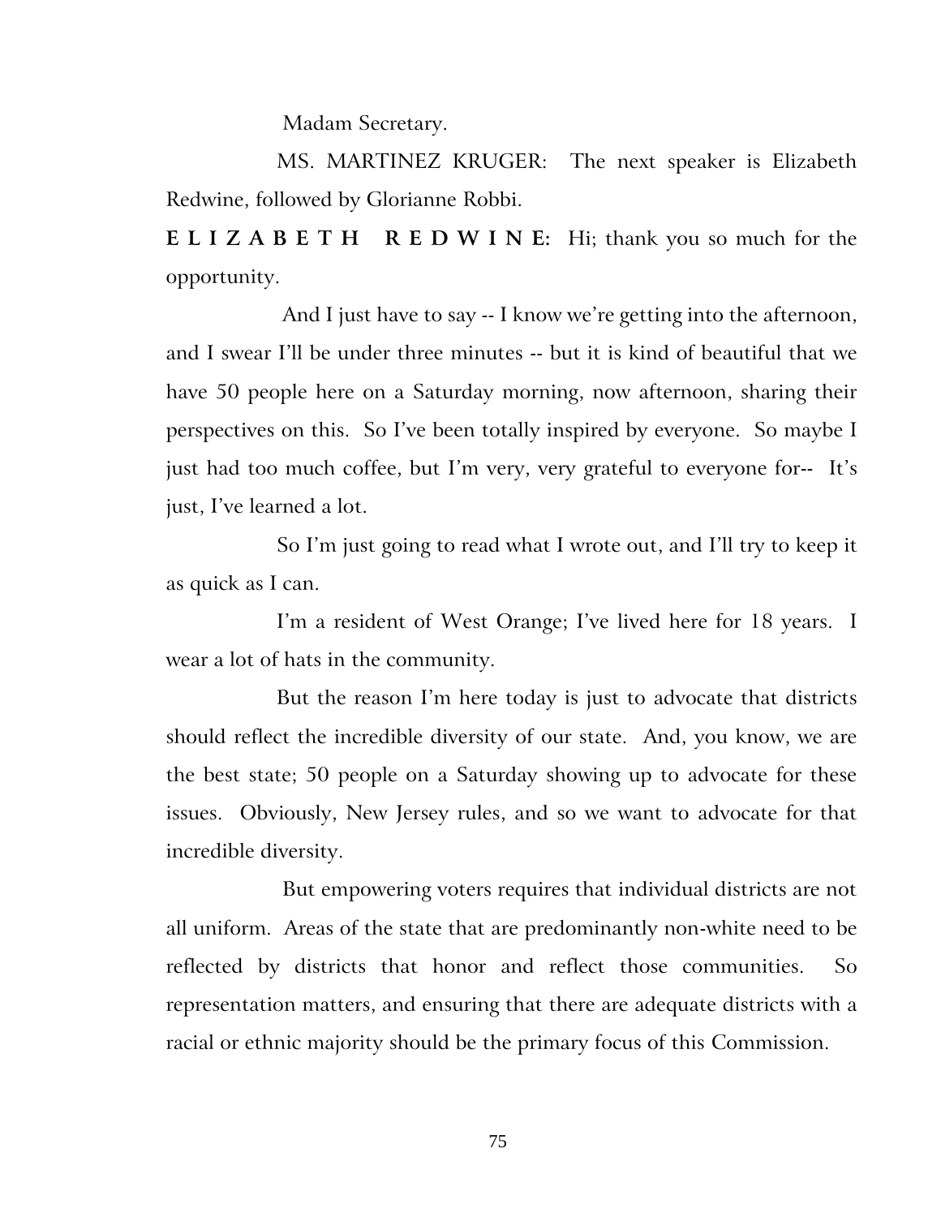Madam Secretary.

MS. MARTINEZ KRUGER: The next speaker is Elizabeth Redwine, followed by Glorianne Robbi.

**E L I Z A B E T H R E D W I N E:** Hi; thank you so much for the opportunity.

And I just have to say -- I know we're getting into the afternoon, and I swear I'll be under three minutes -- but it is kind of beautiful that we have 50 people here on a Saturday morning, now afternoon, sharing their perspectives on this. So I've been totally inspired by everyone. So maybe I just had too much coffee, but I'm very, very grateful to everyone for-- It's just, I've learned a lot.

So I'm just going to read what I wrote out, and I'll try to keep it as quick as I can.

I'm a resident of West Orange; I've lived here for 18 years. I wear a lot of hats in the community.

But the reason I'm here today is just to advocate that districts should reflect the incredible diversity of our state. And, you know, we are the best state; 50 people on a Saturday showing up to advocate for these issues. Obviously, New Jersey rules, and so we want to advocate for that incredible diversity.

But empowering voters requires that individual districts are not all uniform. Areas of the state that are predominantly non-white need to be reflected by districts that honor and reflect those communities. So representation matters, and ensuring that there are adequate districts with a racial or ethnic majority should be the primary focus of this Commission.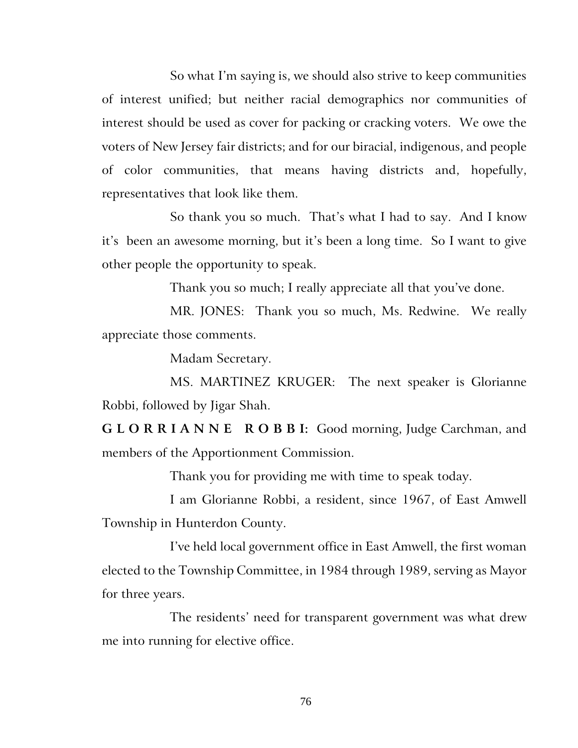So what I'm saying is, we should also strive to keep communities of interest unified; but neither racial demographics nor communities of interest should be used as cover for packing or cracking voters. We owe the voters of New Jersey fair districts; and for our biracial, indigenous, and people of color communities, that means having districts and, hopefully, representatives that look like them.

So thank you so much. That's what I had to say. And I know it's been an awesome morning, but it's been a long time. So I want to give other people the opportunity to speak.

Thank you so much; I really appreciate all that you've done.

MR. JONES: Thank you so much, Ms. Redwine. We really appreciate those comments.

Madam Secretary.

MS. MARTINEZ KRUGER: The next speaker is Glorianne Robbi, followed by Jigar Shah.

**G L O R R I A N N E   R O B B I:** Good morning, Judge Carchman, and members of the Apportionment Commission.

Thank you for providing me with time to speak today.

I am Glorianne Robbi, a resident, since 1967, of East Amwell Township in Hunterdon County.

I've held local government office in East Amwell, the first woman elected to the Township Committee, in 1984 through 1989, serving as Mayor for three years.

The residents' need for transparent government was what drew me into running for elective office.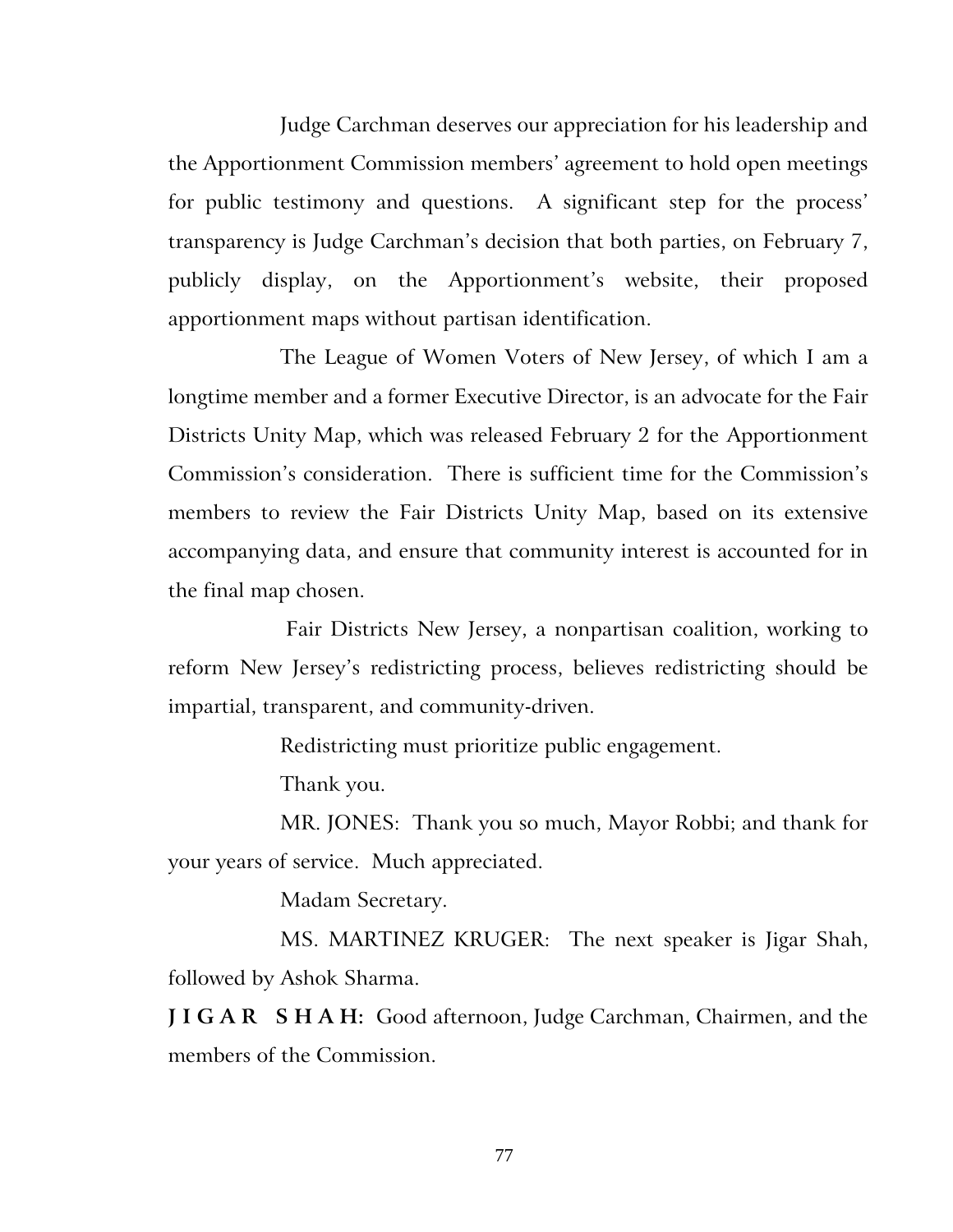Judge Carchman deserves our appreciation for his leadership and the Apportionment Commission members' agreement to hold open meetings for public testimony and questions. A significant step for the process' transparency is Judge Carchman's decision that both parties, on February 7, publicly display, on the Apportionment's website, their proposed apportionment maps without partisan identification.

The League of Women Voters of New Jersey, of which I am a longtime member and a former Executive Director, is an advocate for the Fair Districts Unity Map, which was released February 2 for the Apportionment Commission's consideration. There is sufficient time for the Commission's members to review the Fair Districts Unity Map, based on its extensive accompanying data, and ensure that community interest is accounted for in the final map chosen.

Fair Districts New Jersey, a nonpartisan coalition, working to reform New Jersey's redistricting process, believes redistricting should be impartial, transparent, and community-driven.

Redistricting must prioritize public engagement.

Thank you.

MR. JONES: Thank you so much, Mayor Robbi; and thank for your years of service. Much appreciated.

Madam Secretary.

MS. MARTINEZ KRUGER: The next speaker is Jigar Shah, followed by Ashok Sharma.

**JIGAR SHAH:** Good afternoon, Judge Carchman, Chairmen, and the members of the Commission.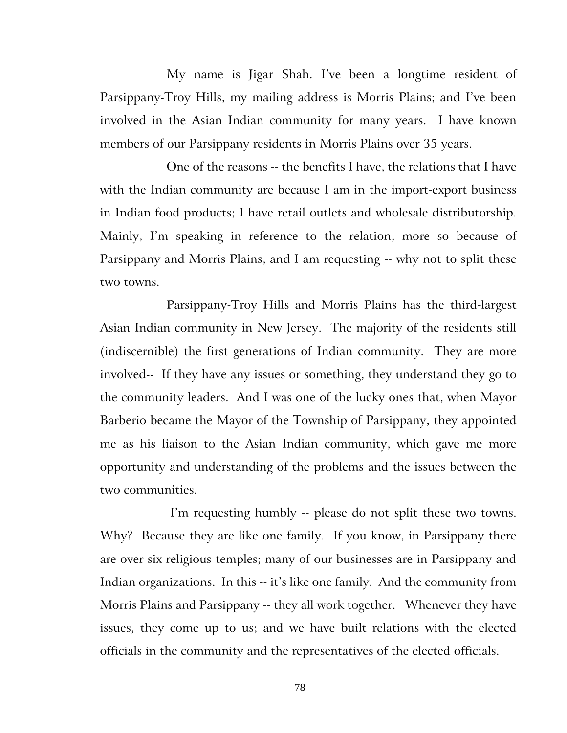My name is Jigar Shah. I've been a longtime resident of Parsippany-Troy Hills, my mailing address is Morris Plains; and I've been involved in the Asian Indian community for many years. I have known members of our Parsippany residents in Morris Plains over 35 years.

One of the reasons -- the benefits I have, the relations that I have with the Indian community are because I am in the import-export business in Indian food products; I have retail outlets and wholesale distributorship. Mainly, I'm speaking in reference to the relation, more so because of Parsippany and Morris Plains, and I am requesting -- why not to split these two towns.

Parsippany-Troy Hills and Morris Plains has the third-largest Asian Indian community in New Jersey. The majority of the residents still (indiscernible) the first generations of Indian community. They are more involved-- If they have any issues or something, they understand they go to the community leaders. And I was one of the lucky ones that, when Mayor Barberio became the Mayor of the Township of Parsippany, they appointed me as his liaison to the Asian Indian community, which gave me more opportunity and understanding of the problems and the issues between the two communities.

I'm requesting humbly -- please do not split these two towns. Why? Because they are like one family. If you know, in Parsippany there are over six religious temples; many of our businesses are in Parsippany and Indian organizations. In this -- it's like one family. And the community from Morris Plains and Parsippany -- they all work together. Whenever they have issues, they come up to us; and we have built relations with the elected officials in the community and the representatives of the elected officials.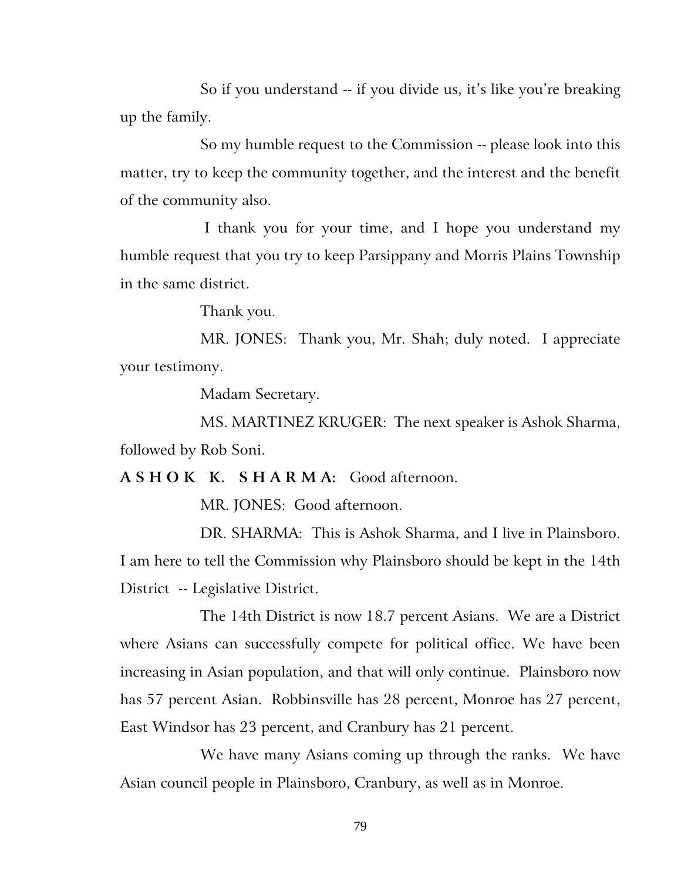So if you understand -- if you divide us, it's like you're breaking up the family.

So my humble request to the Commission -- please look into this matter, try to keep the community together, and the interest and the benefit of the community also.

I thank you for your time, and I hope you understand my humble request that you try to keep Parsippany and Morris Plains Township in the same district.

Thank you.

MR. JONES: Thank you, Mr. Shah; duly noted. I appreciate your testimony.

Madam Secretary.

MS. MARTINEZ KRUGER: The next speaker is Ashok Sharma, followed by Rob Soni.

**A S H O K K. S H A R M A:** Good afternoon.

MR. JONES: Good afternoon.

DR. SHARMA: This is Ashok Sharma, and I live in Plainsboro. I am here to tell the Commission why Plainsboro should be kept in the 14th District -- Legislative District.

The 14th District is now 18.7 percent Asians. We are a District where Asians can successfully compete for political office. We have been increasing in Asian population, and that will only continue. Plainsboro now has 57 percent Asian. Robbinsville has 28 percent, Monroe has 27 percent, East Windsor has 23 percent, and Cranbury has 21 percent.

We have many Asians coming up through the ranks. We have Asian council people in Plainsboro, Cranbury, as well as in Monroe.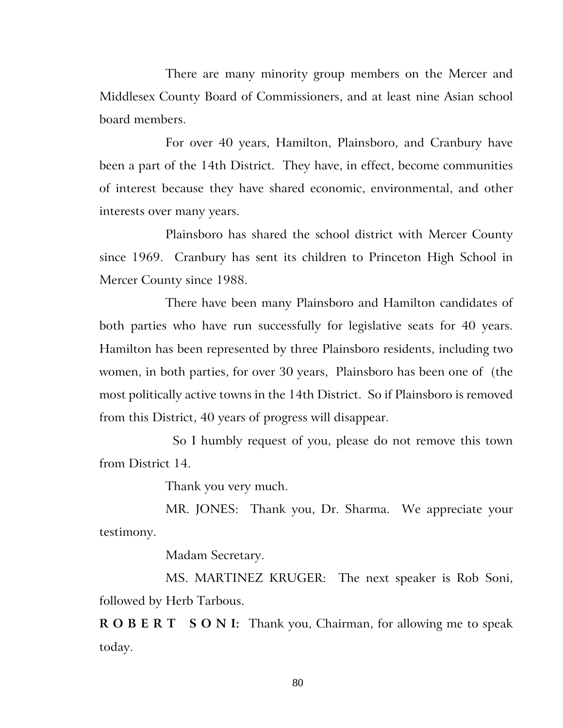There are many minority group members on the Mercer and Middlesex County Board of Commissioners, and at least nine Asian school board members.

For over 40 years, Hamilton, Plainsboro, and Cranbury have been a part of the 14th District. They have, in effect, become communities of interest because they have shared economic, environmental, and other interests over many years.

Plainsboro has shared the school district with Mercer County since 1969. Cranbury has sent its children to Princeton High School in Mercer County since 1988.

There have been many Plainsboro and Hamilton candidates of both parties who have run successfully for legislative seats for 40 years. Hamilton has been represented by three Plainsboro residents, including two women, in both parties, for over 30 years, Plainsboro has been one of (the most politically active towns in the 14th District. So if Plainsboro is removed from this District, 40 years of progress will disappear.

So I humbly request of you, please do not remove this town from District 14.

Thank you very much.

MR. JONES: Thank you, Dr. Sharma. We appreciate your testimony.

Madam Secretary.

MS. MARTINEZ KRUGER: The next speaker is Rob Soni, followed by Herb Tarbous.

**R O B E R T S O N I:** Thank you, Chairman, for allowing me to speak today.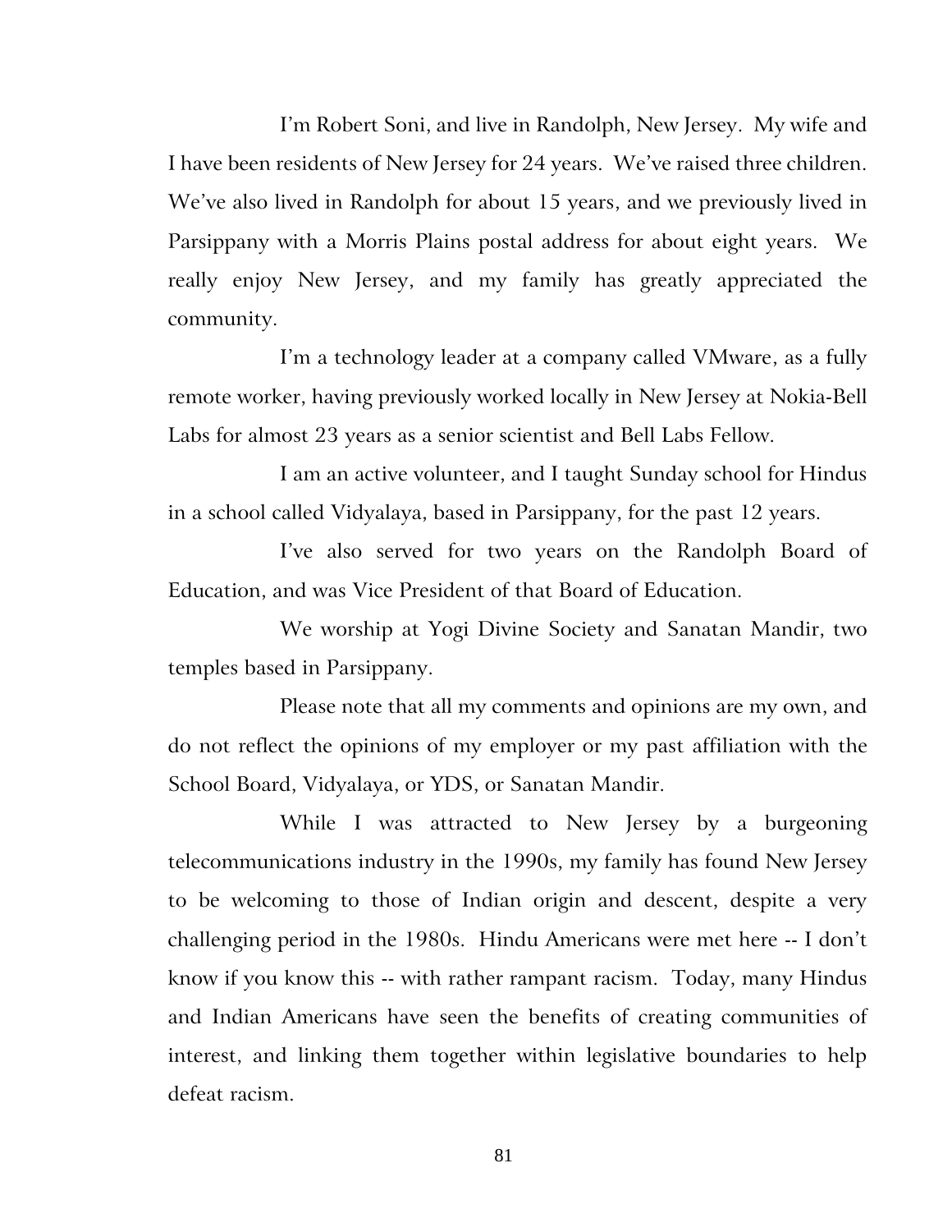I'm Robert Soni, and live in Randolph, New Jersey. My wife and I have been residents of New Jersey for 24 years. We've raised three children. We've also lived in Randolph for about 15 years, and we previously lived in Parsippany with a Morris Plains postal address for about eight years. We really enjoy New Jersey, and my family has greatly appreciated the community.

I'm a technology leader at a company called VMware, as a fully remote worker, having previously worked locally in New Jersey at Nokia-Bell Labs for almost 23 years as a senior scientist and Bell Labs Fellow.

I am an active volunteer, and I taught Sunday school for Hindus in a school called Vidyalaya, based in Parsippany, for the past 12 years.

I've also served for two years on the Randolph Board of Education, and was Vice President of that Board of Education.

We worship at Yogi Divine Society and Sanatan Mandir, two temples based in Parsippany.

Please note that all my comments and opinions are my own, and do not reflect the opinions of my employer or my past affiliation with the School Board, Vidyalaya, or YDS, or Sanatan Mandir.

While I was attracted to New Jersey by a burgeoning telecommunications industry in the 1990s, my family has found New Jersey to be welcoming to those of Indian origin and descent, despite a very challenging period in the 1980s. Hindu Americans were met here -- I don't know if you know this -- with rather rampant racism. Today, many Hindus and Indian Americans have seen the benefits of creating communities of interest, and linking them together within legislative boundaries to help defeat racism.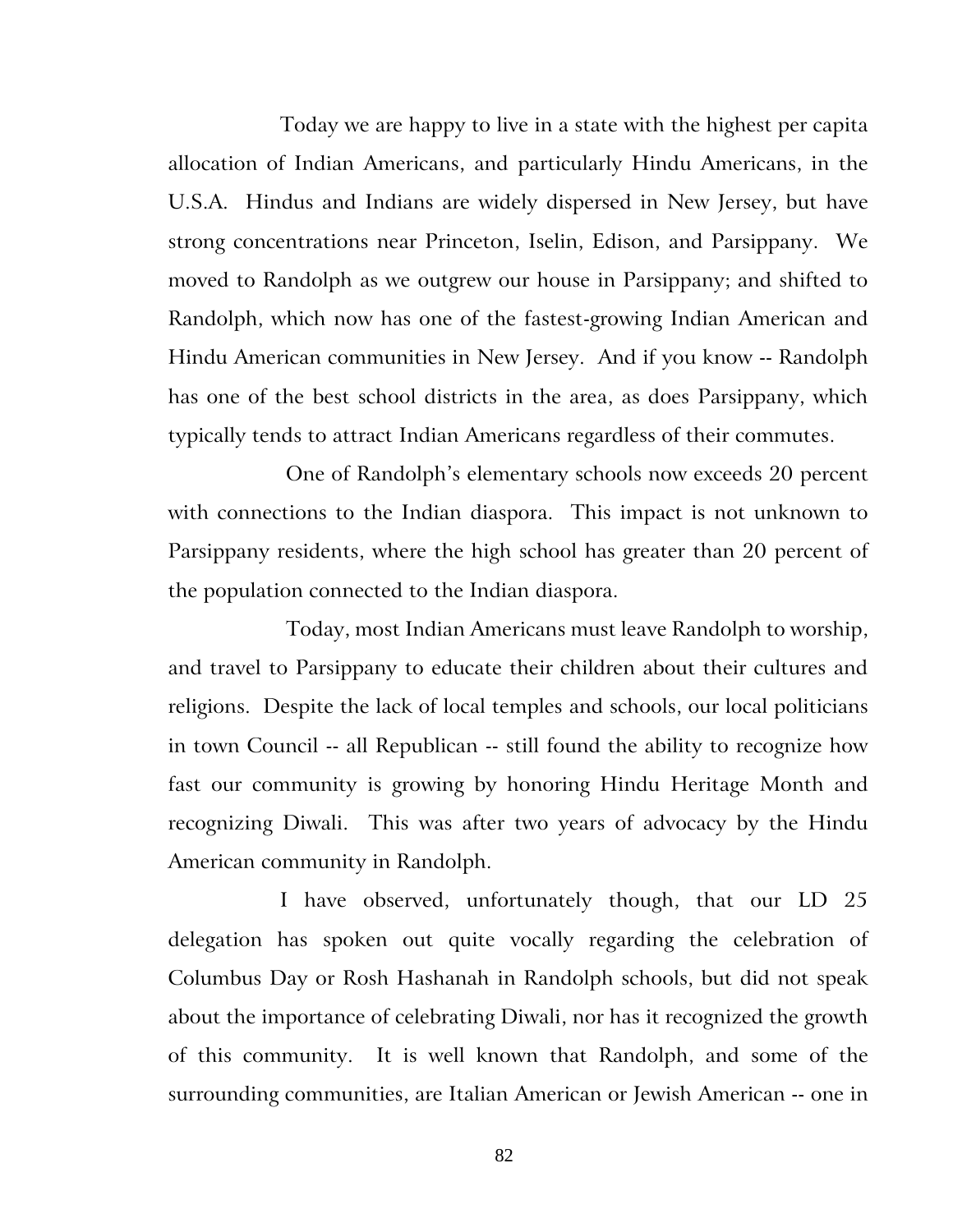Today we are happy to live in a state with the highest per capita allocation of Indian Americans, and particularly Hindu Americans, in the U.S.A. Hindus and Indians are widely dispersed in New Jersey, but have strong concentrations near Princeton, Iselin, Edison, and Parsippany. We moved to Randolph as we outgrew our house in Parsippany; and shifted to Randolph, which now has one of the fastest-growing Indian American and Hindu American communities in New Jersey. And if you know -- Randolph has one of the best school districts in the area, as does Parsippany, which typically tends to attract Indian Americans regardless of their commutes.

One of Randolph's elementary schools now exceeds 20 percent with connections to the Indian diaspora. This impact is not unknown to Parsippany residents, where the high school has greater than 20 percent of the population connected to the Indian diaspora.

Today, most Indian Americans must leave Randolph to worship, and travel to Parsippany to educate their children about their cultures and religions. Despite the lack of local temples and schools, our local politicians in town Council -- all Republican -- still found the ability to recognize how fast our community is growing by honoring Hindu Heritage Month and recognizing Diwali. This was after two years of advocacy by the Hindu American community in Randolph.

I have observed, unfortunately though, that our LD 25 delegation has spoken out quite vocally regarding the celebration of Columbus Day or Rosh Hashanah in Randolph schools, but did not speak about the importance of celebrating Diwali, nor has it recognized the growth of this community. It is well known that Randolph, and some of the surrounding communities, are Italian American or Jewish American -- one in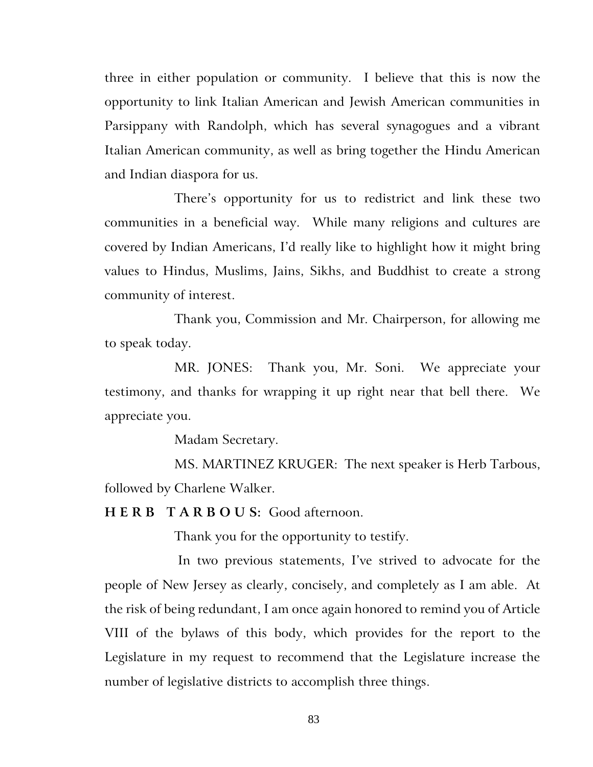three in either population or community. I believe that this is now the opportunity to link Italian American and Jewish American communities in Parsippany with Randolph, which has several synagogues and a vibrant Italian American community, as well as bring together the Hindu American and Indian diaspora for us.

There's opportunity for us to redistrict and link these two communities in a beneficial way. While many religions and cultures are covered by Indian Americans, I'd really like to highlight how it might bring values to Hindus, Muslims, Jains, Sikhs, and Buddhist to create a strong community of interest.

Thank you, Commission and Mr. Chairperson, for allowing me to speak today.

MR. JONES: Thank you, Mr. Soni. We appreciate your testimony, and thanks for wrapping it up right near that bell there. We appreciate you.

Madam Secretary.

MS. MARTINEZ KRUGER: The next speaker is Herb Tarbous, followed by Charlene Walker.

**H E R B T A R B O U S:** Good afternoon.

Thank you for the opportunity to testify.

In two previous statements, I've strived to advocate for the people of New Jersey as clearly, concisely, and completely as I am able. At the risk of being redundant, I am once again honored to remind you of Article VIII of the bylaws of this body, which provides for the report to the Legislature in my request to recommend that the Legislature increase the number of legislative districts to accomplish three things.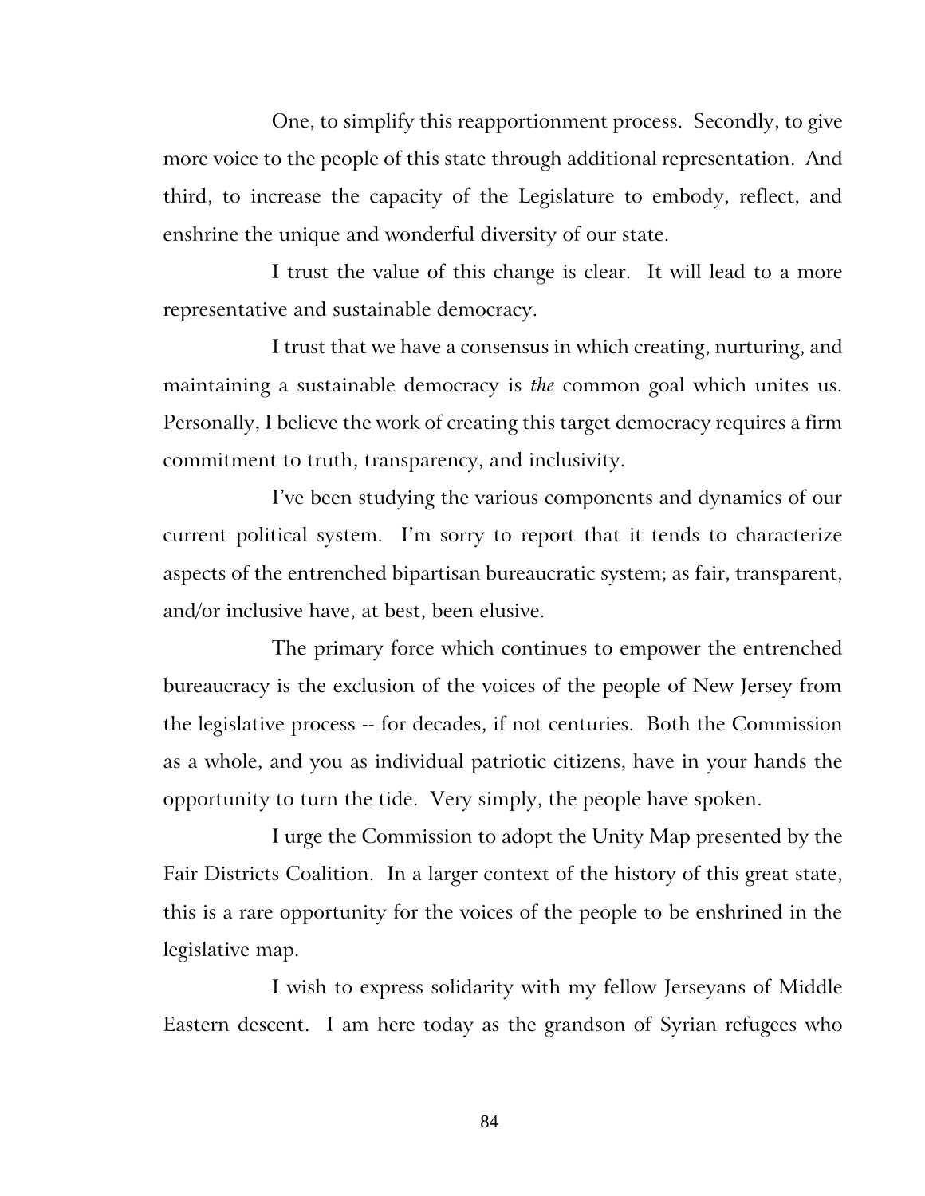One, to simplify this reapportionment process. Secondly, to give more voice to the people of this state through additional representation. And third, to increase the capacity of the Legislature to embody, reflect, and enshrine the unique and wonderful diversity of our state.

I trust the value of this change is clear. It will lead to a more representative and sustainable democracy.

I trust that we have a consensus in which creating, nurturing, and maintaining a sustainable democracy is *the* common goal which unites us. Personally, I believe the work of creating this target democracy requires a firm commitment to truth, transparency, and inclusivity.

I've been studying the various components and dynamics of our current political system. I'm sorry to report that it tends to characterize aspects of the entrenched bipartisan bureaucratic system; as fair, transparent, and/or inclusive have, at best, been elusive.

The primary force which continues to empower the entrenched bureaucracy is the exclusion of the voices of the people of New Jersey from the legislative process -- for decades, if not centuries. Both the Commission as a whole, and you as individual patriotic citizens, have in your hands the opportunity to turn the tide. Very simply, the people have spoken.

I urge the Commission to adopt the Unity Map presented by the Fair Districts Coalition. In a larger context of the history of this great state, this is a rare opportunity for the voices of the people to be enshrined in the legislative map.

I wish to express solidarity with my fellow Jerseyans of Middle Eastern descent. I am here today as the grandson of Syrian refugees who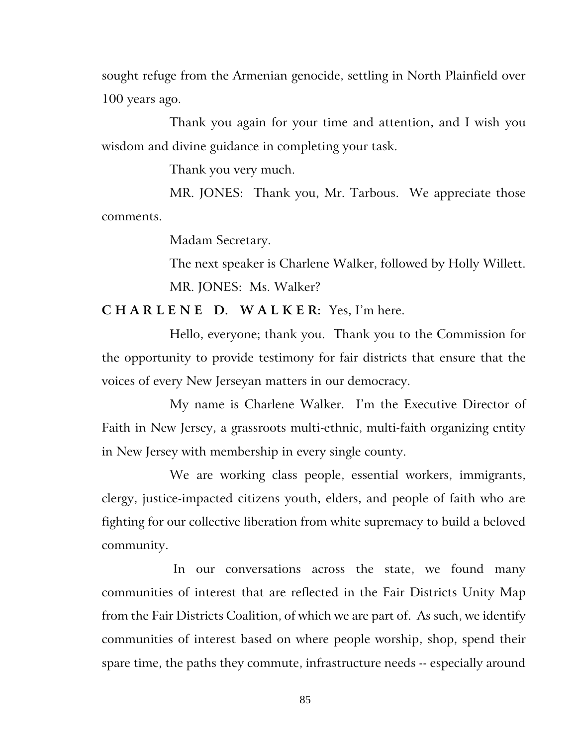sought refuge from the Armenian genocide, settling in North Plainfield over 100 years ago.

Thank you again for your time and attention, and I wish you wisdom and divine guidance in completing your task.

Thank you very much.

MR. JONES: Thank you, Mr. Tarbous. We appreciate those comments.

Madam Secretary.

The next speaker is Charlene Walker, followed by Holly Willett.

MR. JONES: Ms. Walker?

**C H A R L E N E D. W A L K E R:** Yes, I'm here.

Hello, everyone; thank you. Thank you to the Commission for the opportunity to provide testimony for fair districts that ensure that the voices of every New Jerseyan matters in our democracy.

My name is Charlene Walker. I'm the Executive Director of Faith in New Jersey, a grassroots multi-ethnic, multi-faith organizing entity in New Jersey with membership in every single county.

We are working class people, essential workers, immigrants, clergy, justice-impacted citizens youth, elders, and people of faith who are fighting for our collective liberation from white supremacy to build a beloved community.

In our conversations across the state, we found many communities of interest that are reflected in the Fair Districts Unity Map from the Fair Districts Coalition, of which we are part of. As such, we identify communities of interest based on where people worship, shop, spend their spare time, the paths they commute, infrastructure needs -- especially around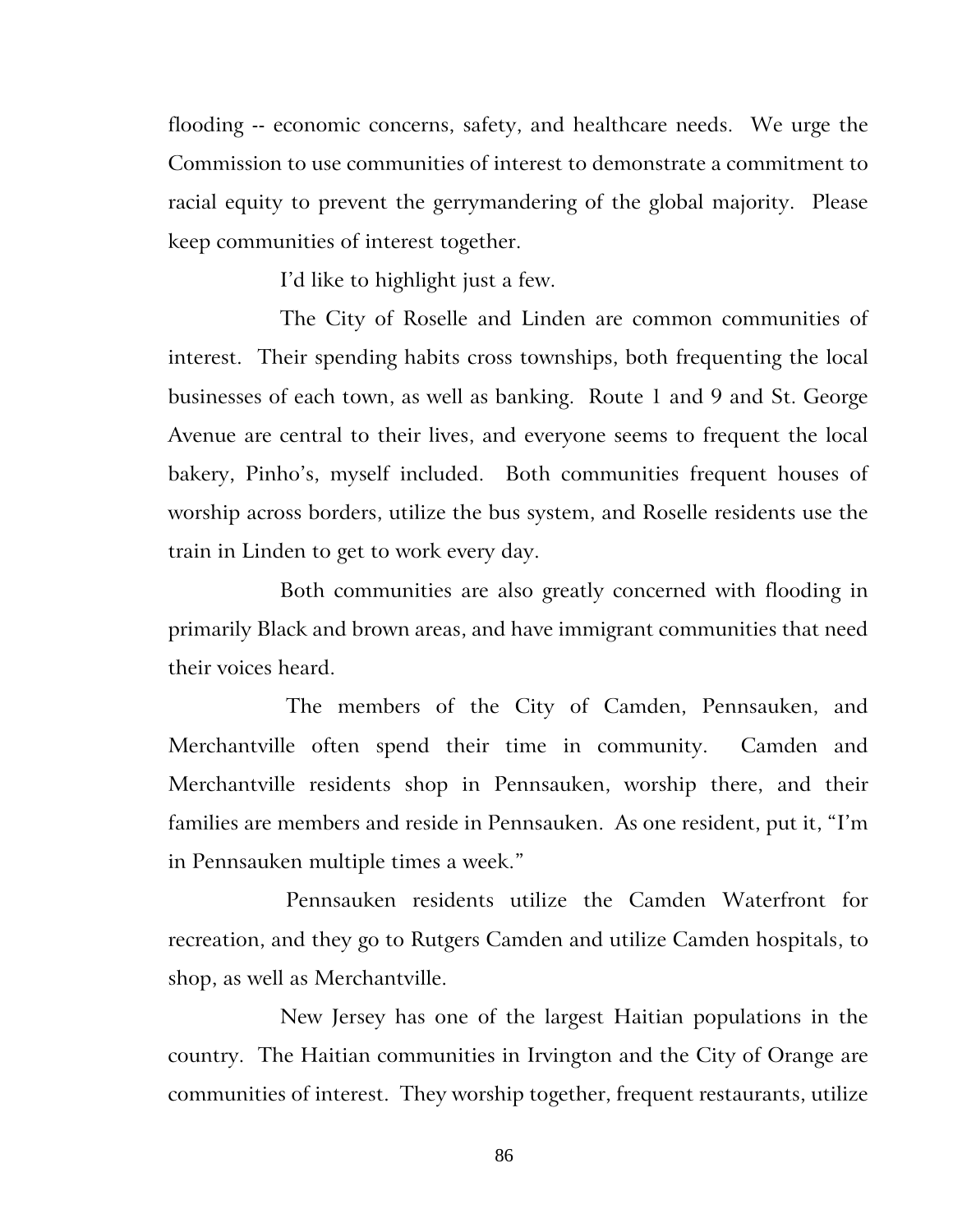flooding -- economic concerns, safety, and healthcare needs. We urge the Commission to use communities of interest to demonstrate a commitment to racial equity to prevent the gerrymandering of the global majority. Please keep communities of interest together.

I'd like to highlight just a few.

The City of Roselle and Linden are common communities of interest. Their spending habits cross townships, both frequenting the local businesses of each town, as well as banking. Route 1 and 9 and St. George Avenue are central to their lives, and everyone seems to frequent the local bakery, Pinho's, myself included. Both communities frequent houses of worship across borders, utilize the bus system, and Roselle residents use the train in Linden to get to work every day.

Both communities are also greatly concerned with flooding in primarily Black and brown areas, and have immigrant communities that need their voices heard.

The members of the City of Camden, Pennsauken, and Merchantville often spend their time in community. Camden and Merchantville residents shop in Pennsauken, worship there, and their families are members and reside in Pennsauken. As one resident, put it, "I'm in Pennsauken multiple times a week."

Pennsauken residents utilize the Camden Waterfront for recreation, and they go to Rutgers Camden and utilize Camden hospitals, to shop, as well as Merchantville.

New Jersey has one of the largest Haitian populations in the country. The Haitian communities in Irvington and the City of Orange are communities of interest. They worship together, frequent restaurants, utilize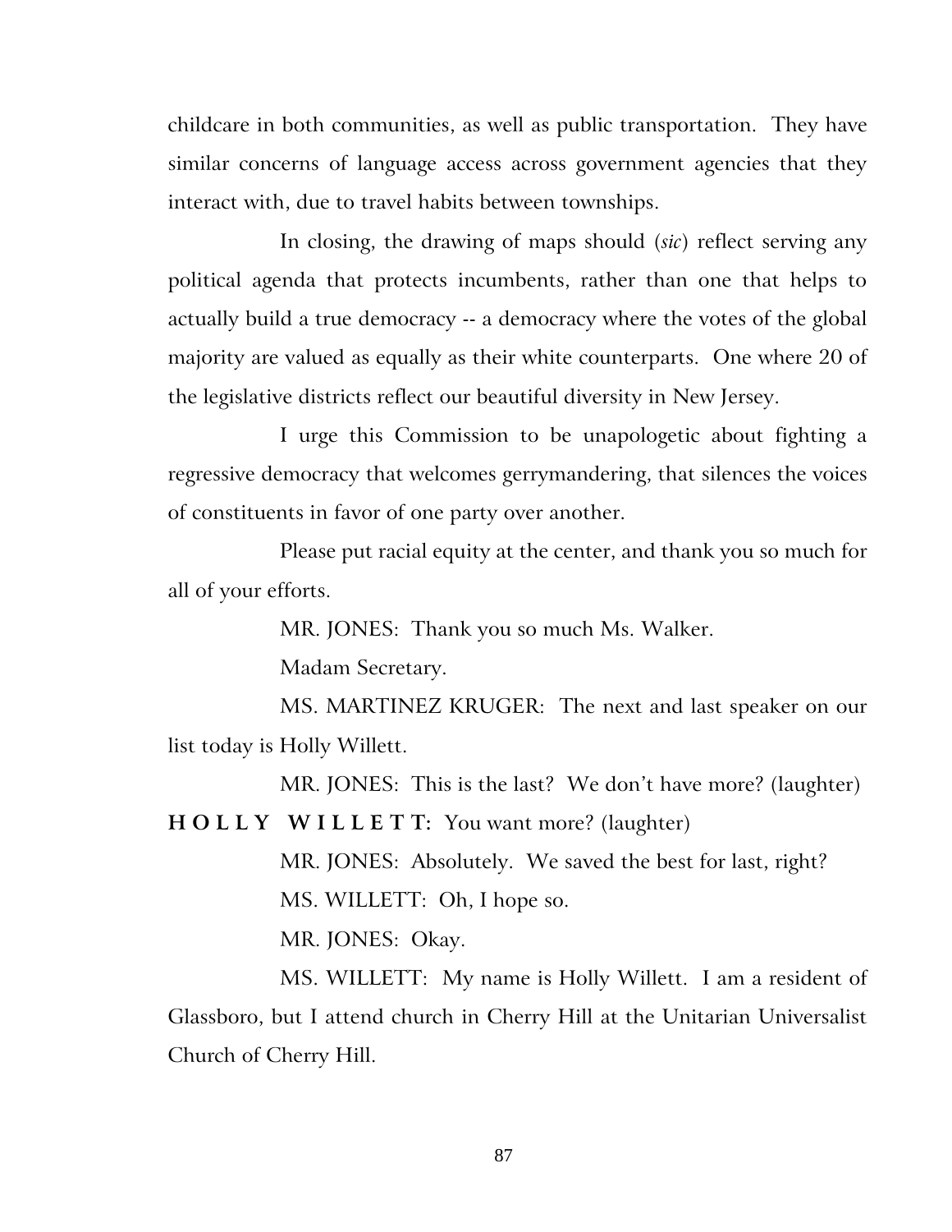childcare in both communities, as well as public transportation. They have similar concerns of language access across government agencies that they interact with, due to travel habits between townships.

In closing, the drawing of maps should (*sic*) reflect serving any political agenda that protects incumbents, rather than one that helps to actually build a true democracy -- a democracy where the votes of the global majority are valued as equally as their white counterparts. One where 20 of the legislative districts reflect our beautiful diversity in New Jersey.

I urge this Commission to be unapologetic about fighting a regressive democracy that welcomes gerrymandering, that silences the voices of constituents in favor of one party over another.

Please put racial equity at the center, and thank you so much for all of your efforts.

MR. JONES: Thank you so much Ms. Walker.

Madam Secretary.

MS. MARTINEZ KRUGER: The next and last speaker on our list today is Holly Willett.

MR. JONES: This is the last? We don't have more? (laughter)

**H O L L Y   W I L L E T T:** You want more? (laughter)

MR. JONES: Absolutely. We saved the best for last, right?

MS. WILLETT: Oh, I hope so.

MR. JONES: Okay.

MS. WILLETT: My name is Holly Willett. I am a resident of Glassboro, but I attend church in Cherry Hill at the Unitarian Universalist Church of Cherry Hill.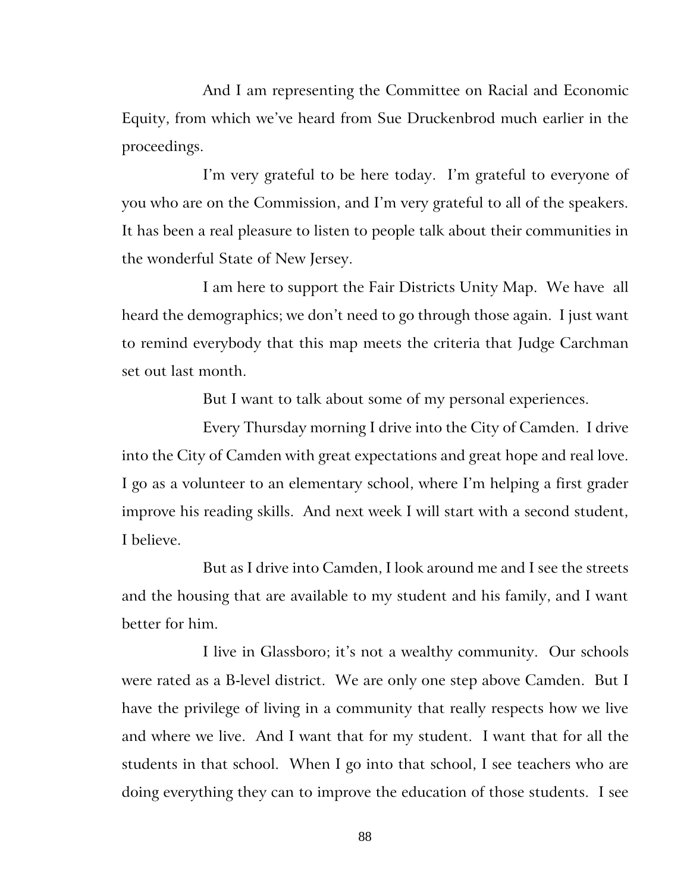And I am representing the Committee on Racial and Economic Equity, from which we've heard from Sue Druckenbrod much earlier in the proceedings.

I'm very grateful to be here today. I'm grateful to everyone of you who are on the Commission, and I'm very grateful to all of the speakers. It has been a real pleasure to listen to people talk about their communities in the wonderful State of New Jersey.

I am here to support the Fair Districts Unity Map. We have all heard the demographics; we don't need to go through those again. I just want to remind everybody that this map meets the criteria that Judge Carchman set out last month.

But I want to talk about some of my personal experiences.

Every Thursday morning I drive into the City of Camden. I drive into the City of Camden with great expectations and great hope and real love. I go as a volunteer to an elementary school, where I'm helping a first grader improve his reading skills. And next week I will start with a second student, I believe.

But as I drive into Camden, I look around me and I see the streets and the housing that are available to my student and his family, and I want better for him.

I live in Glassboro; it's not a wealthy community. Our schools were rated as a B-level district. We are only one step above Camden. But I have the privilege of living in a community that really respects how we live and where we live. And I want that for my student. I want that for all the students in that school. When I go into that school, I see teachers who are doing everything they can to improve the education of those students. I see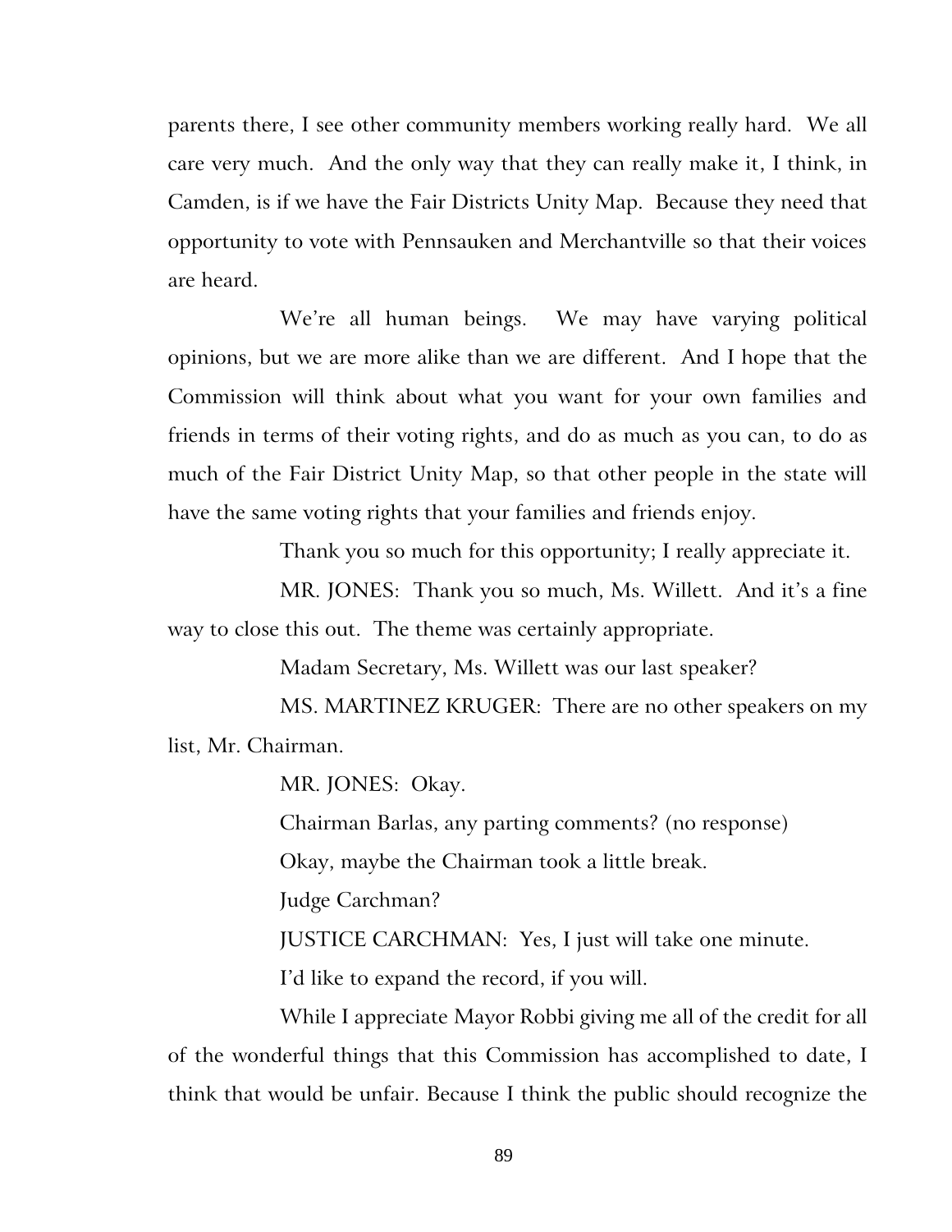parents there, I see other community members working really hard. We all care very much. And the only way that they can really make it, I think, in Camden, is if we have the Fair Districts Unity Map. Because they need that opportunity to vote with Pennsauken and Merchantville so that their voices are heard.

We're all human beings. We may have varying political opinions, but we are more alike than we are different. And I hope that the Commission will think about what you want for your own families and friends in terms of their voting rights, and do as much as you can, to do as much of the Fair District Unity Map, so that other people in the state will have the same voting rights that your families and friends enjoy.

Thank you so much for this opportunity; I really appreciate it.

MR. JONES: Thank you so much, Ms. Willett. And it's a fine way to close this out. The theme was certainly appropriate.

Madam Secretary, Ms. Willett was our last speaker?

MS. MARTINEZ KRUGER: There are no other speakers on my list, Mr. Chairman.

MR. JONES: Okay.

Chairman Barlas, any parting comments? (no response)

Okay, maybe the Chairman took a little break.

Judge Carchman?

JUSTICE CARCHMAN: Yes, I just will take one minute.

I'd like to expand the record, if you will.

While I appreciate Mayor Robbi giving me all of the credit for all of the wonderful things that this Commission has accomplished to date, I think that would be unfair. Because I think the public should recognize the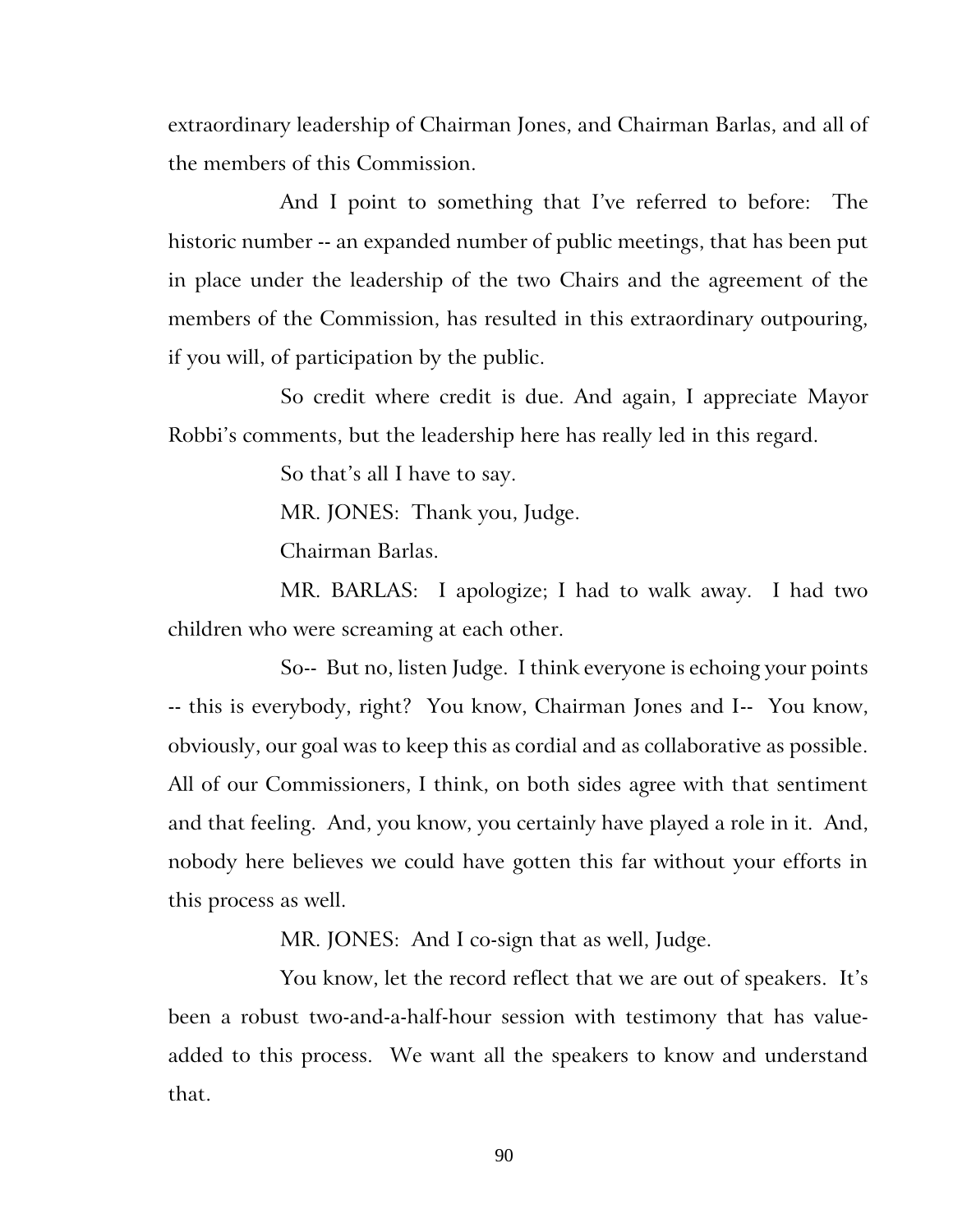extraordinary leadership of Chairman Jones, and Chairman Barlas, and all of the members of this Commission.

And I point to something that I've referred to before: The historic number -- an expanded number of public meetings, that has been put in place under the leadership of the two Chairs and the agreement of the members of the Commission, has resulted in this extraordinary outpouring, if you will, of participation by the public.

So credit where credit is due. And again, I appreciate Mayor Robbi's comments, but the leadership here has really led in this regard.

So that's all I have to say.

MR. JONES: Thank you, Judge.

Chairman Barlas.

MR. BARLAS: I apologize; I had to walk away. I had two children who were screaming at each other.

So-- But no, listen Judge. I think everyone is echoing your points -- this is everybody, right? You know, Chairman Jones and I-- You know, obviously, our goal was to keep this as cordial and as collaborative as possible. All of our Commissioners, I think, on both sides agree with that sentiment and that feeling. And, you know, you certainly have played a role in it. And, nobody here believes we could have gotten this far without your efforts in this process as well.

MR. JONES: And I co-sign that as well, Judge.

You know, let the record reflect that we are out of speakers. It's been a robust two-and-a-half-hour session with testimony that has value-added to this process. We want all the speakers to know and understand that.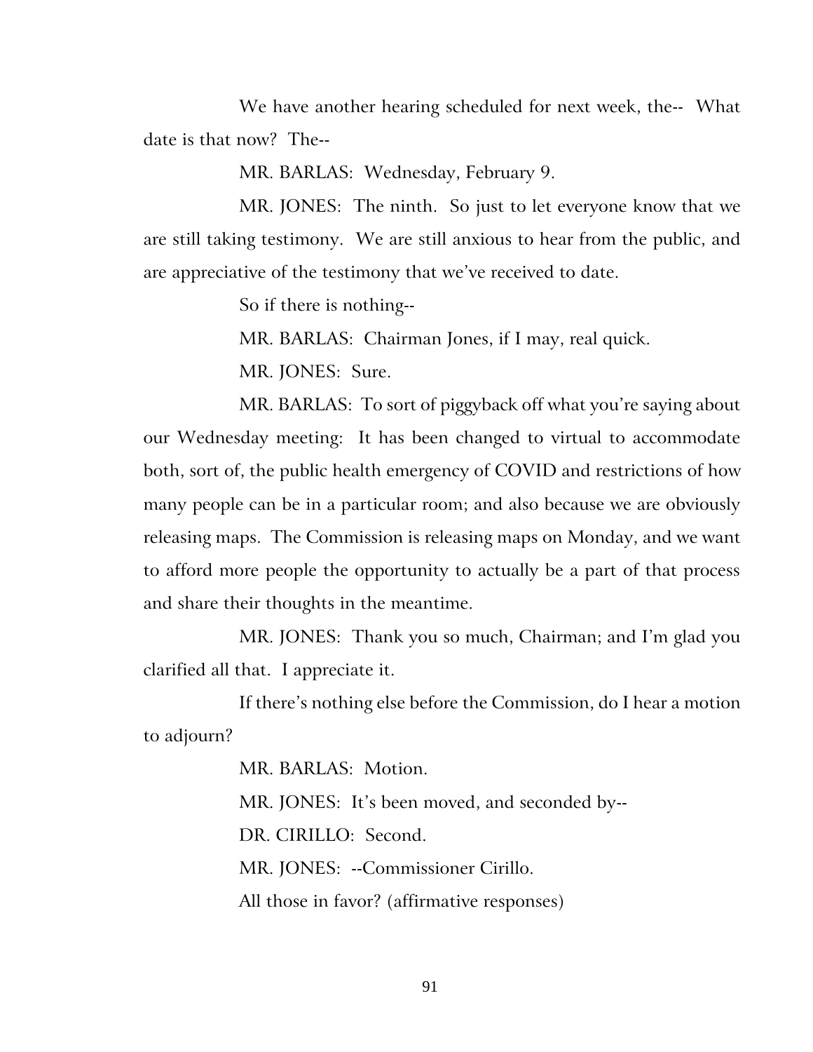We have another hearing scheduled for next week, the-- What date is that now? The--

MR. BARLAS: Wednesday, February 9.

MR. JONES: The ninth. So just to let everyone know that we are still taking testimony. We are still anxious to hear from the public, and are appreciative of the testimony that we've received to date.

So if there is nothing--

MR. BARLAS: Chairman Jones, if I may, real quick.

MR. JONES: Sure.

MR. BARLAS: To sort of piggyback off what you're saying about our Wednesday meeting: It has been changed to virtual to accommodate both, sort of, the public health emergency of COVID and restrictions of how many people can be in a particular room; and also because we are obviously releasing maps. The Commission is releasing maps on Monday, and we want to afford more people the opportunity to actually be a part of that process and share their thoughts in the meantime.

MR. JONES: Thank you so much, Chairman; and I'm glad you clarified all that. I appreciate it.

If there's nothing else before the Commission, do I hear a motion to adjourn?

MR. BARLAS: Motion.

MR. JONES: It's been moved, and seconded by--

DR. CIRILLO: Second.

MR. JONES: --Commissioner Cirillo.

All those in favor? (affirmative responses)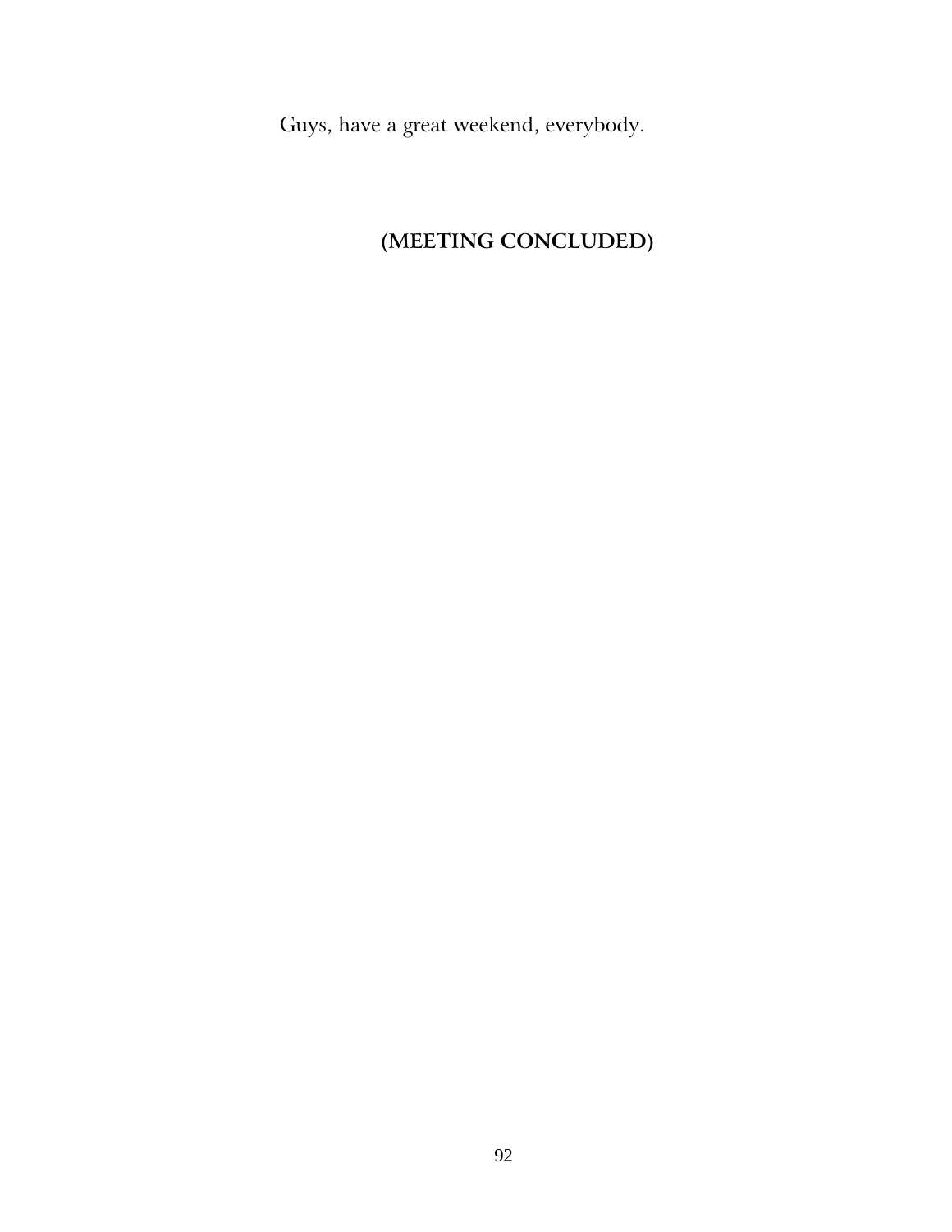Guys, have a great weekend, everybody.

**(MEETING CONCLUDED)**